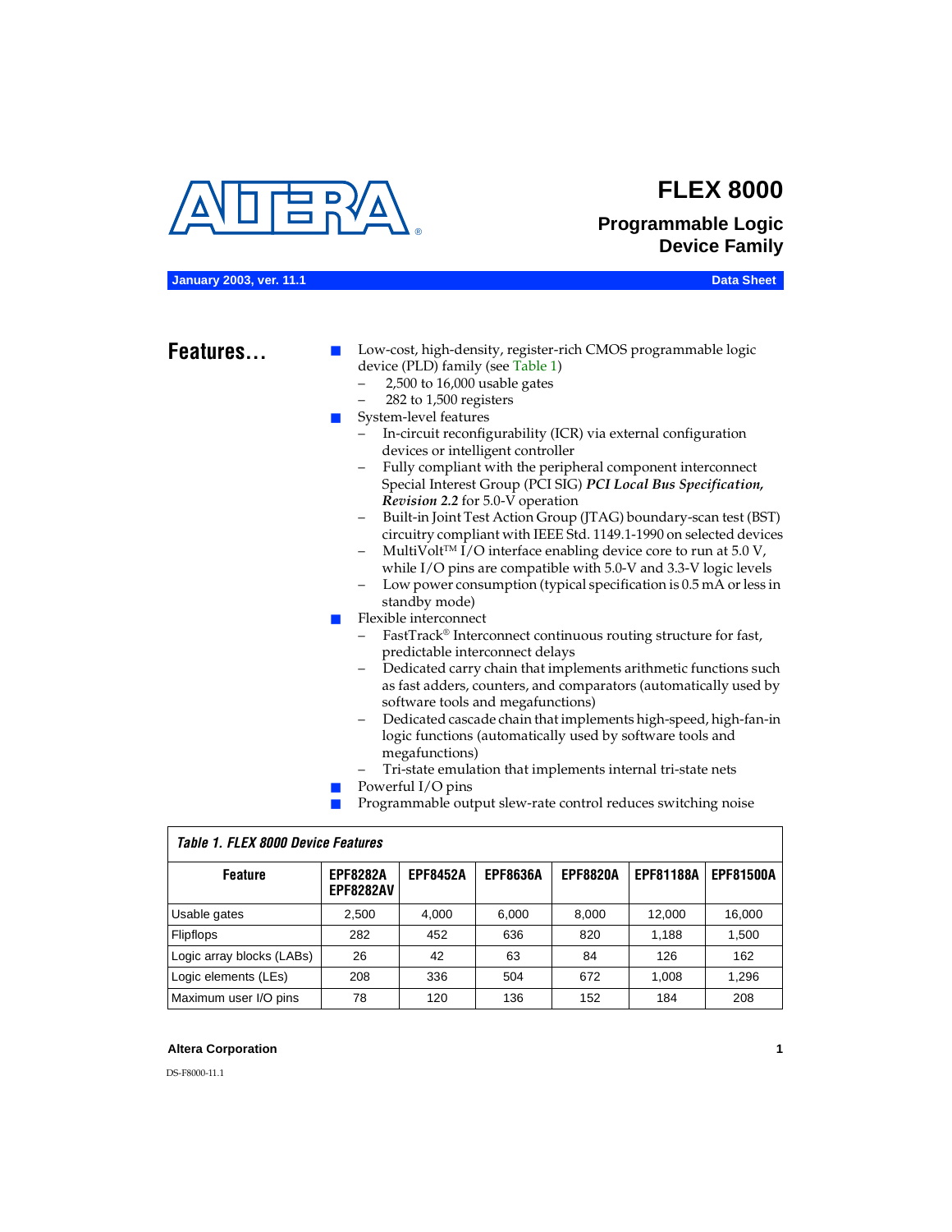# FLEX 8000

## Programmable Logic Device Family

January 2003, ver. 11.1 Data Sheet

## Features...

- Low-cost, high-density, register-rich CMOS programmable logic device (PLD) family (see Table 1)
  - 2,500 to 16,000 usable gates
  - 282 to 1,500 registers
- System-level features
  - In-circuit reconfigurability (ICR) via external configuration devices or intelligent controller
  - Fully compliant with the peripheral component interconnect Special Interest Group (PCI SIG) ***PCI Local Bus Specification, Revision 2.2*** for 5.0-V operation
  - Built-in Joint Test Action Group (JTAG) boundary-scan test (BST) circuitry compliant with IEEE Std. 1149.1-1990 on selected devices
  - MultiVolt™ I/O interface enabling device core to run at 5.0 V, while I/O pins are compatible with 5.0-V and 3.3-V logic levels
  - Low power consumption (typical specification is 0.5 mA or less in standby mode)
- Flexible interconnect
  - FastTrack® Interconnect continuous routing structure for fast, predictable interconnect delays
  - Dedicated carry chain that implements arithmetic functions such as fast adders, counters, and comparators (automatically used by software tools and megafunctions)
  - Dedicated cascade chain that implements high-speed, high-fan-in logic functions (automatically used by software tools and megafunctions)
  - Tri-state emulation that implements internal tri-state nets
- Powerful I/O pins
- Programmable output slew-rate control reduces switching noise

*Table 1. FLEX 8000 Device Features*

| Feature | EPF8282A EPF8282AV | EPF8452A | EPF8636A | EPF8820A | EPF81188A | EPF81500A |
|---|---|---|---|---|---|---|
| Usable gates | 2,500 | 4,000 | 6,000 | 8,000 | 12,000 | 16,000 |
| Flipflops | 282 | 452 | 636 | 820 | 1,188 | 1,500 |
| Logic array blocks (LABs) | 26 | 42 | 63 | 84 | 126 | 162 |
| Logic elements (LEs) | 208 | 336 | 504 | 672 | 1,008 | 1,296 |
| Maximum user I/O pins | 78 | 120 | 136 | 152 | 184 | 208 |

DS-F8000-11.1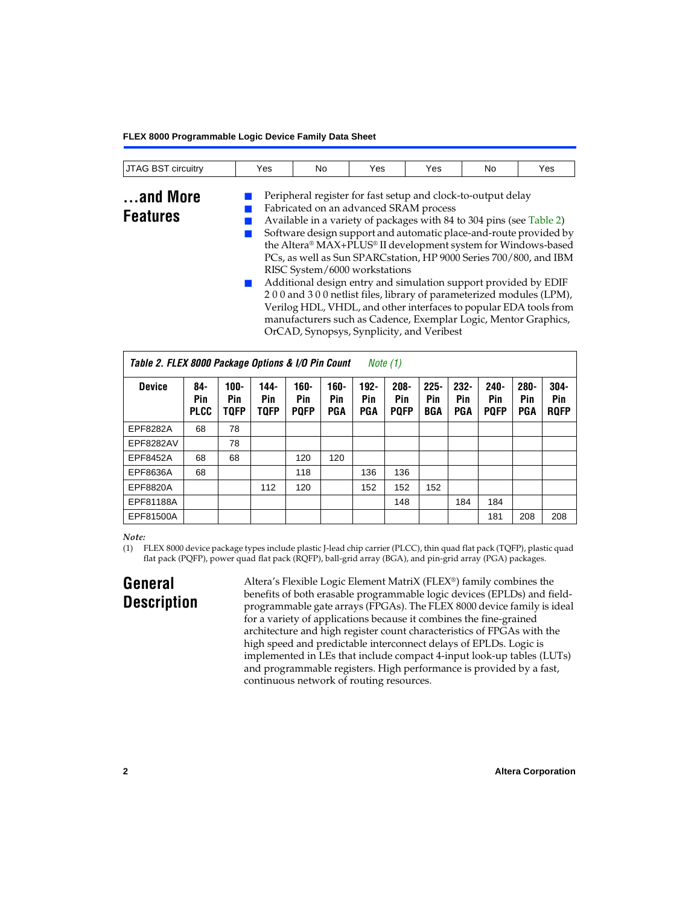| JTAG BST circuitry | Yes | No | Yes | Yes | No | Yes |
|---|---|---|---|---|---|---|

## ...and More Features

- Peripheral register for fast setup and clock-to-output delay
- Fabricated on an advanced SRAM process
- Available in a variety of packages with 84 to 304 pins (see Table 2)
- Software design support and automatic place-and-route provided by the Altera® MAX+PLUS® II development system for Windows-based PCs, as well as Sun SPARCstation, HP 9000 Series 700/800, and IBM RISC System/6000 workstations
- Additional design entry and simulation support provided by EDIF 2 0 0 and 3 0 0 netlist files, library of parameterized modules (LPM), Verilog HDL, VHDL, and other interfaces to popular EDA tools from manufacturers such as Cadence, Exemplar Logic, Mentor Graphics, OrCAD, Synopsys, Synplicity, and Veribest

*Table 2. FLEX 8000 Package Options & I/O Pin Count* *Note (1)*

| Device | 84-Pin PLCC | 100-Pin TQFP | 144-Pin TQFP | 160-Pin PQFP | 160-Pin PGA | 192-Pin PGA | 208-Pin PQFP | 225-Pin BGA | 232-Pin PGA | 240-Pin PQFP | 280-Pin PGA | 304-Pin RQFP |
|---|---|---|---|---|---|---|---|---|---|---|---|---|
| EPF8282A | 68 | 78 | | | | | | | | | | |
| EPF8282AV | | 78 | | | | | | | | | | |
| EPF8452A | 68 | 68 | | 120 | 120 | | | | | | | |
| EPF8636A | 68 | | | 118 | | 136 | 136 | | | | | |
| EPF8820A | | | 112 | 120 | | 152 | 152 | 152 | | | | |
| EPF81188A | | | | | | | 148 | | 184 | 184 | | |
| EPF81500A | | | | | | | | | | 181 | 208 | 208 |

*Note:*

(1) FLEX 8000 device package types include plastic J-lead chip carrier (PLCC), thin quad flat pack (TQFP), plastic quad flat pack (PQFP), power quad flat pack (RQFP), ball-grid array (BGA), and pin-grid array (PGA) packages.

## General Description

Altera's Flexible Logic Element MatriX (FLEX®) family combines the benefits of both erasable programmable logic devices (EPLDs) and field-programmable gate arrays (FPGAs). The FLEX 8000 device family is ideal for a variety of applications because it combines the fine-grained architecture and high register count characteristics of FPGAs with the high speed and predictable interconnect delays of EPLDs. Logic is implemented in LEs that include compact 4-input look-up tables (LUTs) and programmable registers. High performance is provided by a fast, continuous network of routing resources.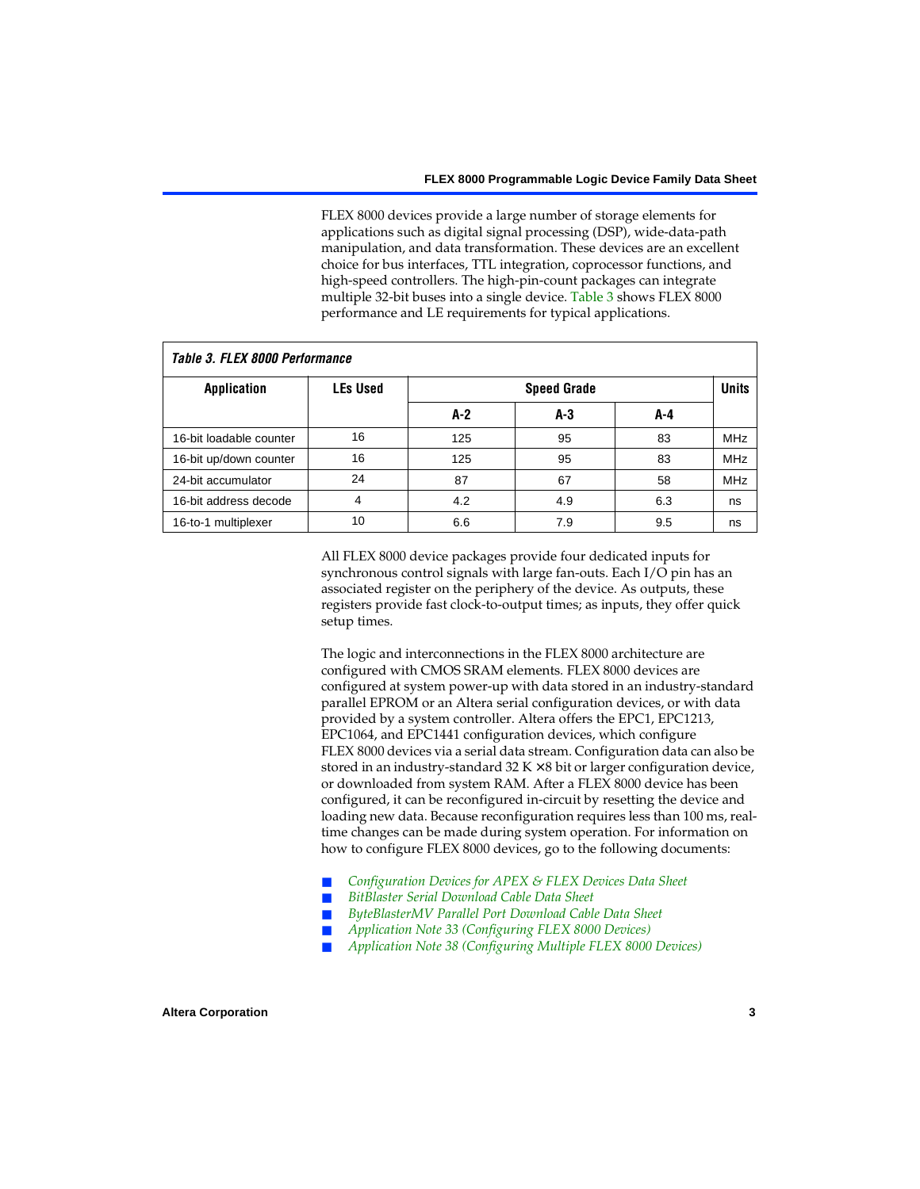FLEX 8000 devices provide a large number of storage elements for applications such as digital signal processing (DSP), wide-data-path manipulation, and data transformation. These devices are an excellent choice for bus interfaces, TTL integration, coprocessor functions, and high-speed controllers. The high-pin-count packages can integrate multiple 32-bit buses into a single device. Table 3 shows FLEX 8000 performance and LE requirements for typical applications.

*Table 3. FLEX 8000 Performance*

| Application | LEs Used | Speed Grade | | | Units |
|---|---|---|---|---|---|
| | | A-2 | A-3 | A-4 | |
| 16-bit loadable counter | 16 | 125 | 95 | 83 | MHz |
| 16-bit up/down counter | 16 | 125 | 95 | 83 | MHz |
| 24-bit accumulator | 24 | 87 | 67 | 58 | MHz |
| 16-bit address decode | 4 | 4.2 | 4.9 | 6.3 | ns |
| 16-to-1 multiplexer | 10 | 6.6 | 7.9 | 9.5 | ns |

All FLEX 8000 device packages provide four dedicated inputs for synchronous control signals with large fan-outs. Each I/O pin has an associated register on the periphery of the device. As outputs, these registers provide fast clock-to-output times; as inputs, they offer quick setup times.

The logic and interconnections in the FLEX 8000 architecture are configured with CMOS SRAM elements. FLEX 8000 devices are configured at system power-up with data stored in an industry-standard parallel EPROM or an Altera serial configuration devices, or with data provided by a system controller. Altera offers the EPC1, EPC1213, EPC1064, and EPC1441 configuration devices, which configure FLEX 8000 devices via a serial data stream. Configuration data can also be stored in an industry-standard 32 K × 8 bit or larger configuration device, or downloaded from system RAM. After a FLEX 8000 device has been configured, it can be reconfigured in-circuit by resetting the device and loading new data. Because reconfiguration requires less than 100 ms, real-time changes can be made during system operation. For information on how to configure FLEX 8000 devices, go to the following documents:

- *Configuration Devices for APEX & FLEX Devices Data Sheet*
- *BitBlaster Serial Download Cable Data Sheet*
- *ByteBlasterMV Parallel Port Download Cable Data Sheet*
- *Application Note 33 (Configuring FLEX 8000 Devices)*
- *Application Note 38 (Configuring Multiple FLEX 8000 Devices)*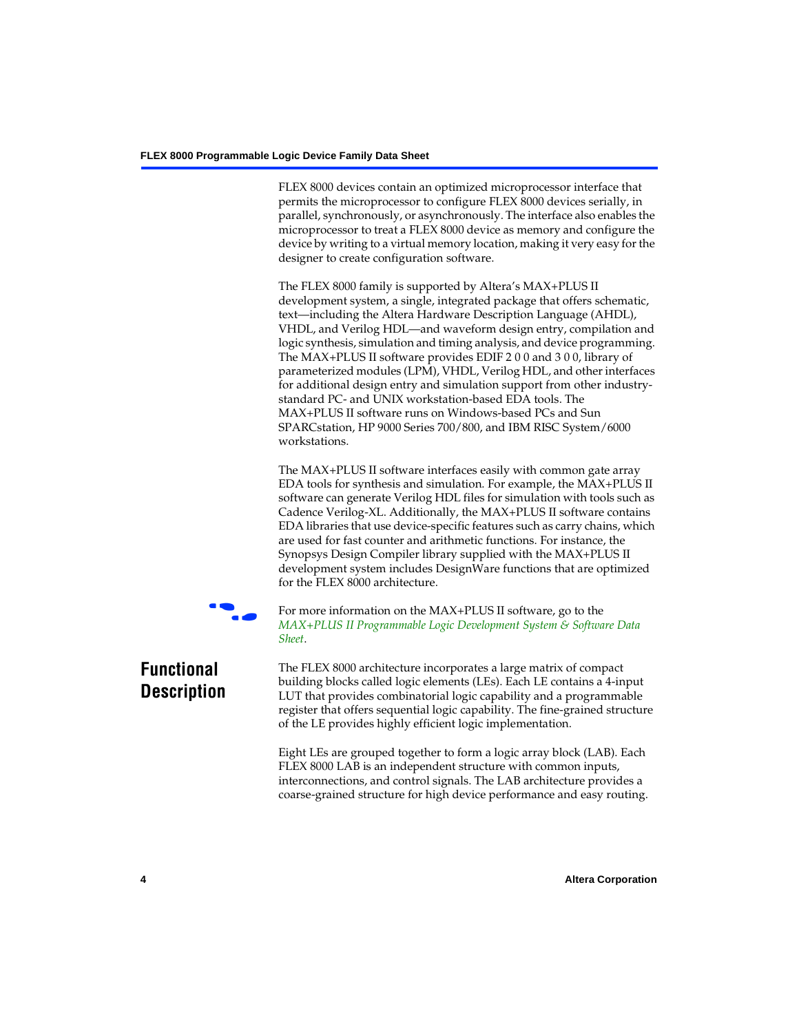FLEX 8000 devices contain an optimized microprocessor interface that permits the microprocessor to configure FLEX 8000 devices serially, in parallel, synchronously, or asynchronously. The interface also enables the microprocessor to treat a FLEX 8000 device as memory and configure the device by writing to a virtual memory location, making it very easy for the designer to create configuration software.

The FLEX 8000 family is supported by Altera's MAX+PLUS II development system, a single, integrated package that offers schematic, text—including the Altera Hardware Description Language (AHDL), VHDL, and Verilog HDL—and waveform design entry, compilation and logic synthesis, simulation and timing analysis, and device programming. The MAX+PLUS II software provides EDIF 2 0 0 and 3 0 0, library of parameterized modules (LPM), VHDL, Verilog HDL, and other interfaces for additional design entry and simulation support from other industry-standard PC- and UNIX workstation-based EDA tools. The MAX+PLUS II software runs on Windows-based PCs and Sun SPARCstation, HP 9000 Series 700/800, and IBM RISC System/6000 workstations.

The MAX+PLUS II software interfaces easily with common gate array EDA tools for synthesis and simulation. For example, the MAX+PLUS II software can generate Verilog HDL files for simulation with tools such as Cadence Verilog-XL. Additionally, the MAX+PLUS II software contains EDA libraries that use device-specific features such as carry chains, which are used for fast counter and arithmetic functions. For instance, the Synopsys Design Compiler library supplied with the MAX+PLUS II development system includes DesignWare functions that are optimized for the FLEX 8000 architecture.

For more information on the MAX+PLUS II software, go to the *MAX+PLUS II Programmable Logic Development System & Software Data Sheet*.

## Functional Description

The FLEX 8000 architecture incorporates a large matrix of compact building blocks called logic elements (LEs). Each LE contains a 4-input LUT that provides combinatorial logic capability and a programmable register that offers sequential logic capability. The fine-grained structure of the LE provides highly efficient logic implementation.

Eight LEs are grouped together to form a logic array block (LAB). Each FLEX 8000 LAB is an independent structure with common inputs, interconnections, and control signals. The LAB architecture provides a coarse-grained structure for high device performance and easy routing.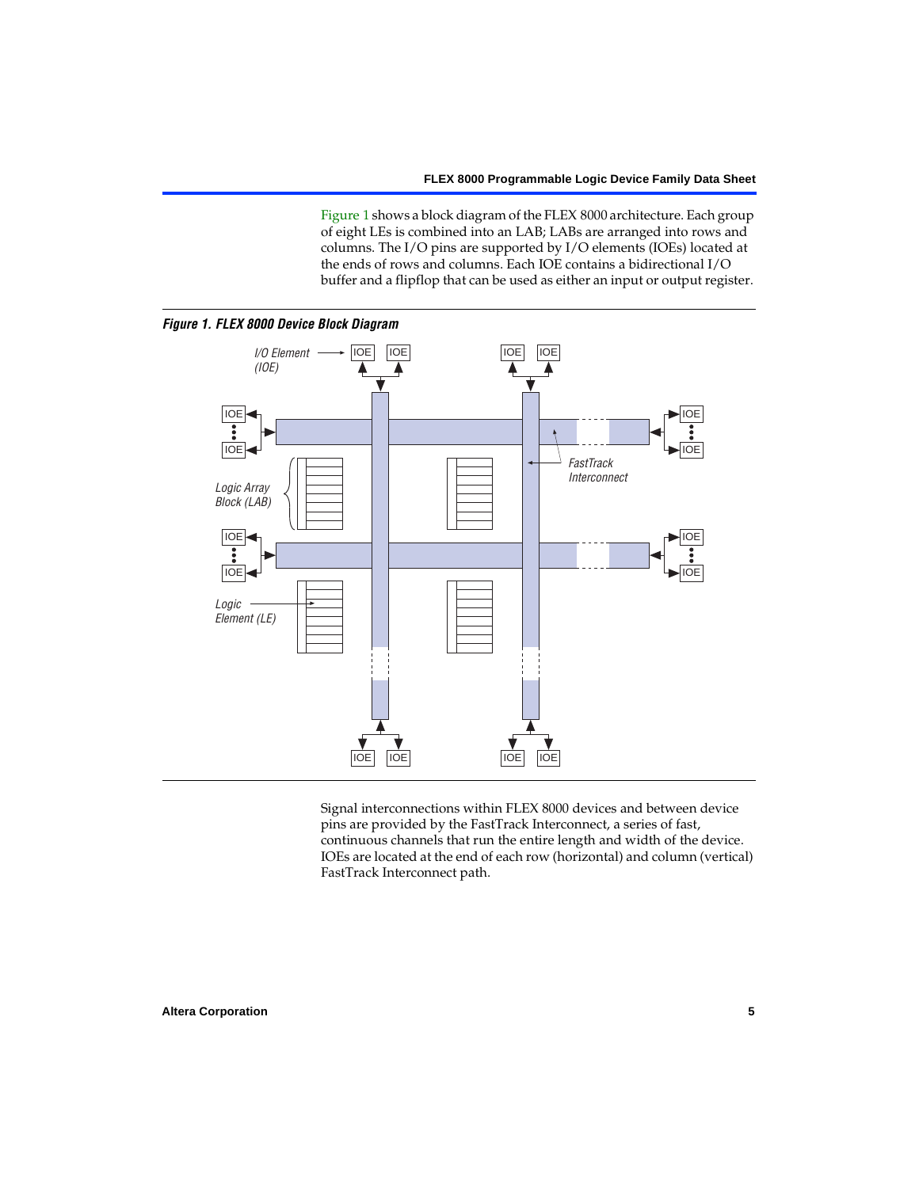Figure 1 shows a block diagram of the FLEX 8000 architecture. Each group of eight LEs is combined into an LAB; LABs are arranged into rows and columns. The I/O pins are supported by I/O elements (IOEs) located at the ends of rows and columns. Each IOE contains a bidirectional I/O buffer and a flipflop that can be used as either an input or output register.

***Figure 1. FLEX 8000 Device Block Diagram***

Signal interconnections within FLEX 8000 devices and between device pins are provided by the FastTrack Interconnect, a series of fast, continuous channels that run the entire length and width of the device. IOEs are located at the end of each row (horizontal) and column (vertical) FastTrack Interconnect path.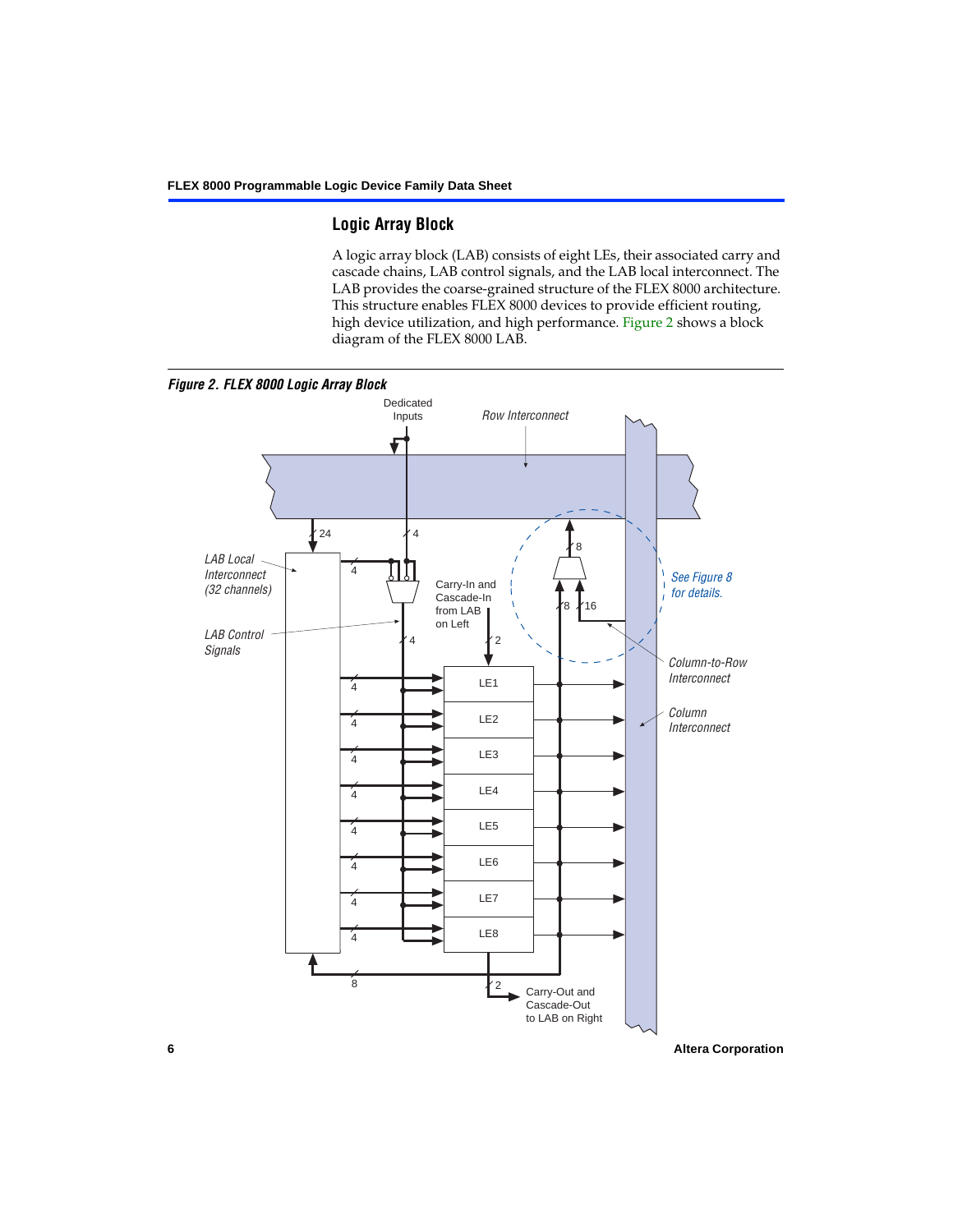## Logic Array Block

A logic array block (LAB) consists of eight LEs, their associated carry and cascade chains, LAB control signals, and the LAB local interconnect. The LAB provides the coarse-grained structure of the FLEX 8000 architecture. This structure enables FLEX 8000 devices to provide efficient routing, high device utilization, and high performance. Figure 2 shows a block diagram of the FLEX 8000 LAB.

*Figure 2. FLEX 8000 Logic Array Block*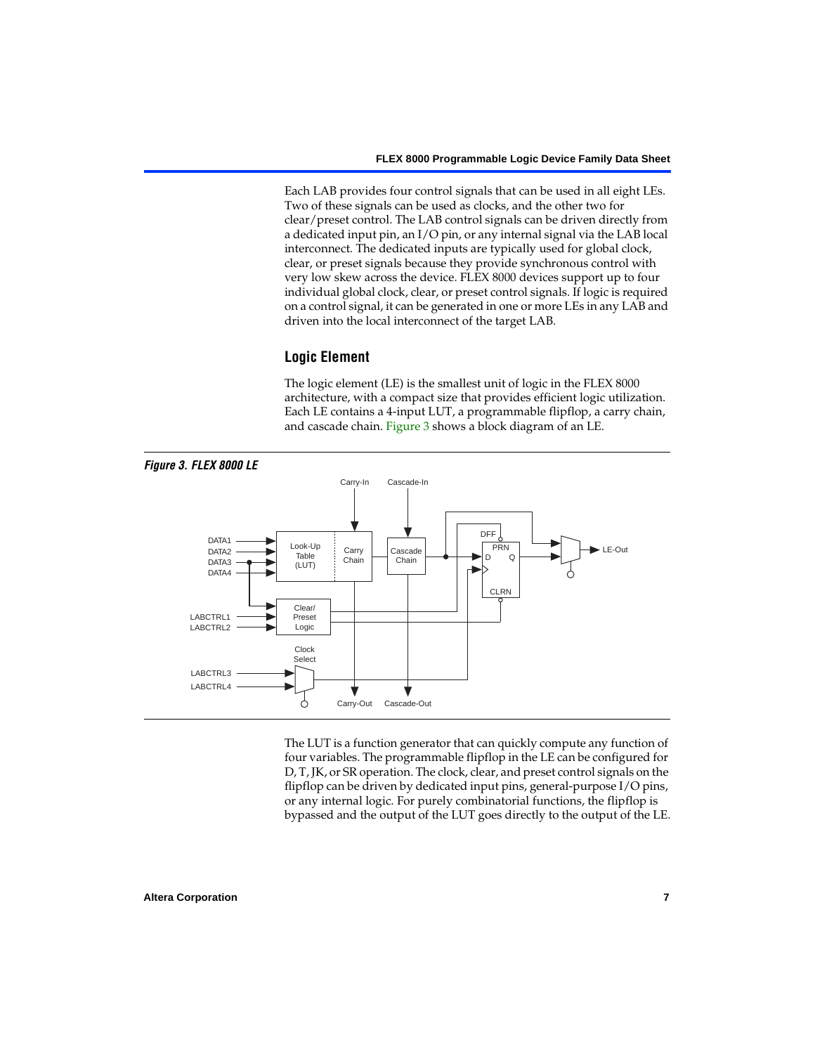Each LAB provides four control signals that can be used in all eight LEs. Two of these signals can be used as clocks, and the other two for clear/preset control. The LAB control signals can be driven directly from a dedicated input pin, an I/O pin, or any internal signal via the LAB local interconnect. The dedicated inputs are typically used for global clock, clear, or preset signals because they provide synchronous control with very low skew across the device. FLEX 8000 devices support up to four individual global clock, clear, or preset control signals. If logic is required on a control signal, it can be generated in one or more LEs in any LAB and driven into the local interconnect of the target LAB.

## Logic Element

The logic element (LE) is the smallest unit of logic in the FLEX 8000 architecture, with a compact size that provides efficient logic utilization. Each LE contains a 4-input LUT, a programmable flipflop, a carry chain, and cascade chain. Figure 3 shows a block diagram of an LE.

***Figure 3. FLEX 8000 LE***

Carry-In, Cascade-In, DATA1, DATA2, DATA3, DATA4, Look-Up Table (LUT), Carry Chain, Cascade Chain, DFF, PRN, D, Q, CLRN, LE-Out, Clear/Preset Logic, LABCTRL1, LABCTRL2, Clock Select, LABCTRL3, LABCTRL4, Carry-Out, Cascade-Out

The LUT is a function generator that can quickly compute any function of four variables. The programmable flipflop in the LE can be configured for D, T, JK, or SR operation. The clock, clear, and preset control signals on the flipflop can be driven by dedicated input pins, general-purpose I/O pins, or any internal logic. For purely combinatorial functions, the flipflop is bypassed and the output of the LUT goes directly to the output of the LE.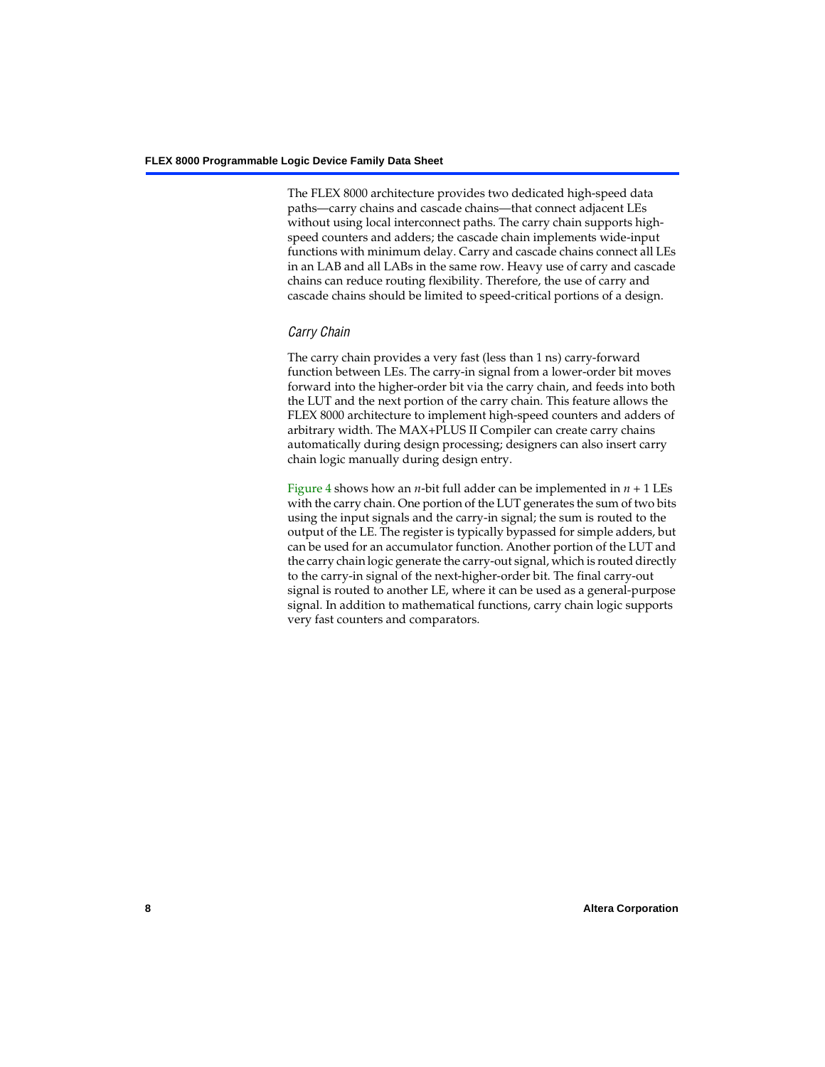The FLEX 8000 architecture provides two dedicated high-speed data paths—carry chains and cascade chains—that connect adjacent LEs without using local interconnect paths. The carry chain supports high-speed counters and adders; the cascade chain implements wide-input functions with minimum delay. Carry and cascade chains connect all LEs in an LAB and all LABs in the same row. Heavy use of carry and cascade chains can reduce routing flexibility. Therefore, the use of carry and cascade chains should be limited to speed-critical portions of a design.

### *Carry Chain*

The carry chain provides a very fast (less than 1 ns) carry-forward function between LEs. The carry-in signal from a lower-order bit moves forward into the higher-order bit via the carry chain, and feeds into both the LUT and the next portion of the carry chain. This feature allows the FLEX 8000 architecture to implement high-speed counters and adders of arbitrary width. The MAX+PLUS II Compiler can create carry chains automatically during design processing; designers can also insert carry chain logic manually during design entry.

Figure 4 shows how an $n$-bit full adder can be implemented in $n + 1$ LEs with the carry chain. One portion of the LUT generates the sum of two bits using the input signals and the carry-in signal; the sum is routed to the output of the LE. The register is typically bypassed for simple adders, but can be used for an accumulator function. Another portion of the LUT and the carry chain logic generate the carry-out signal, which is routed directly to the carry-in signal of the next-higher-order bit. The final carry-out signal is routed to another LE, where it can be used as a general-purpose signal. In addition to mathematical functions, carry chain logic supports very fast counters and comparators.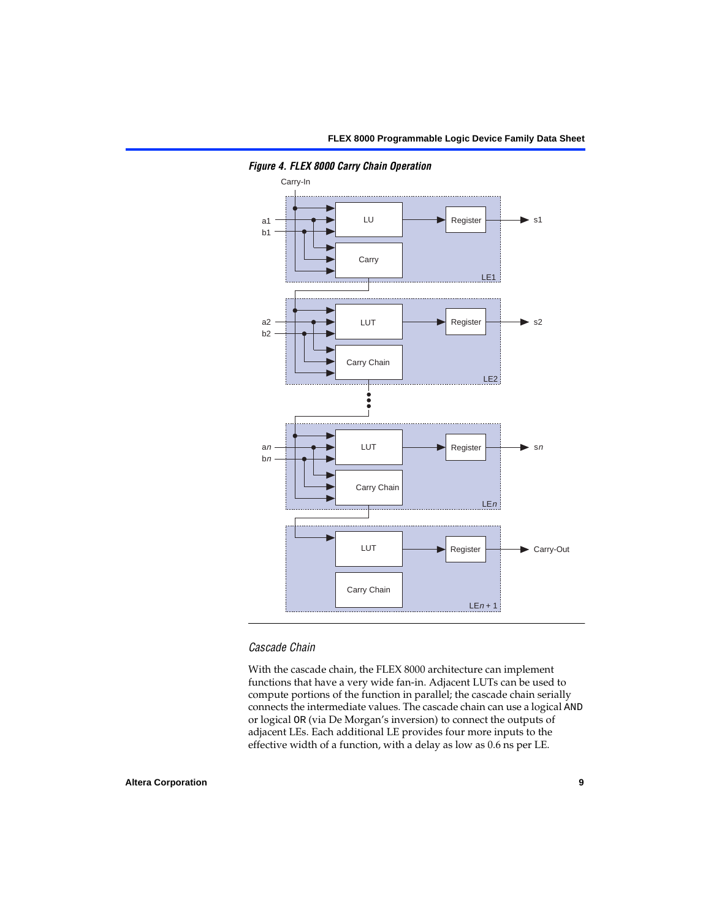*Figure 4. FLEX 8000 Carry Chain Operation*

### Cascade Chain

With the cascade chain, the FLEX 8000 architecture can implement functions that have a very wide fan-in. Adjacent LUTs can be used to compute portions of the function in parallel; the cascade chain serially connects the intermediate values. The cascade chain can use a logical AND or logical OR (via De Morgan's inversion) to connect the outputs of adjacent LEs. Each additional LE provides four more inputs to the effective width of a function, with a delay as low as 0.6 ns per LE.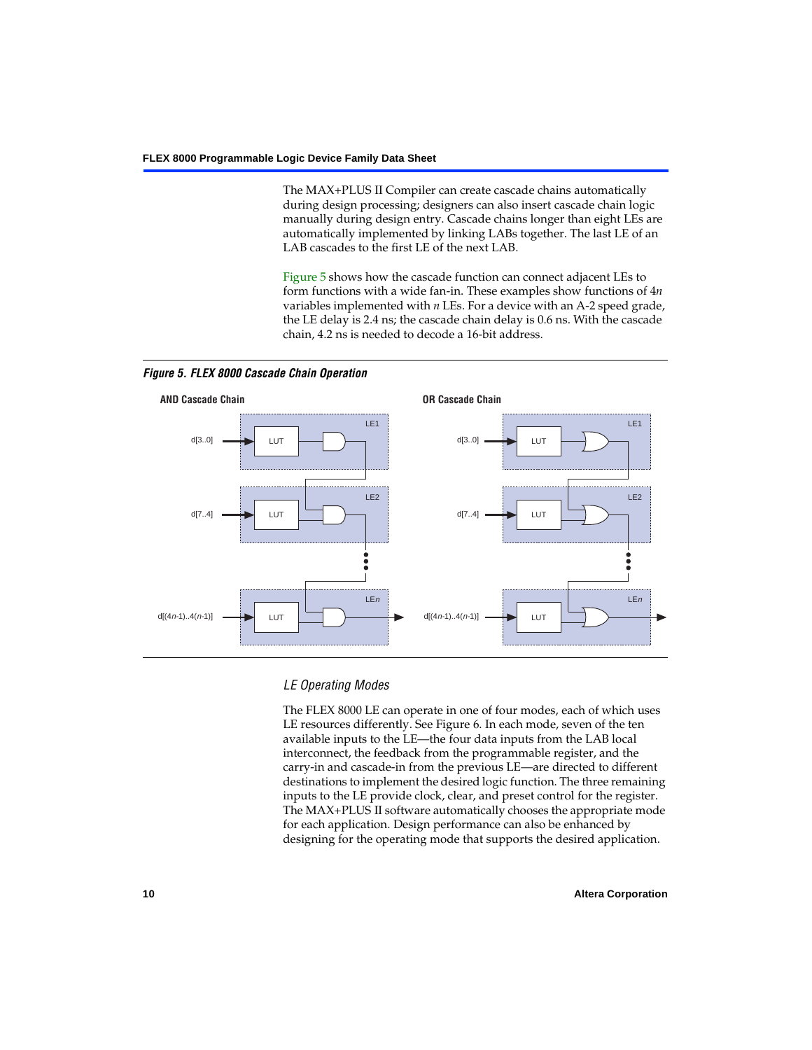The MAX+PLUS II Compiler can create cascade chains automatically during design processing; designers can also insert cascade chain logic manually during design entry. Cascade chains longer than eight LEs are automatically implemented by linking LABs together. The last LE of an LAB cascades to the first LE of the next LAB.

Figure 5 shows how the cascade function can connect adjacent LEs to form functions with a wide fan-in. These examples show functions of 4*n* variables implemented with *n* LEs. For a device with an A-2 speed grade, the LE delay is 2.4 ns; the cascade chain delay is 0.6 ns. With the cascade chain, 4.2 ns is needed to decode a 16-bit address.

***Figure 5. FLEX 8000 Cascade Chain Operation***

**AND Cascade Chain**

**OR Cascade Chain**

### *LE Operating Modes*

The FLEX 8000 LE can operate in one of four modes, each of which uses LE resources differently. See Figure 6. In each mode, seven of the ten available inputs to the LE—the four data inputs from the LAB local interconnect, the feedback from the programmable register, and the carry-in and cascade-in from the previous LE—are directed to different destinations to implement the desired logic function. The three remaining inputs to the LE provide clock, clear, and preset control for the register. The MAX+PLUS II software automatically chooses the appropriate mode for each application. Design performance can also be enhanced by designing for the operating mode that supports the desired application.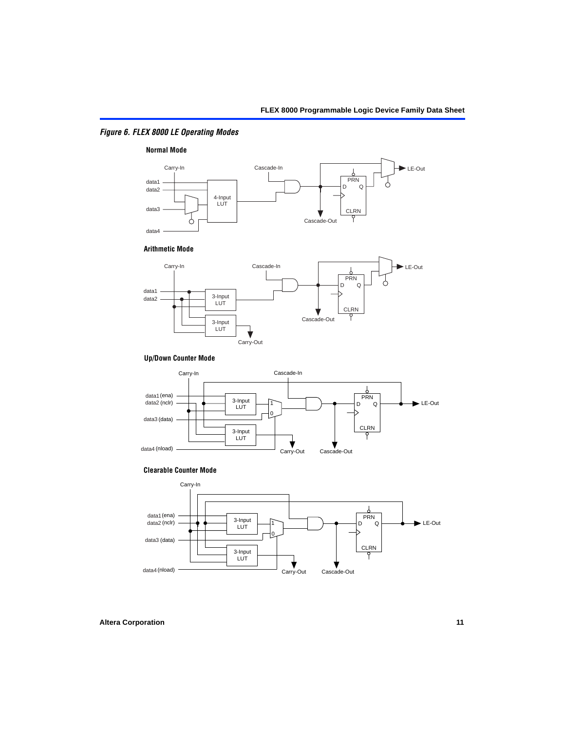*Figure 6. FLEX 8000 LE Operating Modes*

**Normal Mode**

Carry-In, Cascade-In, data1, data2, data3, data4, 4-Input LUT, PRN, D, Q, CLRN, Cascade-Out, LE-Out

**Arithmetic Mode**

Carry-In, Cascade-In, data1, data2, 3-Input LUT, 3-Input LUT, PRN, D, Q, CLRN, Cascade-Out, Carry-Out, LE-Out

**Up/Down Counter Mode**

Carry-In, Cascade-In, data1 (ena), data2 (nclr), data3 (data), data4 (nload), 3-Input LUT, 3-Input LUT, 1, 0, PRN, D, Q, CLRN, Carry-Out, Cascade-Out, LE-Out

**Clearable Counter Mode**

Carry-In, data1 (ena), data2 (nclr), data3 (data), data4 (nload), 3-Input LUT, 3-Input LUT, 1, 0, PRN, D, Q, CLRN, Carry-Out, Cascade-Out, LE-Out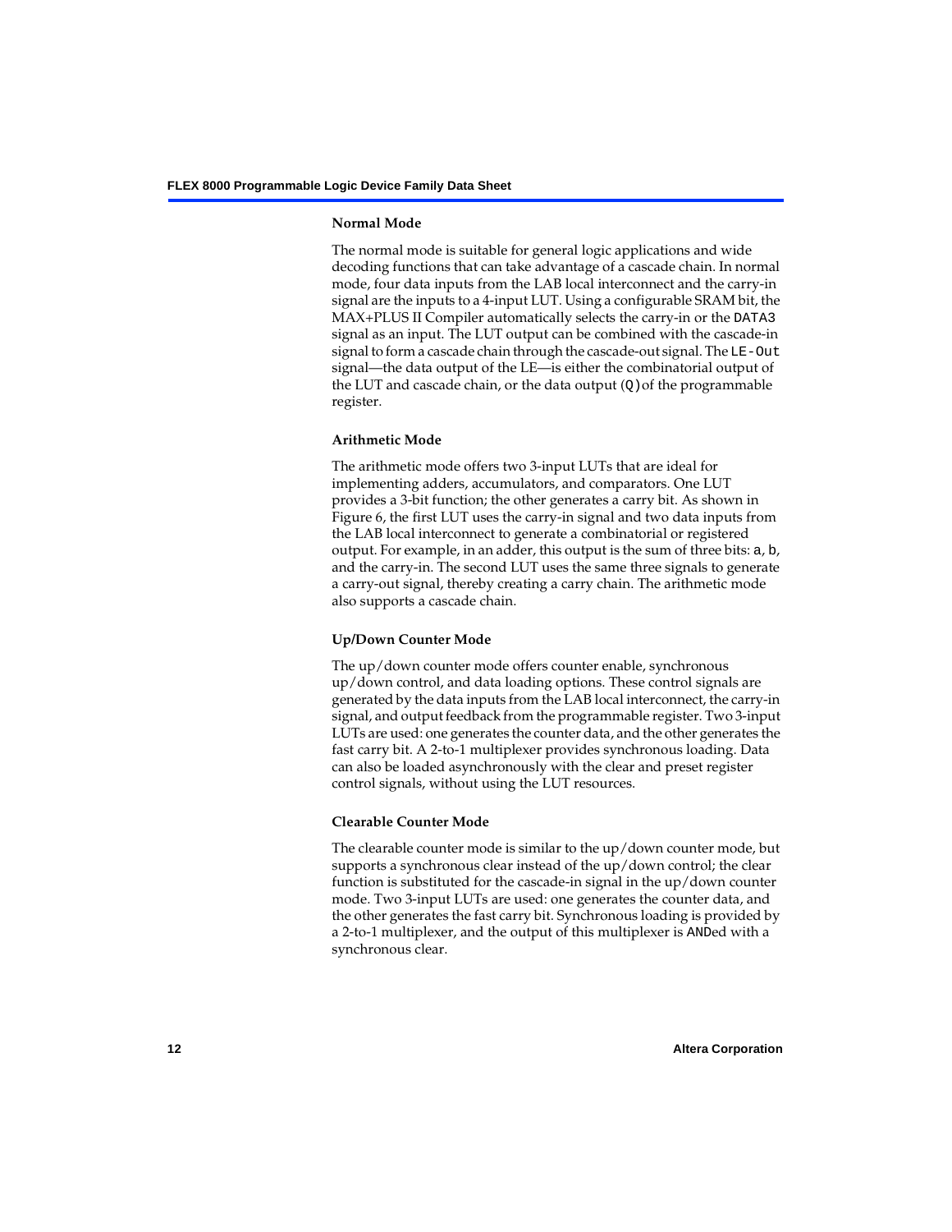### Normal Mode

The normal mode is suitable for general logic applications and wide decoding functions that can take advantage of a cascade chain. In normal mode, four data inputs from the LAB local interconnect and the carry-in signal are the inputs to a 4-input LUT. Using a configurable SRAM bit, the MAX+PLUS II Compiler automatically selects the carry-in or the `DATA3` signal as an input. The LUT output can be combined with the cascade-in signal to form a cascade chain through the cascade-out signal. The `LE-Out` signal—the data output of the LE—is either the combinatorial output of the LUT and cascade chain, or the data output (`Q`) of the programmable register.

### Arithmetic Mode

The arithmetic mode offers two 3-input LUTs that are ideal for implementing adders, accumulators, and comparators. One LUT provides a 3-bit function; the other generates a carry bit. As shown in Figure 6, the first LUT uses the carry-in signal and two data inputs from the LAB local interconnect to generate a combinatorial or registered output. For example, in an adder, this output is the sum of three bits: `a`, `b`, and the carry-in. The second LUT uses the same three signals to generate a carry-out signal, thereby creating a carry chain. The arithmetic mode also supports a cascade chain.

### Up/Down Counter Mode

The up/down counter mode offers counter enable, synchronous up/down control, and data loading options. These control signals are generated by the data inputs from the LAB local interconnect, the carry-in signal, and output feedback from the programmable register. Two 3-input LUTs are used: one generates the counter data, and the other generates the fast carry bit. A 2-to-1 multiplexer provides synchronous loading. Data can also be loaded asynchronously with the clear and preset register control signals, without using the LUT resources.

### Clearable Counter Mode

The clearable counter mode is similar to the up/down counter mode, but supports a synchronous clear instead of the up/down control; the clear function is substituted for the cascade-in signal in the up/down counter mode. Two 3-input LUTs are used: one generates the counter data, and the other generates the fast carry bit. Synchronous loading is provided by a 2-to-1 multiplexer, and the output of this multiplexer is `AND`ed with a synchronous clear.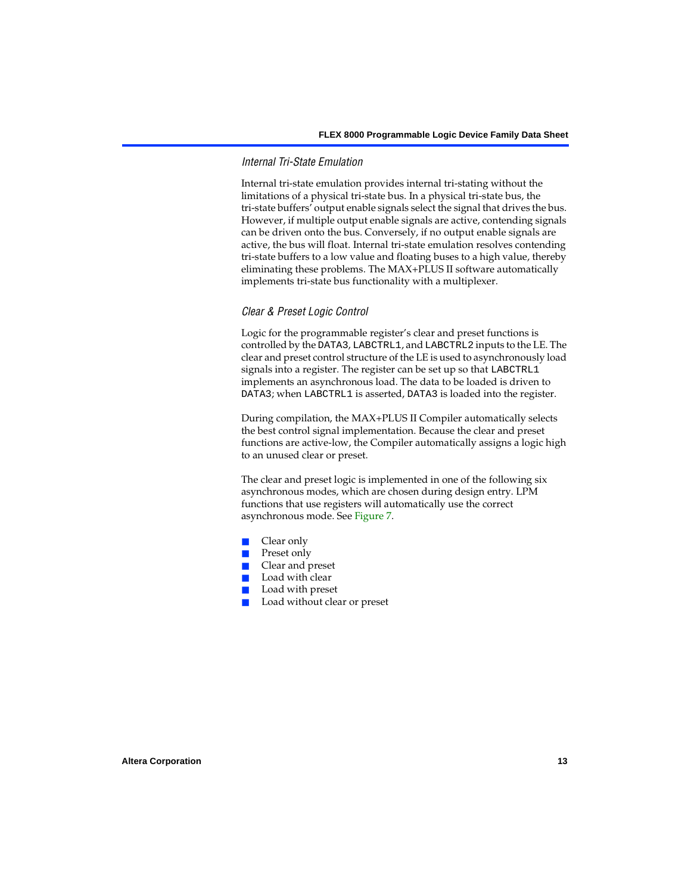### *Internal Tri-State Emulation*

Internal tri-state emulation provides internal tri-stating without the limitations of a physical tri-state bus. In a physical tri-state bus, the tri-state buffers' output enable signals select the signal that drives the bus. However, if multiple output enable signals are active, contending signals can be driven onto the bus. Conversely, if no output enable signals are active, the bus will float. Internal tri-state emulation resolves contending tri-state buffers to a low value and floating buses to a high value, thereby eliminating these problems. The MAX+PLUS II software automatically implements tri-state bus functionality with a multiplexer.

### *Clear & Preset Logic Control*

Logic for the programmable register's clear and preset functions is controlled by the `DATA3`, `LABCTRL1`, and `LABCTRL2` inputs to the LE. The clear and preset control structure of the LE is used to asynchronously load signals into a register. The register can be set up so that `LABCTRL1` implements an asynchronous load. The data to be loaded is driven to `DATA3`; when `LABCTRL1` is asserted, `DATA3` is loaded into the register.

During compilation, the MAX+PLUS II Compiler automatically selects the best control signal implementation. Because the clear and preset functions are active-low, the Compiler automatically assigns a logic high to an unused clear or preset.

The clear and preset logic is implemented in one of the following six asynchronous modes, which are chosen during design entry. LPM functions that use registers will automatically use the correct asynchronous mode. See Figure 7.

- Clear only
- Preset only
- Clear and preset
- Load with clear
- Load with preset
- Load without clear or preset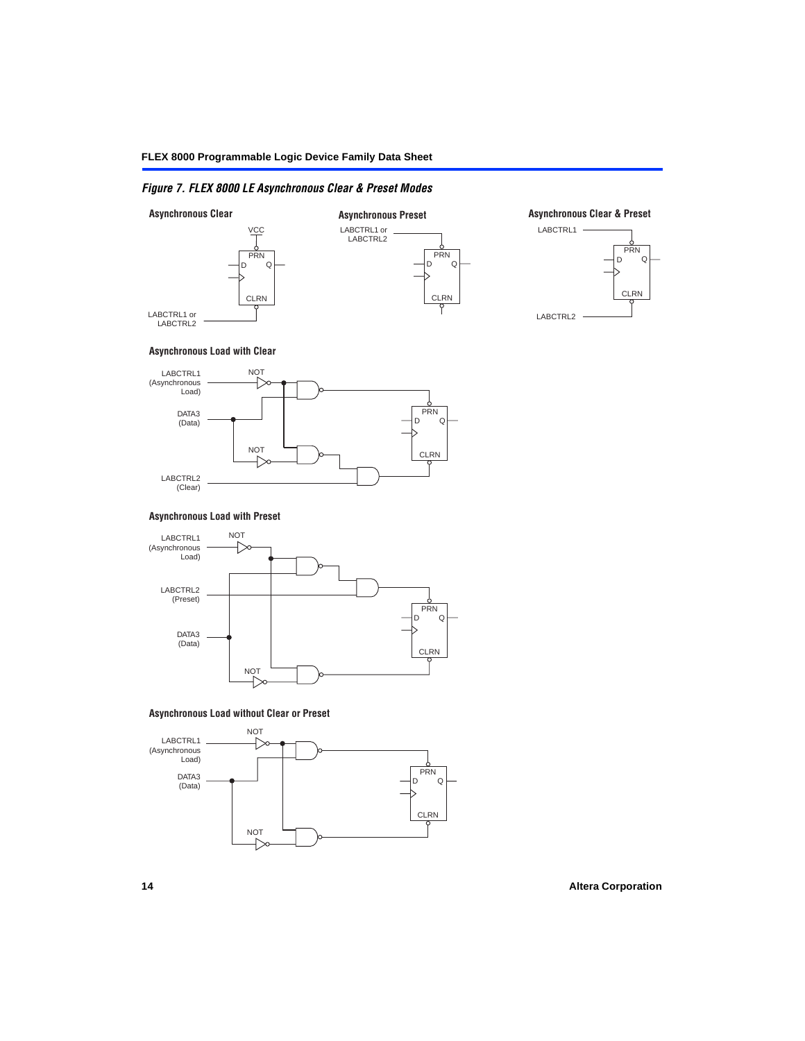*Figure 7. FLEX 8000 LE Asynchronous Clear & Preset Modes*

**Asynchronous Clear**

VCC

PRN

D Q

CLRN

LABCTRL1 or LABCTRL2

**Asynchronous Preset**

LABCTRL1 or LABCTRL2

PRN

D Q

CLRN

**Asynchronous Clear & Preset**

LABCTRL1

PRN

D Q

CLRN

LABCTRL2

**Asynchronous Load with Clear**

LABCTRL1 (Asynchronous Load)

NOT

DATA3 (Data)

NOT

LABCTRL2 (Clear)

PRN

D Q

CLRN

**Asynchronous Load with Preset**

LABCTRL1 (Asynchronous Load)

NOT

LABCTRL2 (Preset)

DATA3 (Data)

NOT

PRN

D Q

CLRN

**Asynchronous Load without Clear or Preset**

LABCTRL1 (Asynchronous Load)

NOT

DATA3 (Data)

NOT

PRN

D Q

CLRN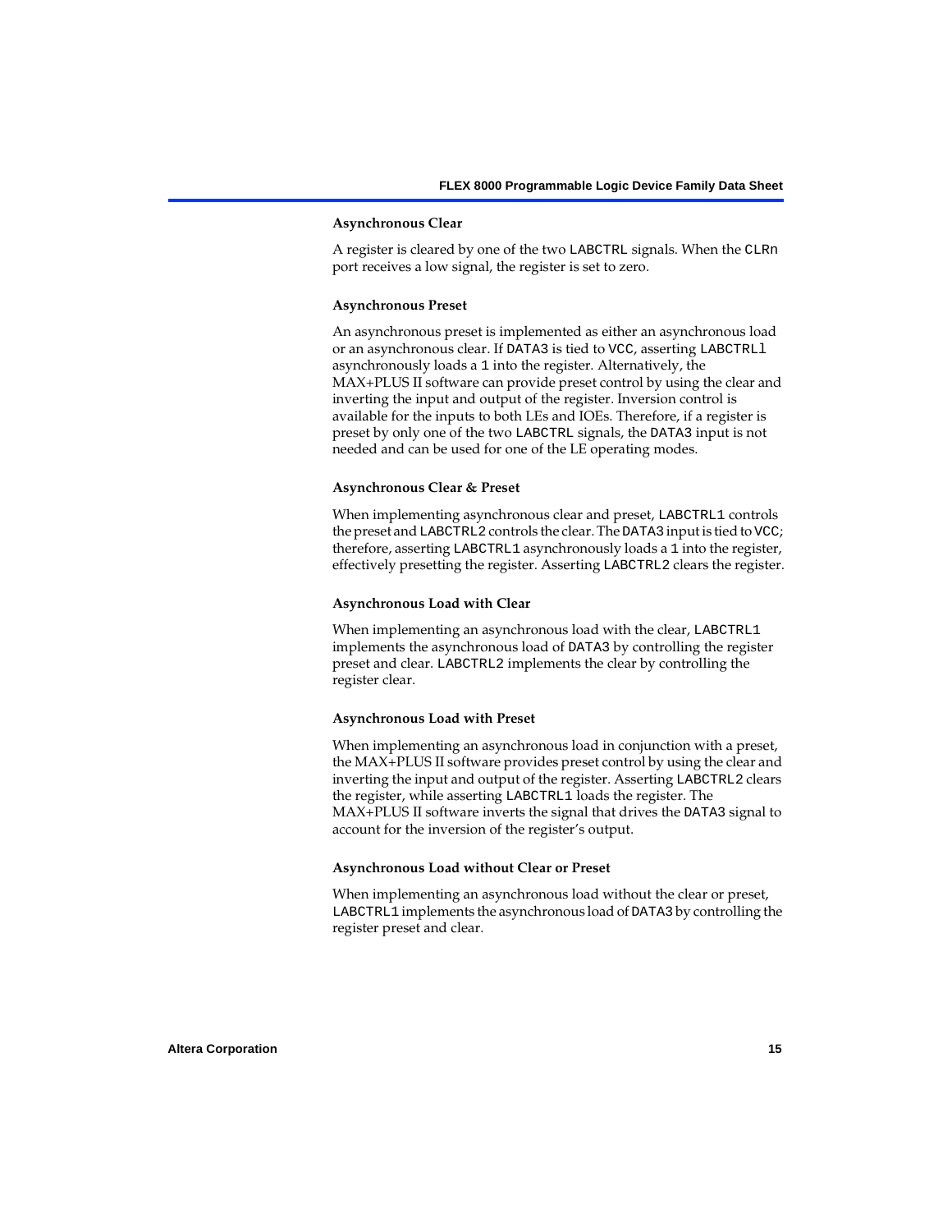#### Asynchronous Clear

A register is cleared by one of the two LABCTRL signals. When the CLRn port receives a low signal, the register is set to zero.

#### Asynchronous Preset

An asynchronous preset is implemented as either an asynchronous load or an asynchronous clear. If DATA3 is tied to VCC, asserting LABCTRL1 asynchronously loads a 1 into the register. Alternatively, the MAX+PLUS II software can provide preset control by using the clear and inverting the input and output of the register. Inversion control is available for the inputs to both LEs and IOEs. Therefore, if a register is preset by only one of the two LABCTRL signals, the DATA3 input is not needed and can be used for one of the LE operating modes.

#### Asynchronous Clear & Preset

When implementing asynchronous clear and preset, LABCTRL1 controls the preset and LABCTRL2 controls the clear. The DATA3 input is tied to VCC; therefore, asserting LABCTRL1 asynchronously loads a 1 into the register, effectively presetting the register. Asserting LABCTRL2 clears the register.

#### Asynchronous Load with Clear

When implementing an asynchronous load with the clear, LABCTRL1 implements the asynchronous load of DATA3 by controlling the register preset and clear. LABCTRL2 implements the clear by controlling the register clear.

#### Asynchronous Load with Preset

When implementing an asynchronous load in conjunction with a preset, the MAX+PLUS II software provides preset control by using the clear and inverting the input and output of the register. Asserting LABCTRL2 clears the register, while asserting LABCTRL1 loads the register. The MAX+PLUS II software inverts the signal that drives the DATA3 signal to account for the inversion of the register's output.

#### Asynchronous Load without Clear or Preset

When implementing an asynchronous load without the clear or preset, LABCTRL1 implements the asynchronous load of DATA3 by controlling the register preset and clear.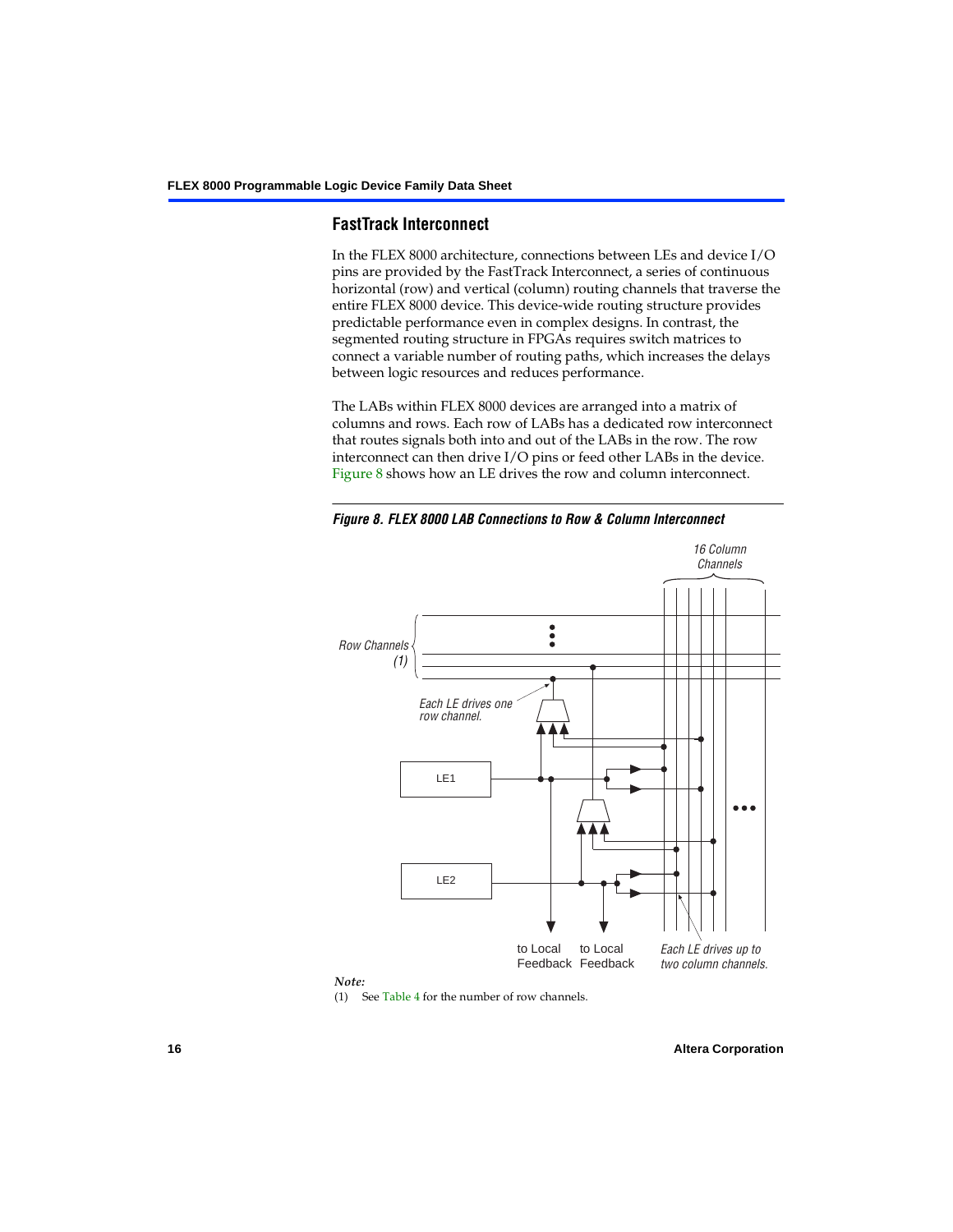## FastTrack Interconnect

In the FLEX 8000 architecture, connections between LEs and device I/O pins are provided by the FastTrack Interconnect, a series of continuous horizontal (row) and vertical (column) routing channels that traverse the entire FLEX 8000 device. This device-wide routing structure provides predictable performance even in complex designs. In contrast, the segmented routing structure in FPGAs requires switch matrices to connect a variable number of routing paths, which increases the delays between logic resources and reduces performance.

The LABs within FLEX 8000 devices are arranged into a matrix of columns and rows. Each row of LABs has a dedicated row interconnect that routes signals both into and out of the LABs in the row. The row interconnect can then drive I/O pins or feed other LABs in the device. Figure 8 shows how an LE drives the row and column interconnect.

***Figure 8. FLEX 8000 LAB Connections to Row & Column Interconnect***

*Note:*

(1) See Table 4 for the number of row channels.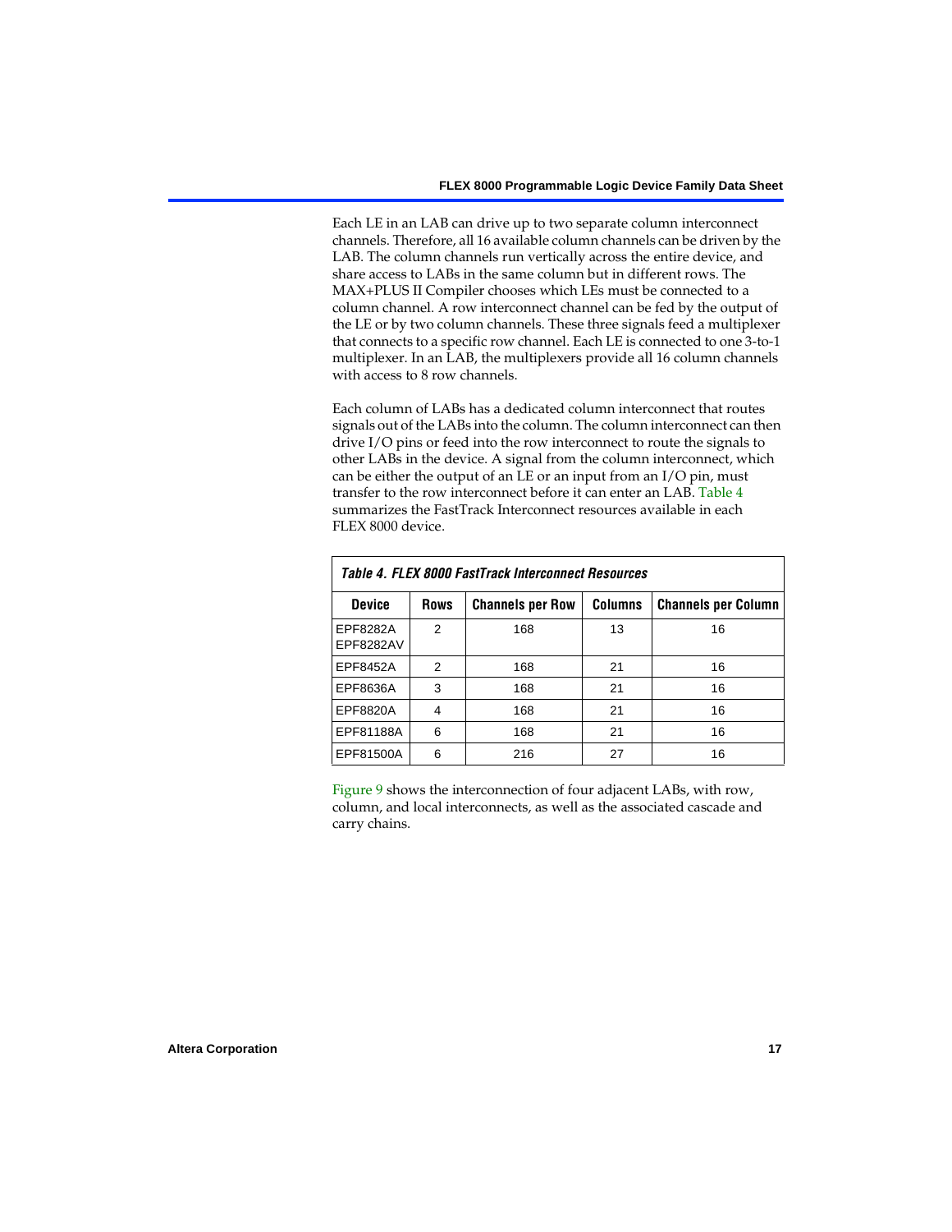Each LE in an LAB can drive up to two separate column interconnect channels. Therefore, all 16 available column channels can be driven by the LAB. The column channels run vertically across the entire device, and share access to LABs in the same column but in different rows. The MAX+PLUS II Compiler chooses which LEs must be connected to a column channel. A row interconnect channel can be fed by the output of the LE or by two column channels. These three signals feed a multiplexer that connects to a specific row channel. Each LE is connected to one 3-to-1 multiplexer. In an LAB, the multiplexers provide all 16 column channels with access to 8 row channels.

Each column of LABs has a dedicated column interconnect that routes signals out of the LABs into the column. The column interconnect can then drive I/O pins or feed into the row interconnect to route the signals to other LABs in the device. A signal from the column interconnect, which can be either the output of an LE or an input from an I/O pin, must transfer to the row interconnect before it can enter an LAB. Table 4 summarizes the FastTrack Interconnect resources available in each FLEX 8000 device.

*Table 4. FLEX 8000 FastTrack Interconnect Resources*

| Device | Rows | Channels per Row | Columns | Channels per Column |
|---|---|---|---|---|
| EPF8282A EPF8282AV | 2 | 168 | 13 | 16 |
| EPF8452A | 2 | 168 | 21 | 16 |
| EPF8636A | 3 | 168 | 21 | 16 |
| EPF8820A | 4 | 168 | 21 | 16 |
| EPF81188A | 6 | 168 | 21 | 16 |
| EPF81500A | 6 | 216 | 27 | 16 |

Figure 9 shows the interconnection of four adjacent LABs, with row, column, and local interconnects, as well as the associated cascade and carry chains.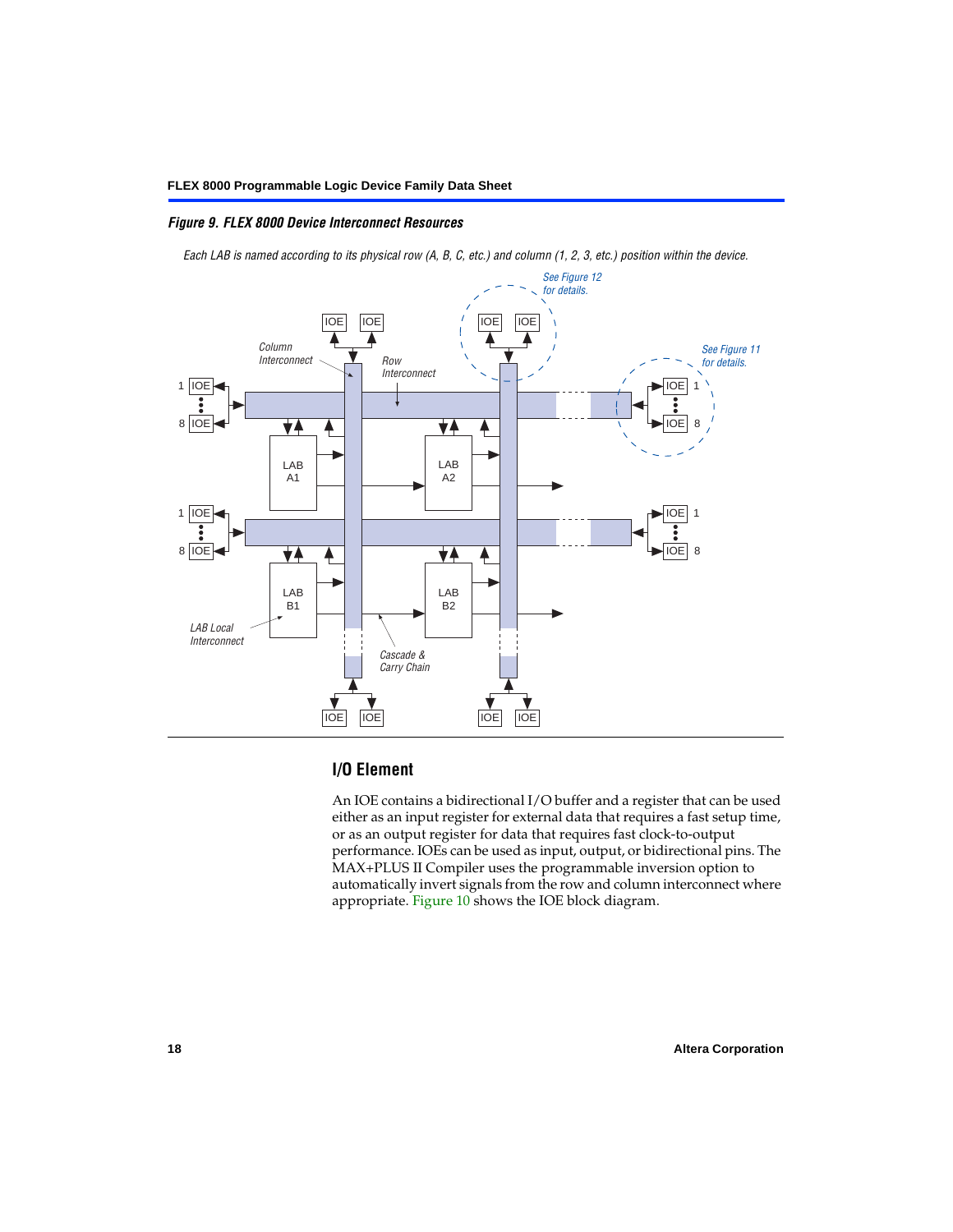*Figure 9. FLEX 8000 Device Interconnect Resources*

*Each LAB is named according to its physical row (A, B, C, etc.) and column (1, 2, 3, etc.) position within the device.*

## I/O Element

An IOE contains a bidirectional I/O buffer and a register that can be used either as an input register for external data that requires a fast setup time, or as an output register for data that requires fast clock-to-output performance. IOEs can be used as input, output, or bidirectional pins. The MAX+PLUS II Compiler uses the programmable inversion option to automatically invert signals from the row and column interconnect where appropriate. Figure 10 shows the IOE block diagram.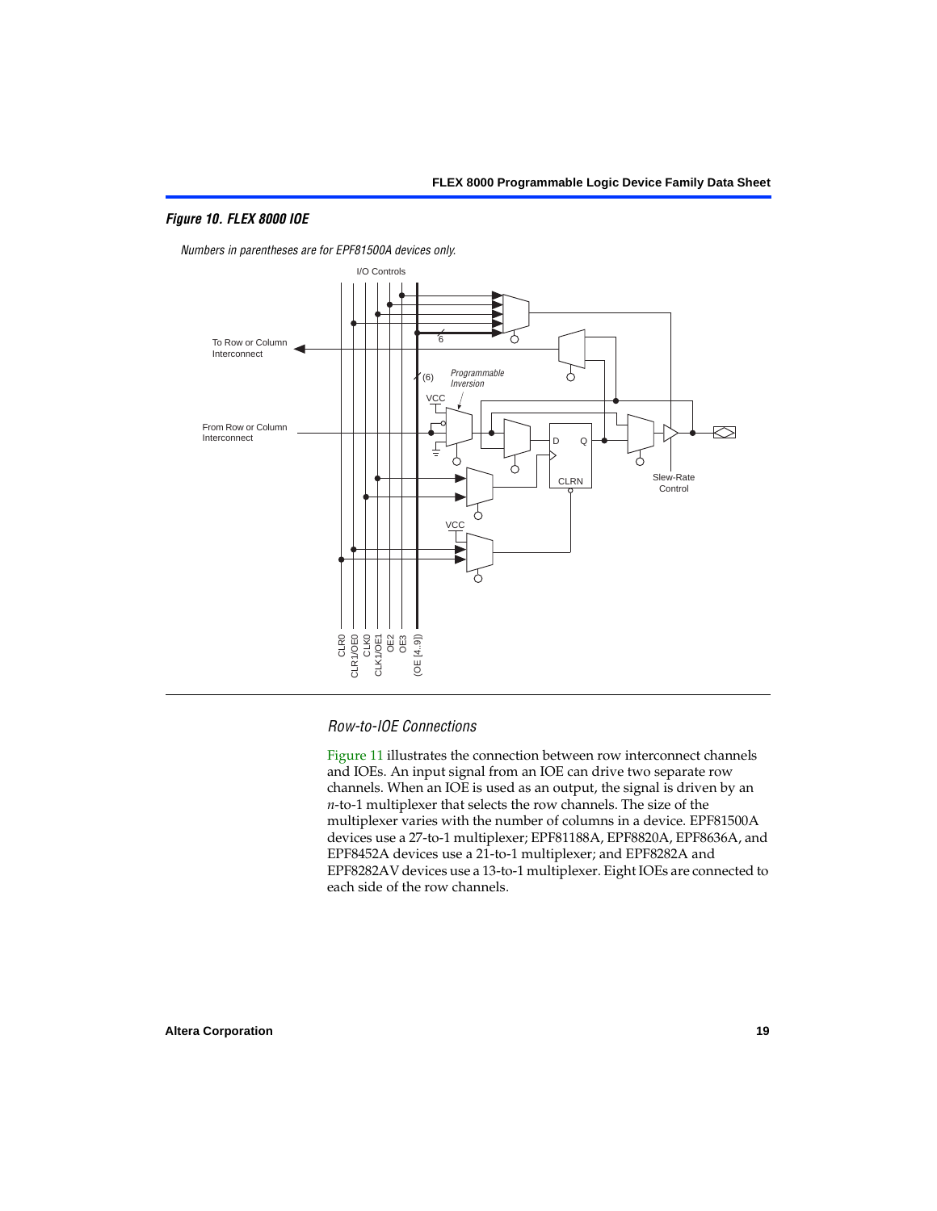*Figure 10. FLEX 8000 IOE*

*Numbers in parentheses are for EPF81500A devices only.*

### *Row-to-IOE Connections*

Figure 11 illustrates the connection between row interconnect channels and IOEs. An input signal from an IOE can drive two separate row channels. When an IOE is used as an output, the signal is driven by an *n*-to-1 multiplexer that selects the row channels. The size of the multiplexer varies with the number of columns in a device. EPF81500A devices use a 27-to-1 multiplexer; EPF81188A, EPF8820A, EPF8636A, and EPF8452A devices use a 21-to-1 multiplexer; and EPF8282A and EPF8282AV devices use a 13-to-1 multiplexer. Eight IOEs are connected to each side of the row channels.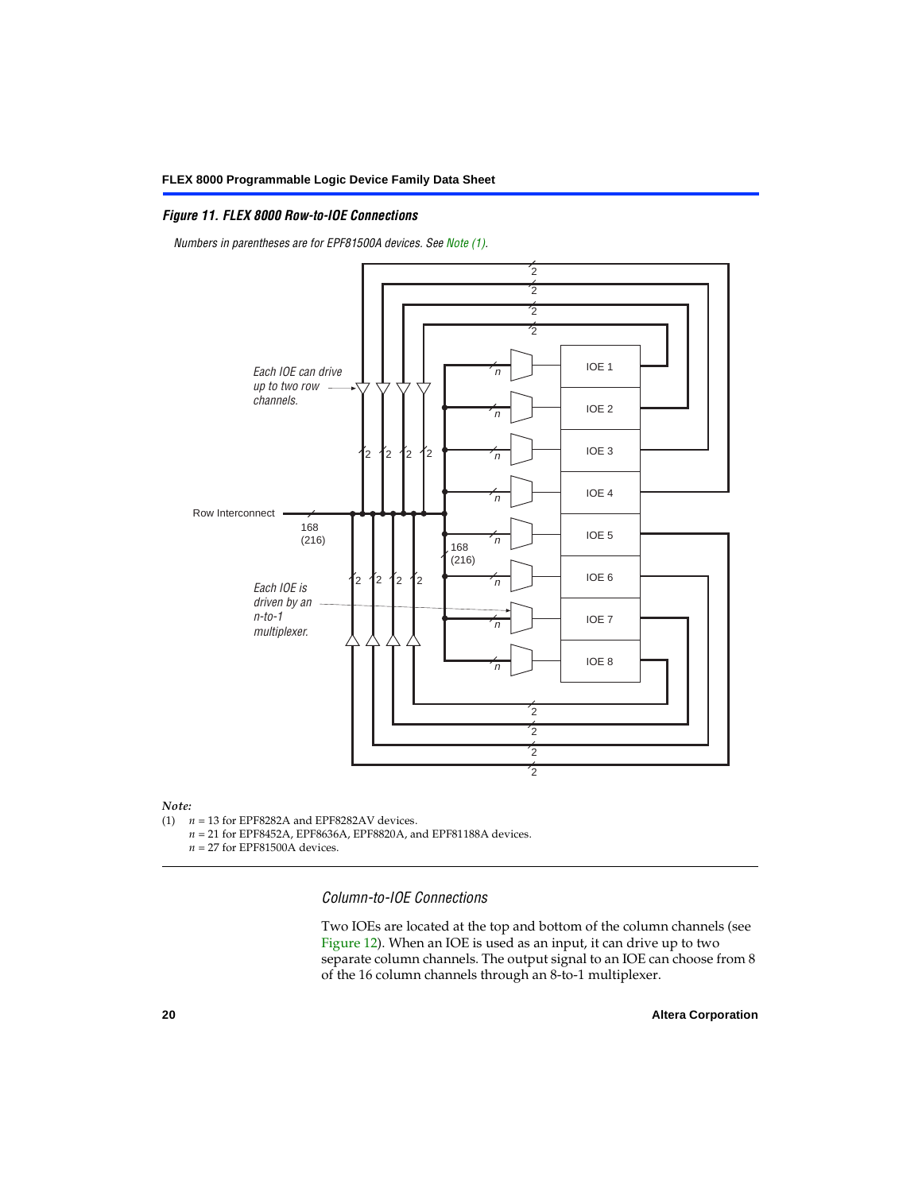*Figure 11. FLEX 8000 Row-to-IOE Connections*

*Numbers in parentheses are for EPF81500A devices. See Note (1).*

*Note:*

(1) $n$ = 13 for EPF8282A and EPF8282AV devices.
$n$ = 21 for EPF8452A, EPF8636A, EPF8820A, and EPF81188A devices.
$n$ = 27 for EPF81500A devices.

### *Column-to-IOE Connections*

Two IOEs are located at the top and bottom of the column channels (see Figure 12). When an IOE is used as an input, it can drive up to two separate column channels. The output signal to an IOE can choose from 8 of the 16 column channels through an 8-to-1 multiplexer.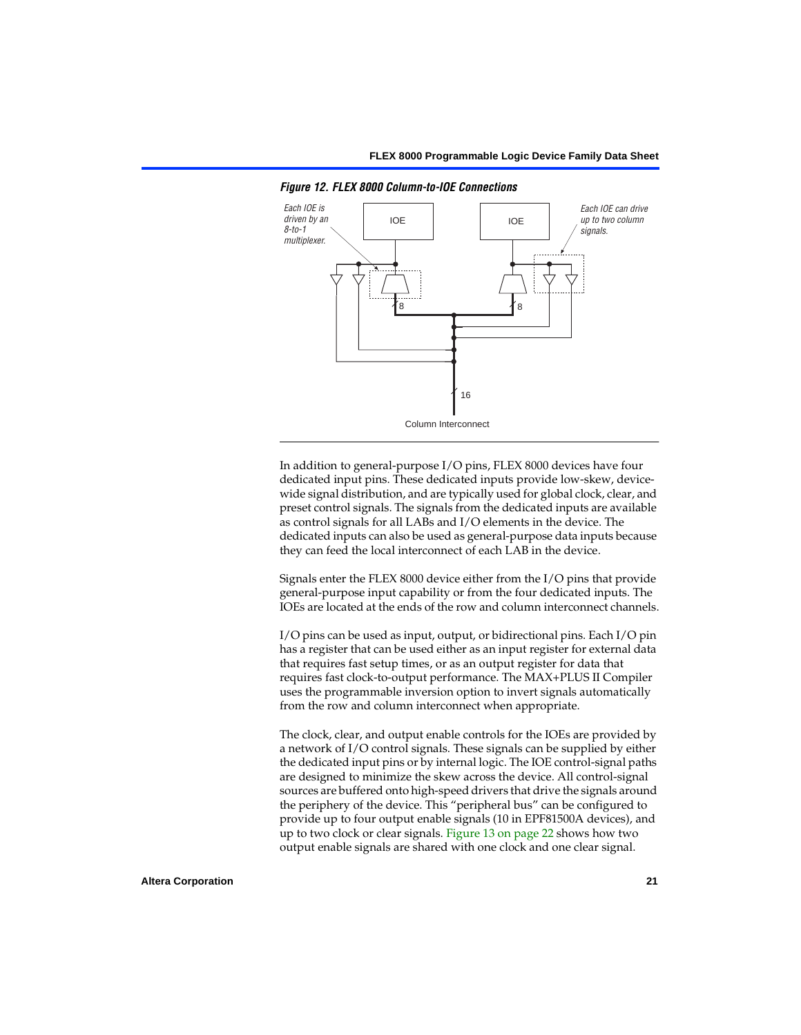*Figure 12. FLEX 8000 Column-to-IOE Connections*

In addition to general-purpose I/O pins, FLEX 8000 devices have four dedicated input pins. These dedicated inputs provide low-skew, device-wide signal distribution, and are typically used for global clock, clear, and preset control signals. The signals from the dedicated inputs are available as control signals for all LABs and I/O elements in the device. The dedicated inputs can also be used as general-purpose data inputs because they can feed the local interconnect of each LAB in the device.

Signals enter the FLEX 8000 device either from the I/O pins that provide general-purpose input capability or from the four dedicated inputs. The IOEs are located at the ends of the row and column interconnect channels.

I/O pins can be used as input, output, or bidirectional pins. Each I/O pin has a register that can be used either as an input register for external data that requires fast setup times, or as an output register for data that requires fast clock-to-output performance. The MAX+PLUS II Compiler uses the programmable inversion option to invert signals automatically from the row and column interconnect when appropriate.

The clock, clear, and output enable controls for the IOEs are provided by a network of I/O control signals. These signals can be supplied by either the dedicated input pins or by internal logic. The IOE control-signal paths are designed to minimize the skew across the device. All control-signal sources are buffered onto high-speed drivers that drive the signals around the periphery of the device. This "peripheral bus" can be configured to provide up to four output enable signals (10 in EPF81500A devices), and up to two clock or clear signals. Figure 13 on page 22 shows how two output enable signals are shared with one clock and one clear signal.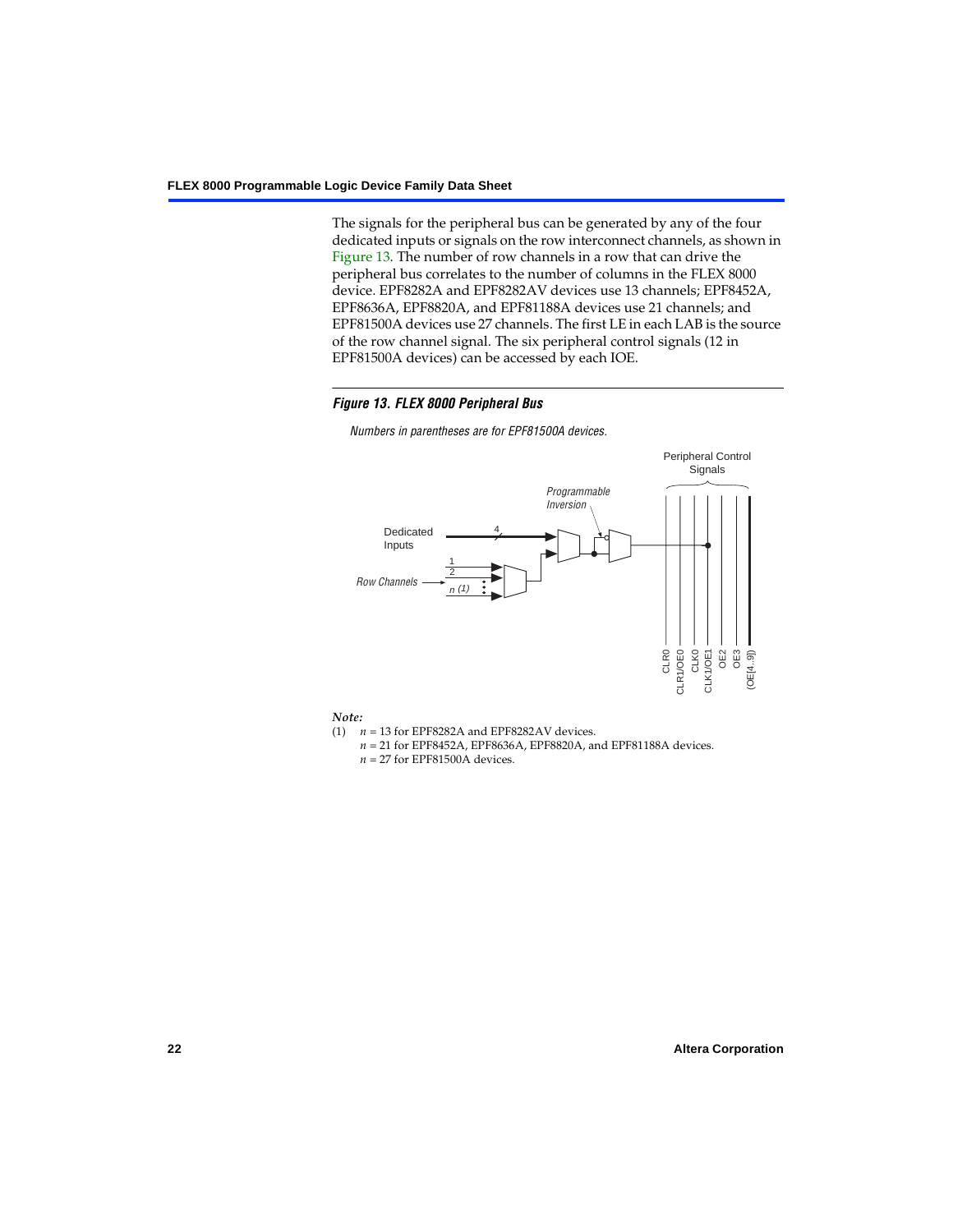The signals for the peripheral bus can be generated by any of the four dedicated inputs or signals on the row interconnect channels, as shown in Figure 13. The number of row channels in a row that can drive the peripheral bus correlates to the number of columns in the FLEX 8000 device. EPF8282A and EPF8282AV devices use 13 channels; EPF8452A, EPF8636A, EPF8820A, and EPF81188A devices use 21 channels; and EPF81500A devices use 27 channels. The first LE in each LAB is the source of the row channel signal. The six peripheral control signals (12 in EPF81500A devices) can be accessed by each IOE.

*Figure 13. FLEX 8000 Peripheral Bus*

*Numbers in parentheses are for EPF81500A devices.*

*Note:*

(1) $n$ = 13 for EPF8282A and EPF8282AV devices.
$n$ = 21 for EPF8452A, EPF8636A, EPF8820A, and EPF81188A devices.
$n$ = 27 for EPF81500A devices.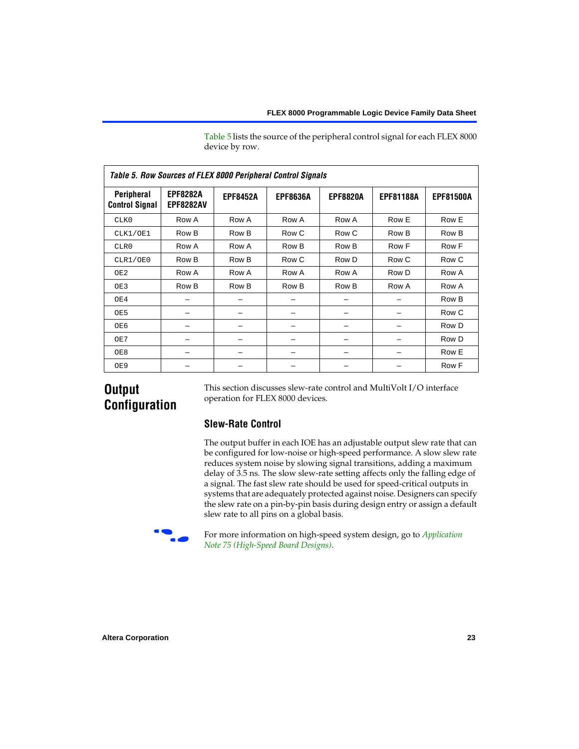Table 5 lists the source of the peripheral control signal for each FLEX 8000 device by row.

**Table 5. Row Sources of FLEX 8000 Peripheral Control Signals**

| Peripheral Control Signal | EPF8282A EPF8282AV | EPF8452A | EPF8636A | EPF8820A | EPF81188A | EPF81500A |
|---|---|---|---|---|---|---|
| CLK0 | Row A | Row A | Row A | Row A | Row E | Row E |
| CLK1/OE1 | Row B | Row B | Row C | Row C | Row B | Row B |
| CLR0 | Row A | Row A | Row B | Row B | Row F | Row F |
| CLR1/OE0 | Row B | Row B | Row C | Row D | Row C | Row C |
| OE2 | Row A | Row A | Row A | Row A | Row D | Row A |
| OE3 | Row B | Row B | Row B | Row B | Row A | Row A |
| OE4 | – | – | – | – | – | Row B |
| OE5 | – | – | – | – | – | Row C |
| OE6 | – | – | – | – | – | Row D |
| OE7 | – | – | – | – | – | Row D |
| OE8 | – | – | – | – | – | Row E |
| OE9 | – | – | – | – | – | Row F |

## Output Configuration

This section discusses slew-rate control and MultiVolt I/O interface operation for FLEX 8000 devices.

### Slew-Rate Control

The output buffer in each IOE has an adjustable output slew rate that can be configured for low-noise or high-speed performance. A slow slew rate reduces system noise by slowing signal transitions, adding a maximum delay of 3.5 ns. The slow slew-rate setting affects only the falling edge of a signal. The fast slew rate should be used for speed-critical outputs in systems that are adequately protected against noise. Designers can specify the slew rate on a pin-by-pin basis during design entry or assign a default slew rate to all pins on a global basis.

For more information on high-speed system design, go to *Application Note 75 (High-Speed Board Designs)*.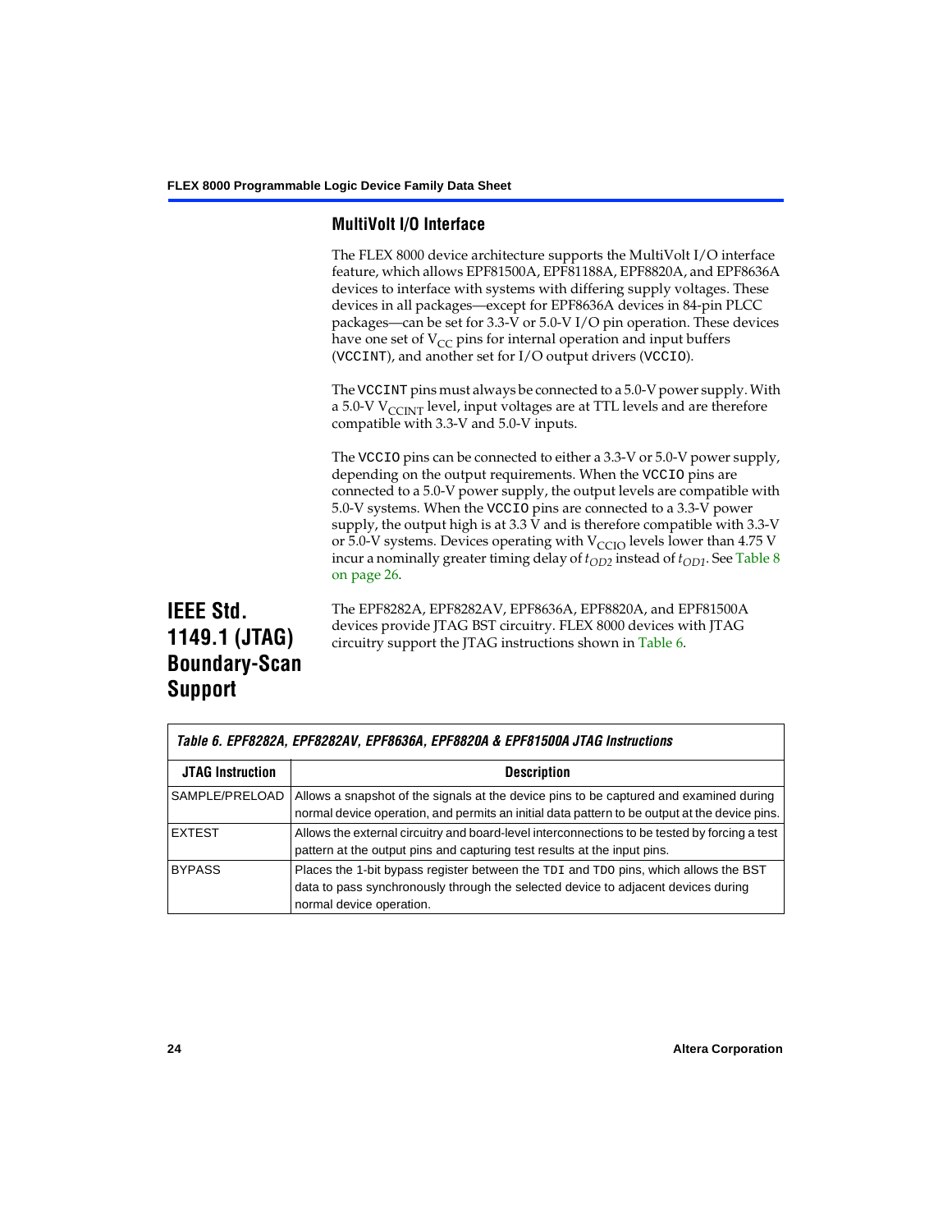### MultiVolt I/O Interface

The FLEX 8000 device architecture supports the MultiVolt I/O interface feature, which allows EPF81500A, EPF81188A, EPF8820A, and EPF8636A devices to interface with systems with differing supply voltages. These devices in all packages—except for EPF8636A devices in 84-pin PLCC packages—can be set for 3.3-V or 5.0-V I/O pin operation. These devices have one set of $V_{CC}$ pins for internal operation and input buffers (`VCCINT`), and another set for I/O output drivers (`VCCIO`).

The `VCCINT` pins must always be connected to a 5.0-V power supply. With a 5.0-V $V_{CCINT}$ level, input voltages are at TTL levels and are therefore compatible with 3.3-V and 5.0-V inputs.

The `VCCIO` pins can be connected to either a 3.3-V or 5.0-V power supply, depending on the output requirements. When the `VCCIO` pins are connected to a 5.0-V power supply, the output levels are compatible with 5.0-V systems. When the `VCCIO` pins are connected to a 3.3-V power supply, the output high is at 3.3 V and is therefore compatible with 3.3-V or 5.0-V systems. Devices operating with $V_{CCIO}$ levels lower than 4.75 V incur a nominally greater timing delay of $t_{OD2}$ instead of $t_{OD1}$. See Table 8 on page 26.

## IEEE Std. 1149.1 (JTAG) Boundary-Scan Support

The EPF8282A, EPF8282AV, EPF8636A, EPF8820A, and EPF81500A devices provide JTAG BST circuitry. FLEX 8000 devices with JTAG circuitry support the JTAG instructions shown in Table 6.

*Table 6. EPF8282A, EPF8282AV, EPF8636A, EPF8820A & EPF81500A JTAG Instructions*

| JTAG Instruction | Description |
| --- | --- |
| SAMPLE/PRELOAD | Allows a snapshot of the signals at the device pins to be captured and examined during normal device operation, and permits an initial data pattern to be output at the device pins. |
| EXTEST | Allows the external circuitry and board-level interconnections to be tested by forcing a test pattern at the output pins and capturing test results at the input pins. |
| BYPASS | Places the 1-bit bypass register between the `TDI` and `TDO` pins, which allows the BST data to pass synchronously through the selected device to adjacent devices during normal device operation. |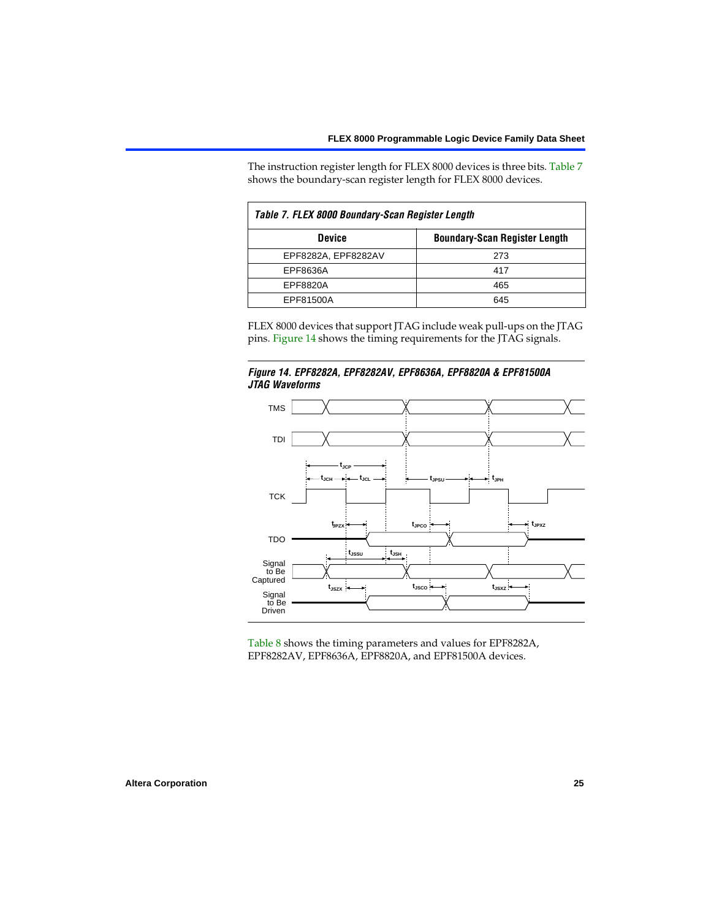The instruction register length for FLEX 8000 devices is three bits. Table 7 shows the boundary-scan register length for FLEX 8000 devices.

| Table 7. FLEX 8000 Boundary-Scan Register Length | |
|---|---|
| **Device** | **Boundary-Scan Register Length** |
| EPF8282A, EPF8282AV | 273 |
| EPF8636A | 417 |
| EPF8820A | 465 |
| EPF81500A | 645 |

FLEX 8000 devices that support JTAG include weak pull-ups on the JTAG pins. Figure 14 shows the timing requirements for the JTAG signals.

***Figure 14. EPF8282A, EPF8282AV, EPF8636A, EPF8820A & EPF81500A JTAG Waveforms***

Table 8 shows the timing parameters and values for EPF8282A, EPF8282AV, EPF8636A, EPF8820A, and EPF81500A devices.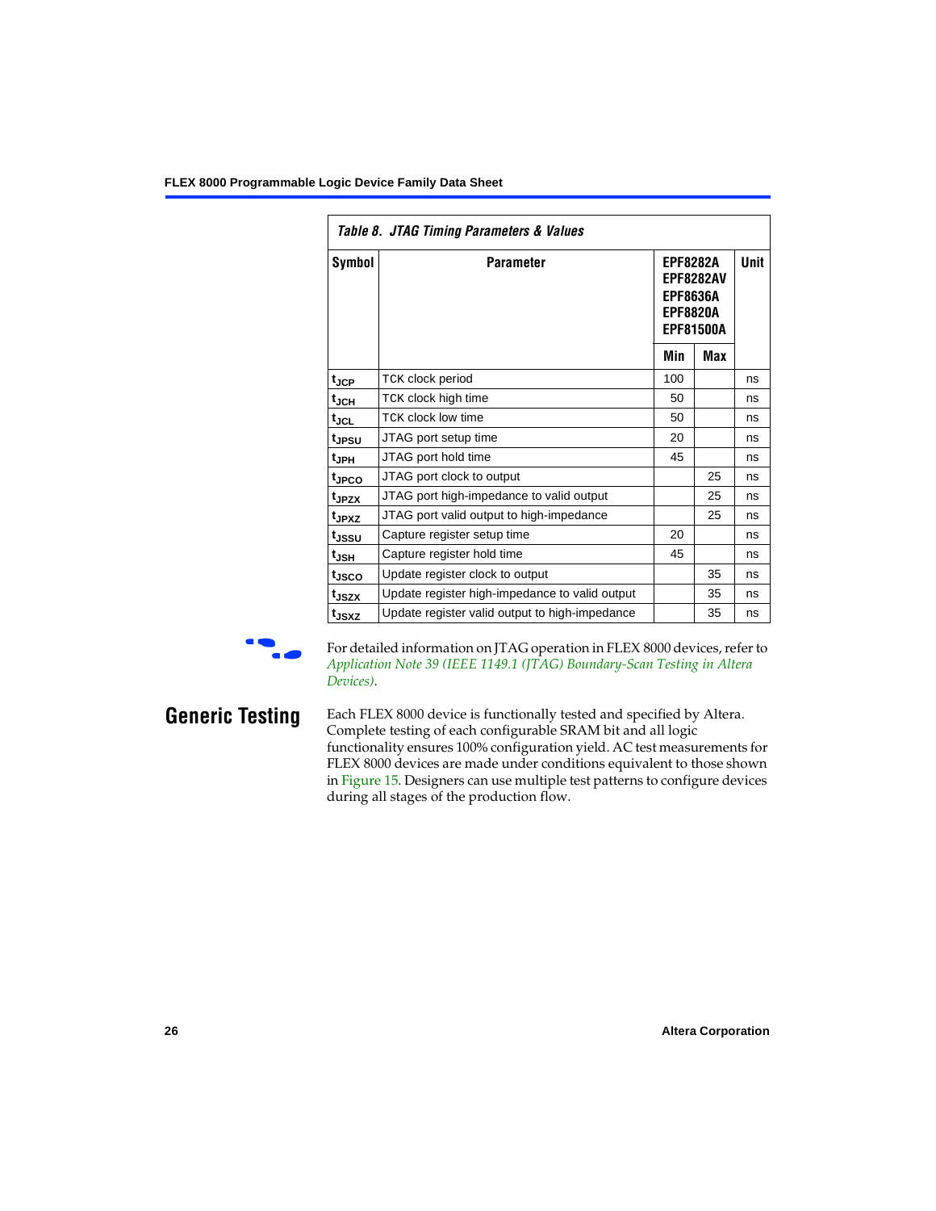*Table 8. JTAG Timing Parameters & Values*

| Symbol | Parameter | EPF8282A EPF8282AV EPF8636A EPF8820A EPF81500A | | Unit |
|---|---|---|---|---|
| | | Min | Max | |
| $t_{JCP}$ | TCK clock period | 100 | | ns |
| $t_{JCH}$ | TCK clock high time | 50 | | ns |
| $t_{JCL}$ | TCK clock low time | 50 | | ns |
| $t_{JPSU}$ | JTAG port setup time | 20 | | ns |
| $t_{JPH}$ | JTAG port hold time | 45 | | ns |
| $t_{JPCO}$ | JTAG port clock to output | | 25 | ns |
| $t_{JPZX}$ | JTAG port high-impedance to valid output | | 25 | ns |
| $t_{JPXZ}$ | JTAG port valid output to high-impedance | | 25 | ns |
| $t_{JSSU}$ | Capture register setup time | 20 | | ns |
| $t_{JSH}$ | Capture register hold time | 45 | | ns |
| $t_{JSCO}$ | Update register clock to output | | 35 | ns |
| $t_{JSZX}$ | Update register high-impedance to valid output | | 35 | ns |
| $t_{JSXZ}$ | Update register valid output to high-impedance | | 35 | ns |

For detailed information on JTAG operation in FLEX 8000 devices, refer to *Application Note 39 (IEEE 1149.1 (JTAG) Boundary-Scan Testing in Altera Devices)*.

## Generic Testing

Each FLEX 8000 device is functionally tested and specified by Altera. Complete testing of each configurable SRAM bit and all logic functionality ensures 100% configuration yield. AC test measurements for FLEX 8000 devices are made under conditions equivalent to those shown in Figure 15. Designers can use multiple test patterns to configure devices during all stages of the production flow.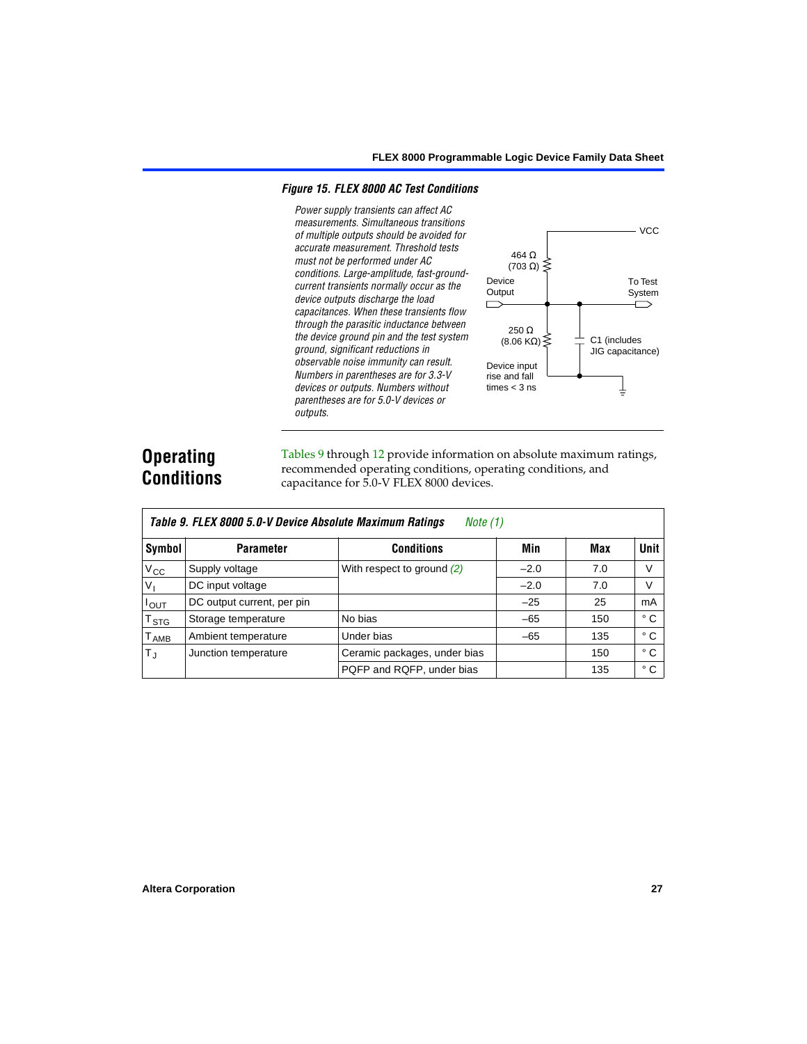*Figure 15. FLEX 8000 AC Test Conditions*

*Power supply transients can affect AC measurements. Simultaneous transitions of multiple outputs should be avoided for accurate measurement. Threshold tests must not be performed under AC conditions. Large-amplitude, fast-ground-current transients normally occur as the device outputs discharge the load capacitances. When these transients flow through the parasitic inductance between the device ground pin and the test system ground, significant reductions in observable noise immunity can result. Numbers in parentheses are for 3.3-V devices or outputs. Numbers without parentheses are for 5.0-V devices or outputs.*

VCC

464 Ω (703 Ω)

Device Output

To Test System

250 Ω (8.06 KΩ)

C1 (includes JIG capacitance)

Device input rise and fall times < 3 ns

## Operating Conditions

Tables 9 through 12 provide information on absolute maximum ratings, recommended operating conditions, operating conditions, and capacitance for 5.0-V FLEX 8000 devices.

*Table 9. FLEX 8000 5.0-V Device Absolute Maximum Ratings* *Note (1)*

| Symbol | Parameter | Conditions | Min | Max | Unit |
|---|---|---|---|---|---|
| $V_{CC}$ | Supply voltage | With respect to ground *(2)* | –2.0 | 7.0 | V |
| $V_I$ | DC input voltage | | –2.0 | 7.0 | V |
| $I_{OUT}$ | DC output current, per pin | | –25 | 25 | mA |
| $T_{STG}$ | Storage temperature | No bias | –65 | 150 | ° C |
| $T_{AMB}$ | Ambient temperature | Under bias | –65 | 135 | ° C |
| $T_J$ | Junction temperature | Ceramic packages, under bias | | 150 | ° C |
| | | PQFP and RQFP, under bias | | 135 | ° C |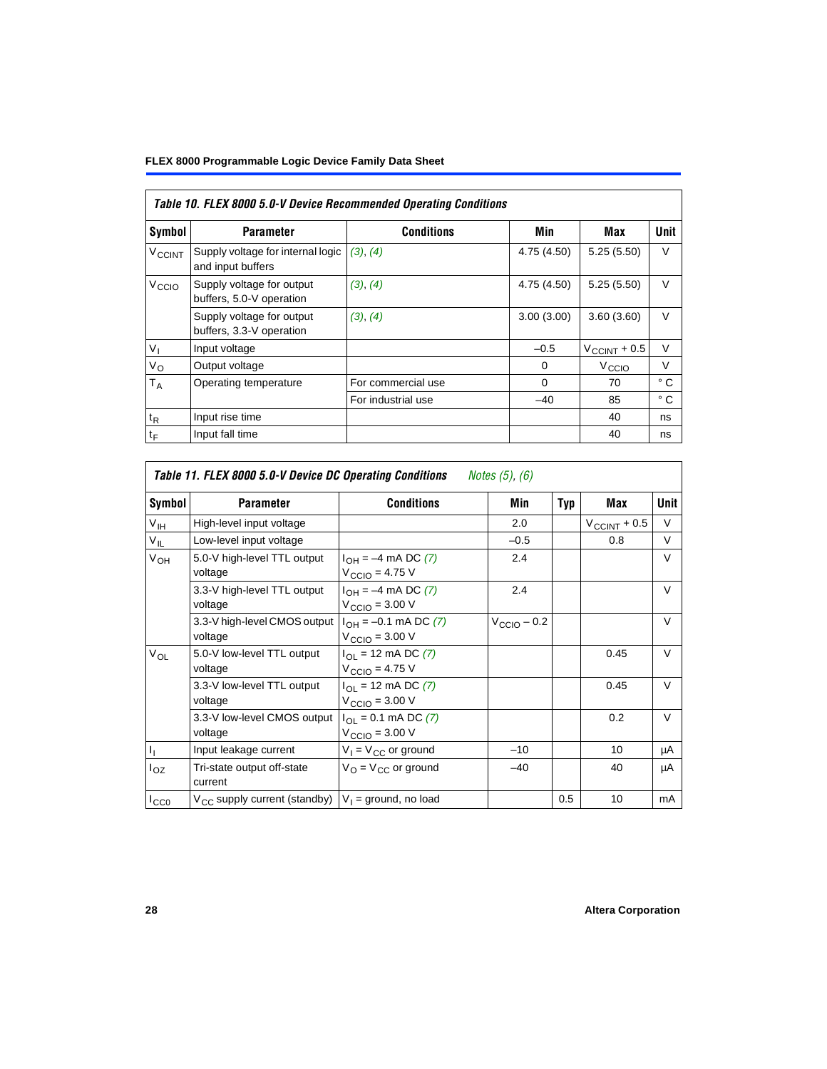**Table 10. FLEX 8000 5.0-V Device Recommended Operating Conditions**

| Symbol | Parameter | Conditions | Min | Max | Unit |
|---|---|---|---|---|---|
| $V_{CCINT}$ | Supply voltage for internal logic and input buffers | (3), (4) | 4.75 (4.50) | 5.25 (5.50) | V |
| $V_{CCIO}$ | Supply voltage for output buffers, 5.0-V operation | (3), (4) | 4.75 (4.50) | 5.25 (5.50) | V |
| | Supply voltage for output buffers, 3.3-V operation | (3), (4) | 3.00 (3.00) | 3.60 (3.60) | V |
| $V_I$ | Input voltage | | –0.5 | $V_{CCINT}$ + 0.5 | V |
| $V_O$ | Output voltage | | 0 | $V_{CCIO}$ | V |
| $T_A$ | Operating temperature | For commercial use | 0 | 70 | ° C |
| | | For industrial use | –40 | 85 | ° C |
| $t_R$ | Input rise time | | | 40 | ns |
| $t_F$ | Input fall time | | | 40 | ns |

**Table 11. FLEX 8000 5.0-V Device DC Operating Conditions** *Notes (5), (6)*

| Symbol | Parameter | Conditions | Min | Typ | Max | Unit |
|---|---|---|---|---|---|---|
| $V_{IH}$ | High-level input voltage | | 2.0 | | $V_{CCINT}$ + 0.5 | V |
| $V_{IL}$ | Low-level input voltage | | –0.5 | | 0.8 | V |
| $V_{OH}$ | 5.0-V high-level TTL output voltage | $I_{OH}$ = –4 mA DC (7) $V_{CCIO}$ = 4.75 V | 2.4 | | | V |
| | 3.3-V high-level TTL output voltage | $I_{OH}$ = –4 mA DC (7) $V_{CCIO}$ = 3.00 V | 2.4 | | | V |
| | 3.3-V high-level CMOS output voltage | $I_{OH}$ = –0.1 mA DC (7) $V_{CCIO}$ = 3.00 V | $V_{CCIO}$ – 0.2 | | | V |
| $V_{OL}$ | 5.0-V low-level TTL output voltage | $I_{OL}$ = 12 mA DC (7) $V_{CCIO}$ = 4.75 V | | | 0.45 | V |
| | 3.3-V low-level TTL output voltage | $I_{OL}$ = 12 mA DC (7) $V_{CCIO}$ = 3.00 V | | | 0.45 | V |
| | 3.3-V low-level CMOS output voltage | $I_{OL}$ = 0.1 mA DC (7) $V_{CCIO}$ = 3.00 V | | | 0.2 | V |
| $I_I$ | Input leakage current | $V_I$ = $V_{CC}$ or ground | –10 | | 10 | µA |
| $I_{OZ}$ | Tri-state output off-state current | $V_O$ = $V_{CC}$ or ground | –40 | | 40 | µA |
| $I_{CC0}$ | $V_{CC}$ supply current (standby) | $V_I$ = ground, no load | | 0.5 | 10 | mA |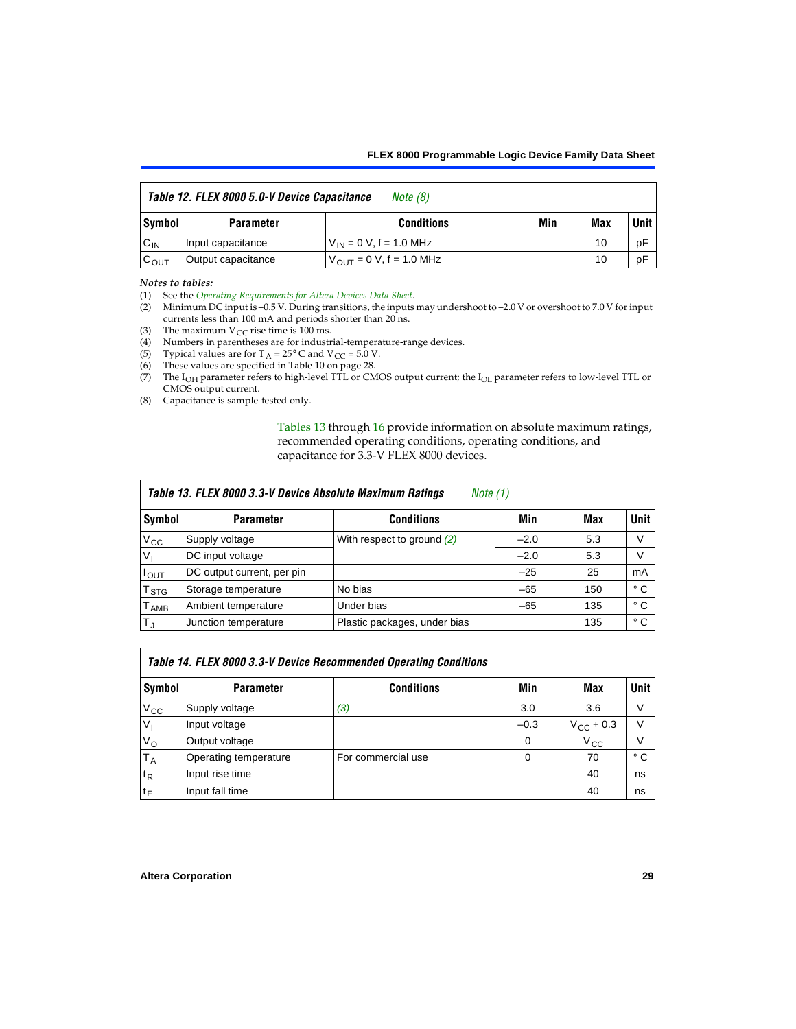| *Table 12. FLEX 8000 5.0-V Device Capacitance* *Note (8)* | | | | | |
|---|---|---|---|---|---|
| **Symbol** | **Parameter** | **Conditions** | **Min** | **Max** | **Unit** |
| $C_{IN}$ | Input capacitance | $V_{IN}$ = 0 V, f = 1.0 MHz | | 10 | pF |
| $C_{OUT}$ | Output capacitance | $V_{OUT}$ = 0 V, f = 1.0 MHz | | 10 | pF |

*Notes to tables:*

(1) See the *Operating Requirements for Altera Devices Data Sheet*.
(2) Minimum DC input is –0.5 V. During transitions, the inputs may undershoot to –2.0 V or overshoot to 7.0 V for input currents less than 100 mA and periods shorter than 20 ns.
(3) The maximum $V_{CC}$ rise time is 100 ms.
(4) Numbers in parentheses are for industrial-temperature-range devices.
(5) Typical values are for $T_A$ = 25° C and $V_{CC}$ = 5.0 V.
(6) These values are specified in Table 10 on page 28.
(7) The $I_{OH}$ parameter refers to high-level TTL or CMOS output current; the $I_{OL}$ parameter refers to low-level TTL or CMOS output current.
(8) Capacitance is sample-tested only.

Tables 13 through 16 provide information on absolute maximum ratings, recommended operating conditions, operating conditions, and capacitance for 3.3-V FLEX 8000 devices.

| *Table 13. FLEX 8000 3.3-V Device Absolute Maximum Ratings* *Note (1)* | | | | | |
|---|---|---|---|---|---|
| **Symbol** | **Parameter** | **Conditions** | **Min** | **Max** | **Unit** |
| $V_{CC}$ | Supply voltage | With respect to ground *(2)* | –2.0 | 5.3 | V |
| $V_I$ | DC input voltage | | –2.0 | 5.3 | V |
| $I_{OUT}$ | DC output current, per pin | | –25 | 25 | mA |
| $T_{STG}$ | Storage temperature | No bias | –65 | 150 | ° C |
| $T_{AMB}$ | Ambient temperature | Under bias | –65 | 135 | ° C |
| $T_J$ | Junction temperature | Plastic packages, under bias | | 135 | ° C |

| *Table 14. FLEX 8000 3.3-V Device Recommended Operating Conditions* | | | | | |
|---|---|---|---|---|---|
| **Symbol** | **Parameter** | **Conditions** | **Min** | **Max** | **Unit** |
| $V_{CC}$ | Supply voltage | *(3)* | 3.0 | 3.6 | V |
| $V_I$ | Input voltage | | –0.3 | $V_{CC}$ + 0.3 | V |
| $V_O$ | Output voltage | | 0 | $V_{CC}$ | V |
| $T_A$ | Operating temperature | For commercial use | 0 | 70 | ° C |
| $t_R$ | Input rise time | | | 40 | ns |
| $t_F$ | Input fall time | | | 40 | ns |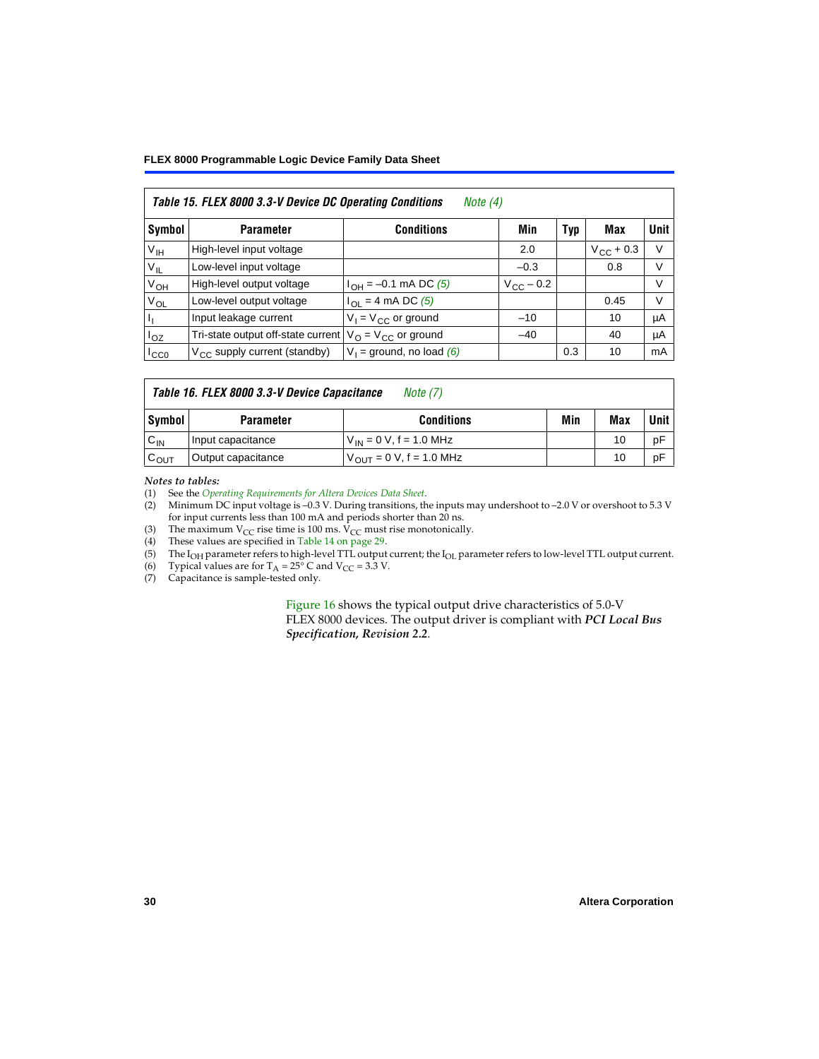**Table 15. FLEX 8000 3.3-V Device DC Operating Conditions** *Note (4)*

| Symbol | Parameter | Conditions | Min | Typ | Max | Unit |
|---|---|---|---|---|---|---|
| $V_{IH}$ | High-level input voltage | | 2.0 | | $V_{CC}$ + 0.3 | V |
| $V_{IL}$ | Low-level input voltage | | –0.3 | | 0.8 | V |
| $V_{OH}$ | High-level output voltage | $I_{OH}$ = –0.1 mA DC *(5)* | $V_{CC}$ – 0.2 | | | V |
| $V_{OL}$ | Low-level output voltage | $I_{OL}$ = 4 mA DC *(5)* | | | 0.45 | V |
| $I_I$ | Input leakage current | $V_I = V_{CC}$ or ground | –10 | | 10 | μA |
| $I_{OZ}$ | Tri-state output off-state current | $V_O = V_{CC}$ or ground | –40 | | 40 | μA |
| $I_{CC0}$ | $V_{CC}$ supply current (standby) | $V_I$ = ground, no load *(6)* | | 0.3 | 10 | mA |

**Table 16. FLEX 8000 3.3-V Device Capacitance** *Note (7)*

| Symbol | Parameter | Conditions | Min | Max | Unit |
|---|---|---|---|---|---|
| $C_{IN}$ | Input capacitance | $V_{IN}$ = 0 V, f = 1.0 MHz | | 10 | pF |
| $C_{OUT}$ | Output capacitance | $V_{OUT}$ = 0 V, f = 1.0 MHz | | 10 | pF |

*Notes to tables:*

(1) See the *Operating Requirements for Altera Devices Data Sheet*.
(2) Minimum DC input voltage is –0.3 V. During transitions, the inputs may undershoot to –2.0 V or overshoot to 5.3 V for input currents less than 100 mA and periods shorter than 20 ns.
(3) The maximum $V_{CC}$ rise time is 100 ms. $V_{CC}$ must rise monotonically.
(4) These values are specified in Table 14 on page 29.
(5) The $I_{OH}$ parameter refers to high-level TTL output current; the $I_{OL}$ parameter refers to low-level TTL output current.
(6) Typical values are for $T_A$ = 25° C and $V_{CC}$ = 3.3 V.
(7) Capacitance is sample-tested only.

Figure 16 shows the typical output drive characteristics of 5.0-V FLEX 8000 devices. The output driver is compliant with ***PCI Local Bus Specification, Revision 2.2***.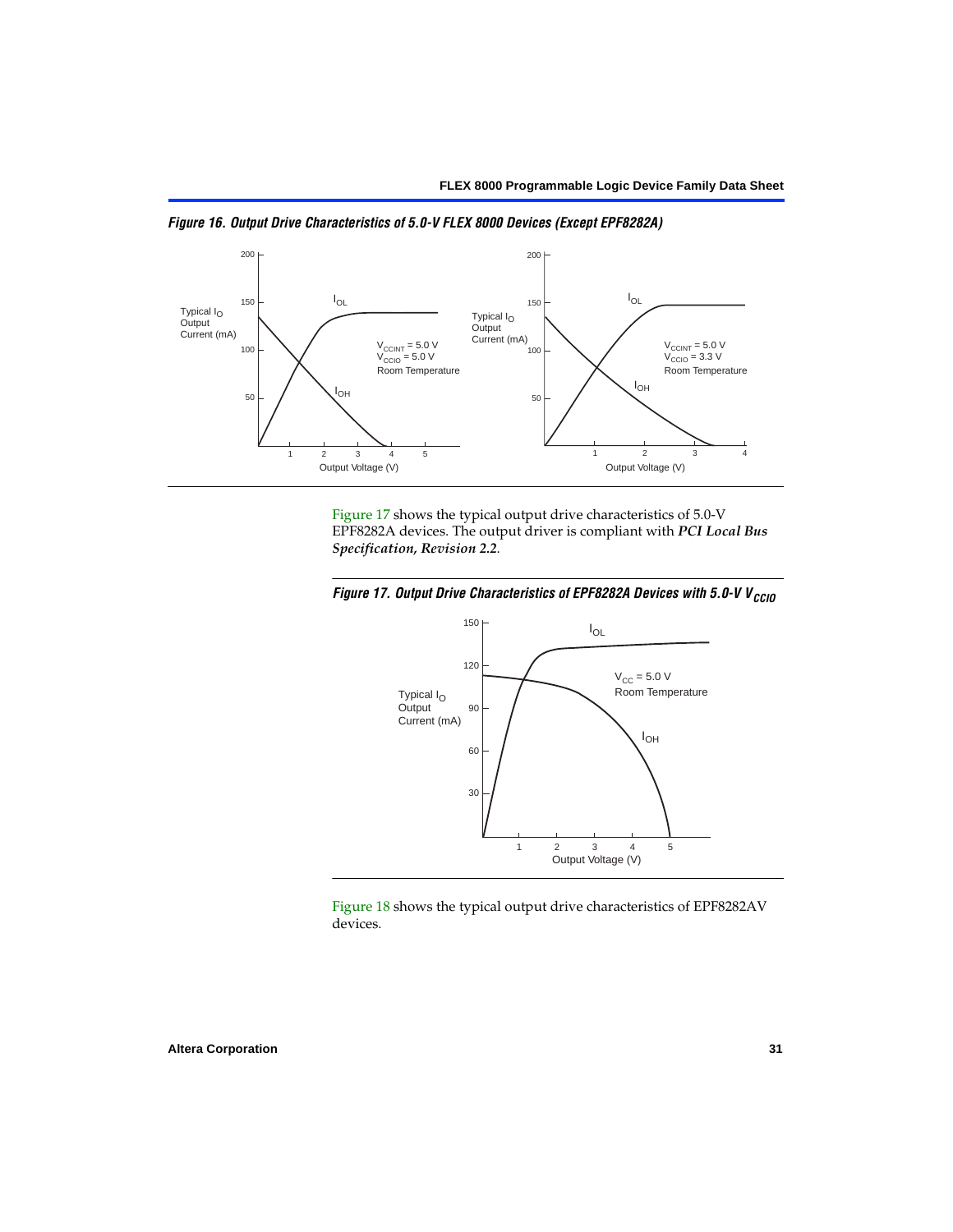*Figure 16. Output Drive Characteristics of 5.0-V FLEX 8000 Devices (Except EPF8282A)*

Figure 17 shows the typical output drive characteristics of 5.0-V EPF8282A devices. The output driver is compliant with ***PCI Local Bus Specification, Revision 2.2***.

*Figure 17. Output Drive Characteristics of EPF8282A Devices with 5.0-V $V_{CCIO}$*

Figure 18 shows the typical output drive characteristics of EPF8282AV devices.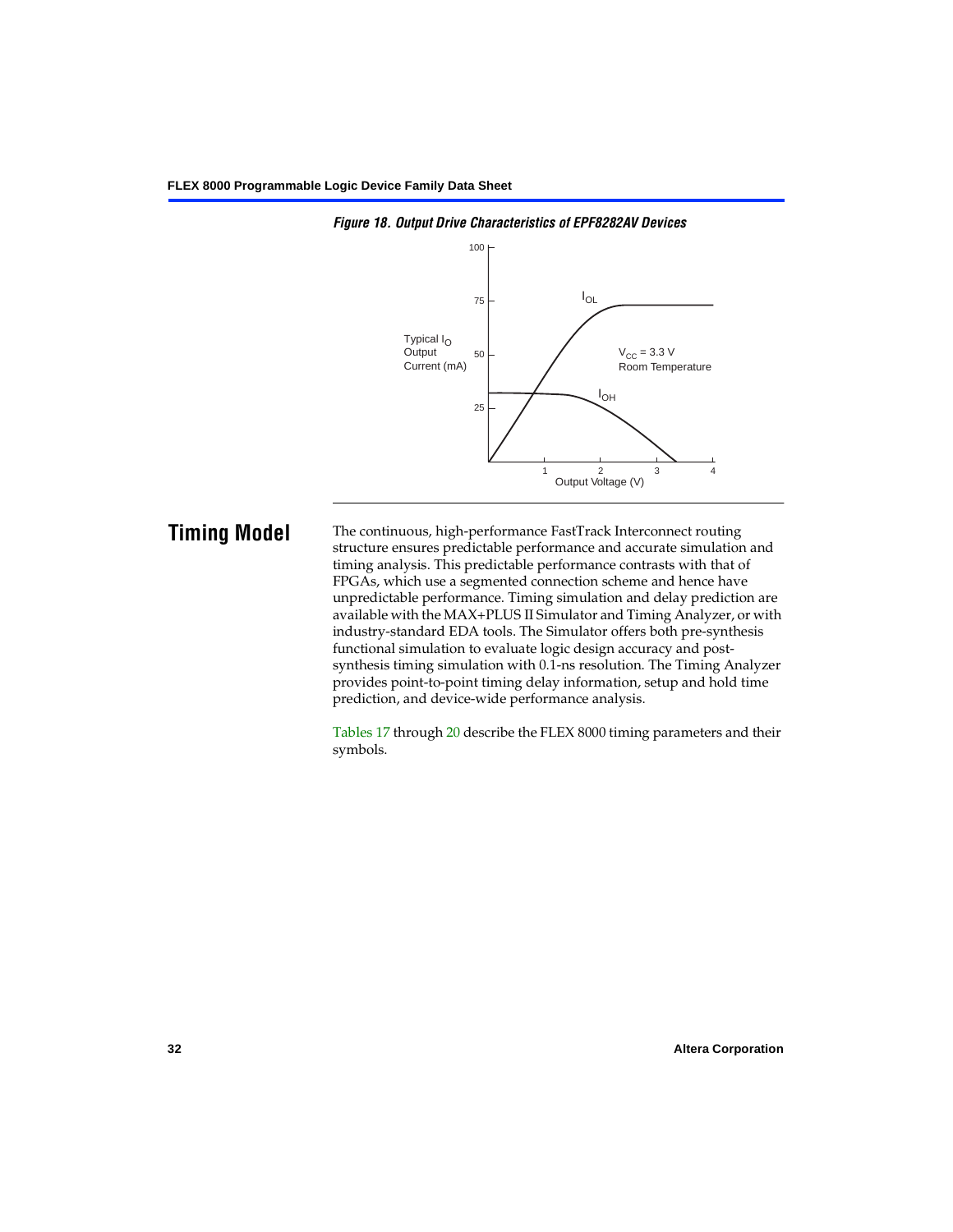*Figure 18. Output Drive Characteristics of EPF8282AV Devices*

## Timing Model

The continuous, high-performance FastTrack Interconnect routing structure ensures predictable performance and accurate simulation and timing analysis. This predictable performance contrasts with that of FPGAs, which use a segmented connection scheme and hence have unpredictable performance. Timing simulation and delay prediction are available with the MAX+PLUS II Simulator and Timing Analyzer, or with industry-standard EDA tools. The Simulator offers both pre-synthesis functional simulation to evaluate logic design accuracy and post-synthesis timing simulation with 0.1-ns resolution. The Timing Analyzer provides point-to-point timing delay information, setup and hold time prediction, and device-wide performance analysis.

Tables 17 through 20 describe the FLEX 8000 timing parameters and their symbols.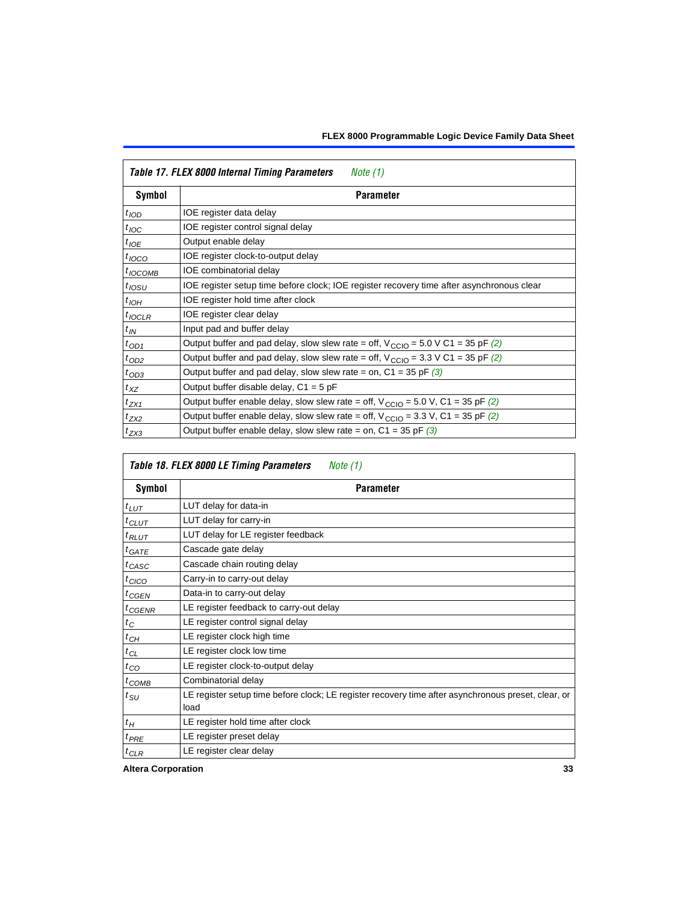**Table 17. FLEX 8000 Internal Timing Parameters** *Note (1)*

| Symbol | Parameter |
|---|---|
| $t_{IOD}$ | IOE register data delay |
| $t_{IOC}$ | IOE register control signal delay |
| $t_{IOE}$ | Output enable delay |
| $t_{IOCO}$ | IOE register clock-to-output delay |
| $t_{IOCOMB}$ | IOE combinatorial delay |
| $t_{IOSU}$ | IOE register setup time before clock; IOE register recovery time after asynchronous clear |
| $t_{IOH}$ | IOE register hold time after clock |
| $t_{IOCLR}$ | IOE register clear delay |
| $t_{IN}$ | Input pad and buffer delay |
| $t_{OD1}$ | Output buffer and pad delay, slow slew rate = off, $V_{CCIO}$ = 5.0 V C1 = 35 pF *(2)* |
| $t_{OD2}$ | Output buffer and pad delay, slow slew rate = off, $V_{CCIO}$ = 3.3 V C1 = 35 pF *(2)* |
| $t_{OD3}$ | Output buffer and pad delay, slow slew rate = on, C1 = 35 pF *(3)* |
| $t_{XZ}$ | Output buffer disable delay, C1 = 5 pF |
| $t_{ZX1}$ | Output buffer enable delay, slow slew rate = off, $V_{CCIO}$ = 5.0 V, C1 = 35 pF *(2)* |
| $t_{ZX2}$ | Output buffer enable delay, slow slew rate = off, $V_{CCIO}$ = 3.3 V, C1 = 35 pF *(2)* |
| $t_{ZX3}$ | Output buffer enable delay, slow slew rate = on, C1 = 35 pF *(3)* |

**Table 18. FLEX 8000 LE Timing Parameters** *Note (1)*

| Symbol | Parameter |
|---|---|
| $t_{LUT}$ | LUT delay for data-in |
| $t_{CLUT}$ | LUT delay for carry-in |
| $t_{RLUT}$ | LUT delay for LE register feedback |
| $t_{GATE}$ | Cascade gate delay |
| $t_{CASC}$ | Cascade chain routing delay |
| $t_{CICO}$ | Carry-in to carry-out delay |
| $t_{CGEN}$ | Data-in to carry-out delay |
| $t_{CGENR}$ | LE register feedback to carry-out delay |
| $t_{C}$ | LE register control signal delay |
| $t_{CH}$ | LE register clock high time |
| $t_{CL}$ | LE register clock low time |
| $t_{CO}$ | LE register clock-to-output delay |
| $t_{COMB}$ | Combinatorial delay |
| $t_{SU}$ | LE register setup time before clock; LE register recovery time after asynchronous preset, clear, or load |
| $t_{H}$ | LE register hold time after clock |
| $t_{PRE}$ | LE register preset delay |
| $t_{CLR}$ | LE register clear delay |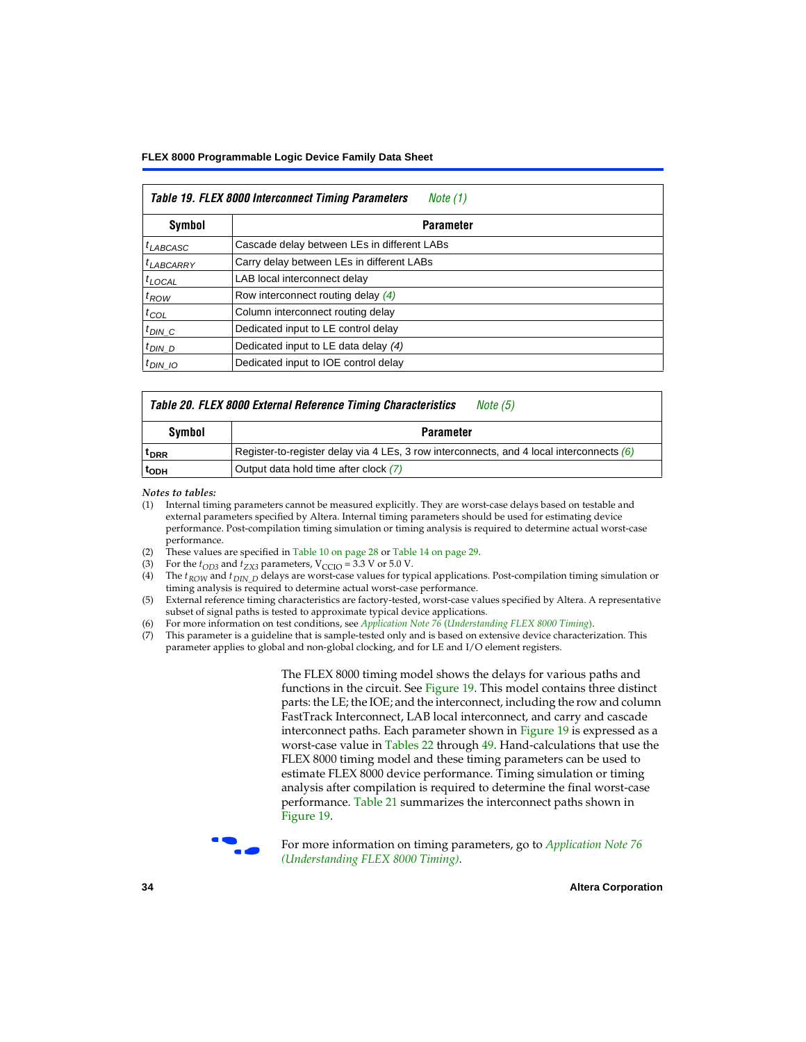| Table 19. FLEX 8000 Interconnect Timing Parameters *Note (1)* | |
|---|---|
| **Symbol** | **Parameter** |
| $t_{LABCASC}$ | Cascade delay between LEs in different LABs |
| $t_{LABCARRY}$ | Carry delay between LEs in different LABs |
| $t_{LOCAL}$ | LAB local interconnect delay |
| $t_{ROW}$ | Row interconnect routing delay *(4)* |
| $t_{COL}$ | Column interconnect routing delay |
| $t_{DIN\_C}$ | Dedicated input to LE control delay |
| $t_{DIN\_D}$ | Dedicated input to LE data delay *(4)* |
| $t_{DIN\_IO}$ | Dedicated input to IOE control delay |

| Table 20. FLEX 8000 External Reference Timing Characteristics *Note (5)* | |
|---|---|
| **Symbol** | **Parameter** |
| $t_{DRR}$ | Register-to-register delay via 4 LEs, 3 row interconnects, and 4 local interconnects *(6)* |
| $t_{ODH}$ | Output data hold time after clock *(7)* |

*Notes to tables:*

(1) Internal timing parameters cannot be measured explicitly. They are worst-case delays based on testable and external parameters specified by Altera. Internal timing parameters should be used for estimating device performance. Post-compilation timing simulation or timing analysis is required to determine actual worst-case performance.
(2) These values are specified in Table 10 on page 28 or Table 14 on page 29.
(3) For the $t_{OD3}$ and $t_{ZX3}$ parameters, $V_{CCIO}$ = 3.3 V or 5.0 V.
(4) The $t_{ROW}$ and $t_{DIN\_D}$ delays are worst-case values for typical applications. Post-compilation timing simulation or timing analysis is required to determine actual worst-case performance.
(5) External reference timing characteristics are factory-tested, worst-case values specified by Altera. A representative subset of signal paths is tested to approximate typical device applications.
(6) For more information on test conditions, see *Application Note 76* (*Understanding FLEX 8000 Timing*).
(7) This parameter is a guideline that is sample-tested only and is based on extensive device characterization. This parameter applies to global and non-global clocking, and for LE and I/O element registers.

The FLEX 8000 timing model shows the delays for various paths and functions in the circuit. See Figure 19. This model contains three distinct parts: the LE; the IOE; and the interconnect, including the row and column FastTrack Interconnect, LAB local interconnect, and carry and cascade interconnect paths. Each parameter shown in Figure 19 is expressed as a worst-case value in Tables 22 through 49. Hand-calculations that use the FLEX 8000 timing model and these timing parameters can be used to estimate FLEX 8000 device performance. Timing simulation or timing analysis after compilation is required to determine the final worst-case performance. Table 21 summarizes the interconnect paths shown in Figure 19.

For more information on timing parameters, go to *Application Note 76 (Understanding FLEX 8000 Timing)*.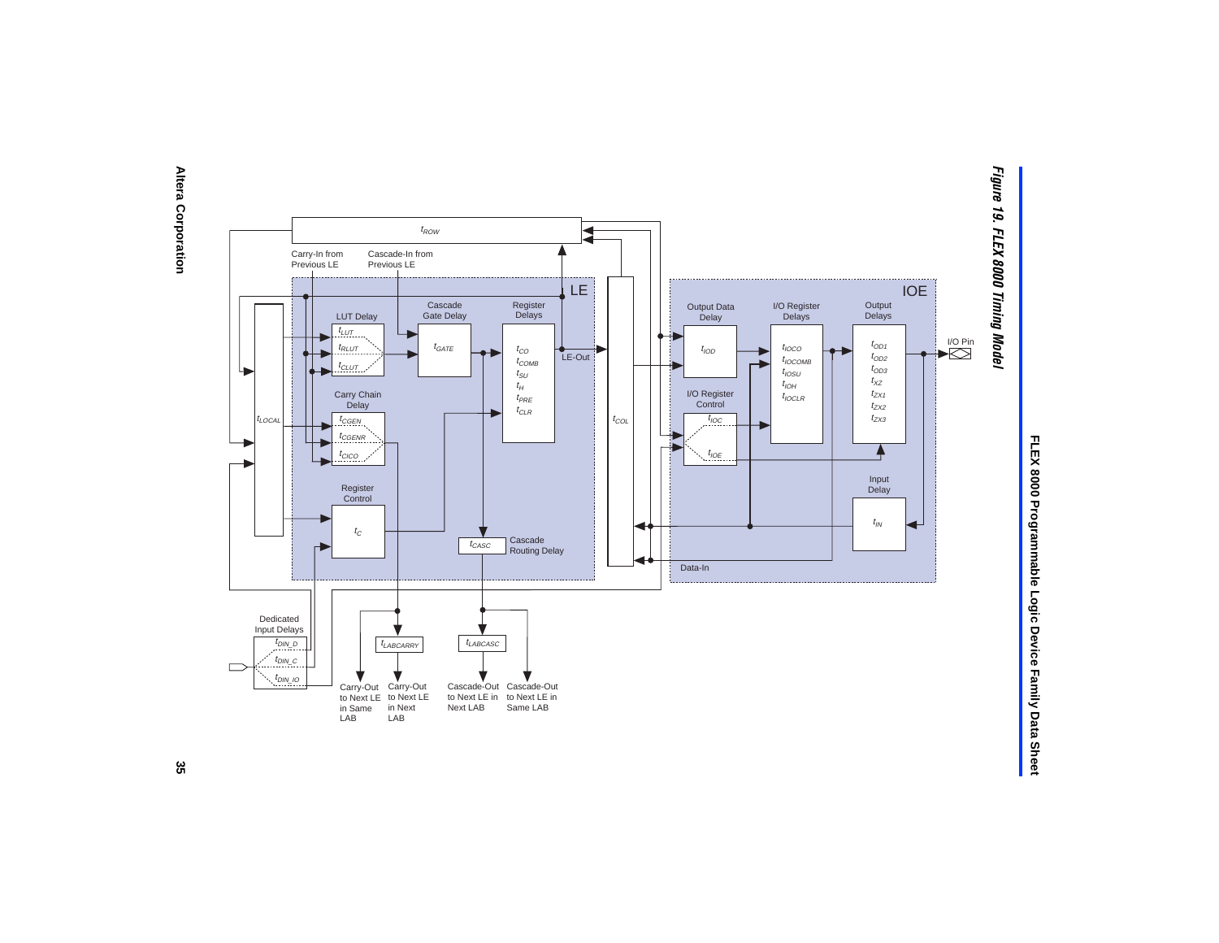*Figure 19. FLEX 8000 Timing Model*

LE

- $t_{ROW}$
- Carry-In from Previous LE
- Cascade-In from Previous LE
- LUT Delay: $t_{LUT}$, $t_{RLUT}$, $t_{CLUT}$
- Cascade Gate Delay: $t_{GATE}$
- Register Delays: $t_{CO}$, $t_{COMB}$, $t_{SU}$, $t_{H}$, $t_{PRE}$, $t_{CLR}$
- LE-Out
- $t_{LOCAL}$
- Carry Chain Delay: $t_{CGEN}$, $t_{CGENR}$, $t_{CICO}$
- Register Control: $t_{C}$
- Cascade Routing Delay: $t_{CASC}$
- $t_{COL}$

IOE

- Output Data Delay: $t_{IOD}$
- I/O Register Delays: $t_{IOCO}$, $t_{IOCOMB}$, $t_{IOSU}$, $t_{IOH}$, $t_{IOCLR}$
- Output Delays: $t_{OD1}$, $t_{OD2}$, $t_{OD3}$, $t_{XZ}$, $t_{ZX1}$, $t_{ZX2}$, $t_{ZX3}$
- I/O Register Control: $t_{IOC}$, $t_{IOE}$
- Input Delay: $t_{IN}$
- I/O Pin
- Data-In

Dedicated Input Delays: $t_{DIN\_D}$, $t_{DIN\_C}$, $t_{DIN\_IO}$

- $t_{LABCARRY}$
- $t_{LABCASC}$
- Carry-Out to Next LE in Same LAB
- Carry-Out to Next LE in Next LAB
- Cascade-Out to Next LE in Next LAB
- Cascade-Out to Next LE in Same LAB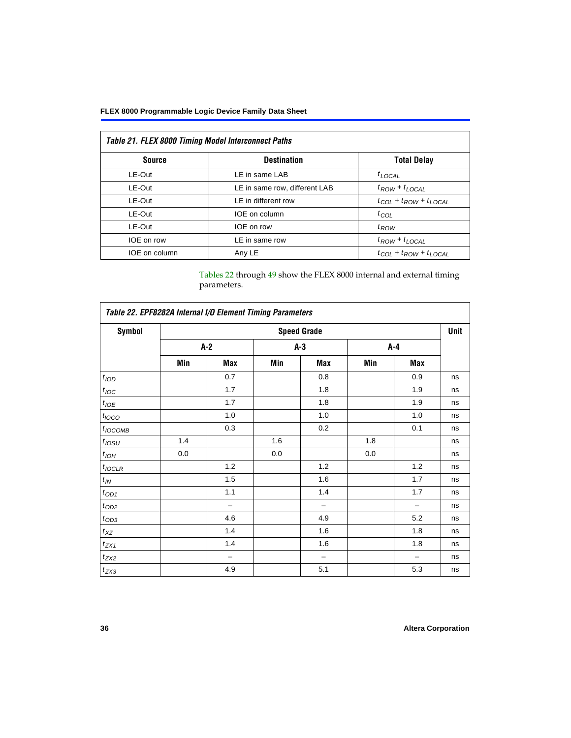*Table 21. FLEX 8000 Timing Model Interconnect Paths*

| Source | Destination | Total Delay |
|---|---|---|
| LE-Out | LE in same LAB | $t_{LOCAL}$ |
| LE-Out | LE in same row, different LAB | $t_{ROW} + t_{LOCAL}$ |
| LE-Out | LE in different row | $t_{COL} + t_{ROW} + t_{LOCAL}$ |
| LE-Out | IOE on column | $t_{COL}$ |
| LE-Out | IOE on row | $t_{ROW}$ |
| IOE on row | LE in same row | $t_{ROW} + t_{LOCAL}$ |
| IOE on column | Any LE | $t_{COL} + t_{ROW} + t_{LOCAL}$ |

Tables 22 through 49 show the FLEX 8000 internal and external timing parameters.

*Table 22. EPF8282A Internal I/O Element Timing Parameters*

| Symbol | Speed Grade | | | | | | Unit |
|---|---|---|---|---|---|---|---|
| | A-2 | | A-3 | | A-4 | | |
| | Min | Max | Min | Max | Min | Max | |
| $t_{IOD}$ | | 0.7 | | 0.8 | | 0.9 | ns |
| $t_{IOC}$ | | 1.7 | | 1.8 | | 1.9 | ns |
| $t_{IOE}$ | | 1.7 | | 1.8 | | 1.9 | ns |
| $t_{IOCO}$ | | 1.0 | | 1.0 | | 1.0 | ns |
| $t_{IOCOMB}$ | | 0.3 | | 0.2 | | 0.1 | ns |
| $t_{IOSU}$ | 1.4 | | 1.6 | | 1.8 | | ns |
| $t_{IOH}$ | 0.0 | | 0.0 | | 0.0 | | ns |
| $t_{IOCLR}$ | | 1.2 | | 1.2 | | 1.2 | ns |
| $t_{IN}$ | | 1.5 | | 1.6 | | 1.7 | ns |
| $t_{OD1}$ | | 1.1 | | 1.4 | | 1.7 | ns |
| $t_{OD2}$ | | – | | – | | – | ns |
| $t_{OD3}$ | | 4.6 | | 4.9 | | 5.2 | ns |
| $t_{XZ}$ | | 1.4 | | 1.6 | | 1.8 | ns |
| $t_{ZX1}$ | | 1.4 | | 1.6 | | 1.8 | ns |
| $t_{ZX2}$ | | – | | – | | – | ns |
| $t_{ZX3}$ | | 4.9 | | 5.1 | | 5.3 | ns |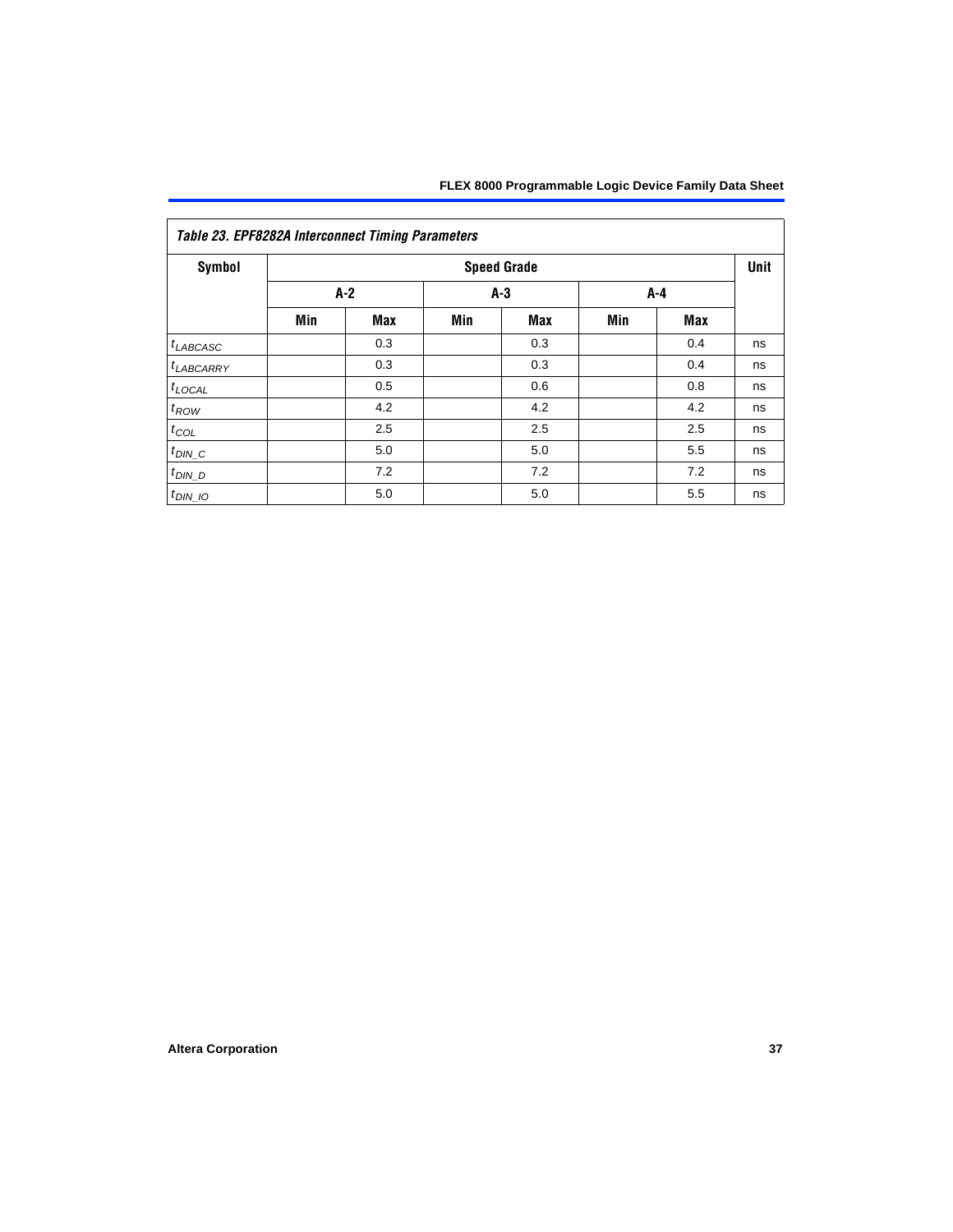*Table 23. EPF8282A Interconnect Timing Parameters*

| Symbol | Speed Grade | | | | | | Unit |
|---|---|---|---|---|---|---|---|
| | A-2 | | A-3 | | A-4 | | |
| | Min | Max | Min | Max | Min | Max | |
| $t_{LABCASC}$ | | 0.3 | | 0.3 | | 0.4 | ns |
| $t_{LABCARRY}$ | | 0.3 | | 0.3 | | 0.4 | ns |
| $t_{LOCAL}$ | | 0.5 | | 0.6 | | 0.8 | ns |
| $t_{ROW}$ | | 4.2 | | 4.2 | | 4.2 | ns |
| $t_{COL}$ | | 2.5 | | 2.5 | | 2.5 | ns |
| $t_{DIN\_C}$ | | 5.0 | | 5.0 | | 5.5 | ns |
| $t_{DIN\_D}$ | | 7.2 | | 7.2 | | 7.2 | ns |
| $t_{DIN\_IO}$ | | 5.0 | | 5.0 | | 5.5 | ns |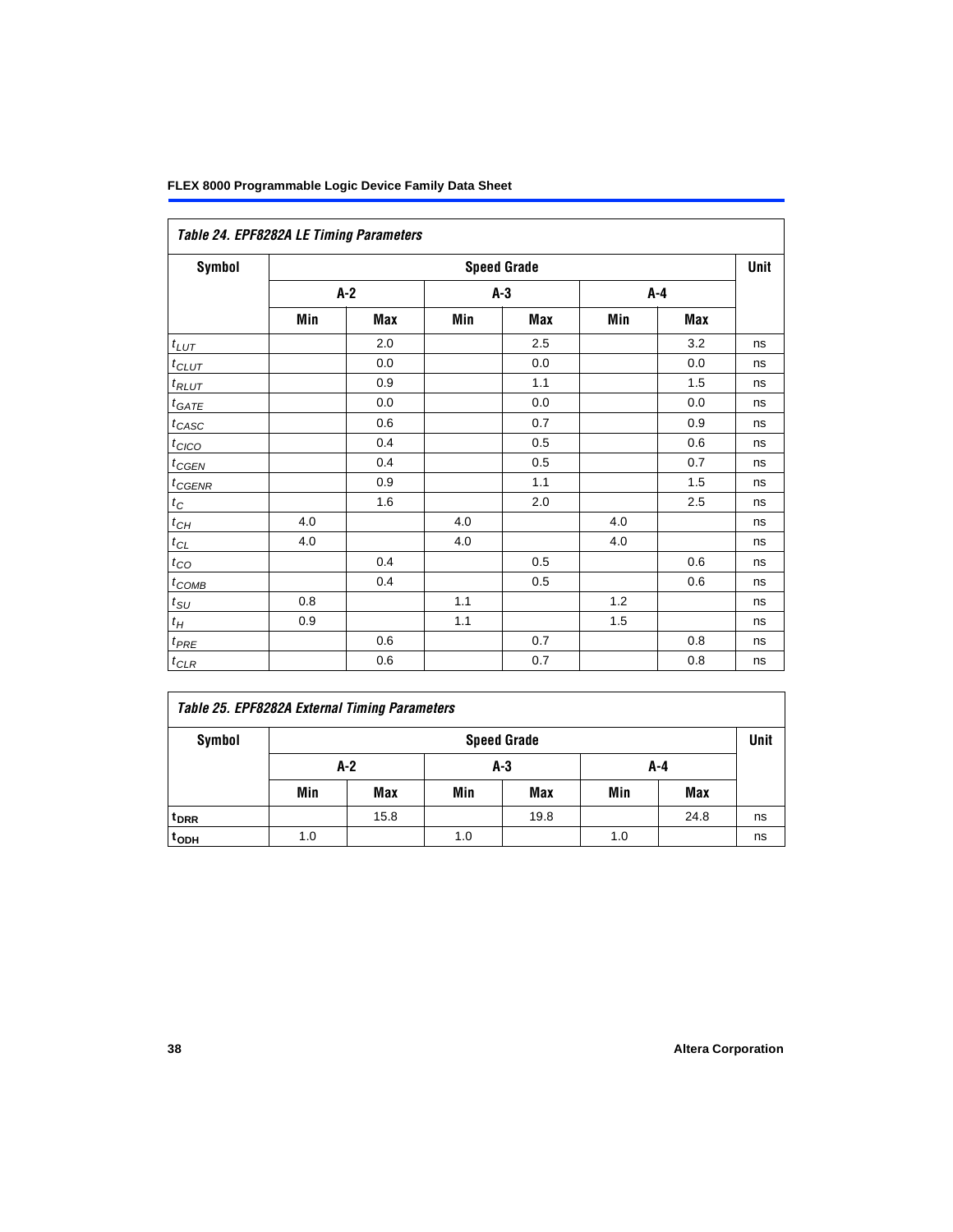| Table 24. EPF8282A LE Timing Parameters | | | | | | | |
|---|---|---|---|---|---|---|---|
| Symbol | Speed Grade | | | | | | Unit |
| | A-2 | | A-3 | | A-4 | | |
| | Min | Max | Min | Max | Min | Max | |
| $t_{LUT}$ | | 2.0 | | 2.5 | | 3.2 | ns |
| $t_{CLUT}$ | | 0.0 | | 0.0 | | 0.0 | ns |
| $t_{RLUT}$ | | 0.9 | | 1.1 | | 1.5 | ns |
| $t_{GATE}$ | | 0.0 | | 0.0 | | 0.0 | ns |
| $t_{CASC}$ | | 0.6 | | 0.7 | | 0.9 | ns |
| $t_{CICO}$ | | 0.4 | | 0.5 | | 0.6 | ns |
| $t_{CGEN}$ | | 0.4 | | 0.5 | | 0.7 | ns |
| $t_{CGENR}$ | | 0.9 | | 1.1 | | 1.5 | ns |
| $t_{C}$ | | 1.6 | | 2.0 | | 2.5 | ns |
| $t_{CH}$ | 4.0 | | 4.0 | | 4.0 | | ns |
| $t_{CL}$ | 4.0 | | 4.0 | | 4.0 | | ns |
| $t_{CO}$ | | 0.4 | | 0.5 | | 0.6 | ns |
| $t_{COMB}$ | | 0.4 | | 0.5 | | 0.6 | ns |
| $t_{SU}$ | 0.8 | | 1.1 | | 1.2 | | ns |
| $t_{H}$ | 0.9 | | 1.1 | | 1.5 | | ns |
| $t_{PRE}$ | | 0.6 | | 0.7 | | 0.8 | ns |
| $t_{CLR}$ | | 0.6 | | 0.7 | | 0.8 | ns |

| Table 25. EPF8282A External Timing Parameters | | | | | | | |
|---|---|---|---|---|---|---|---|
| Symbol | Speed Grade | | | | | | Unit |
| | A-2 | | A-3 | | A-4 | | |
| | Min | Max | Min | Max | Min | Max | |
| $t_{DRR}$ | | 15.8 | | 19.8 | | 24.8 | ns |
| $t_{ODH}$ | 1.0 | | 1.0 | | 1.0 | | ns |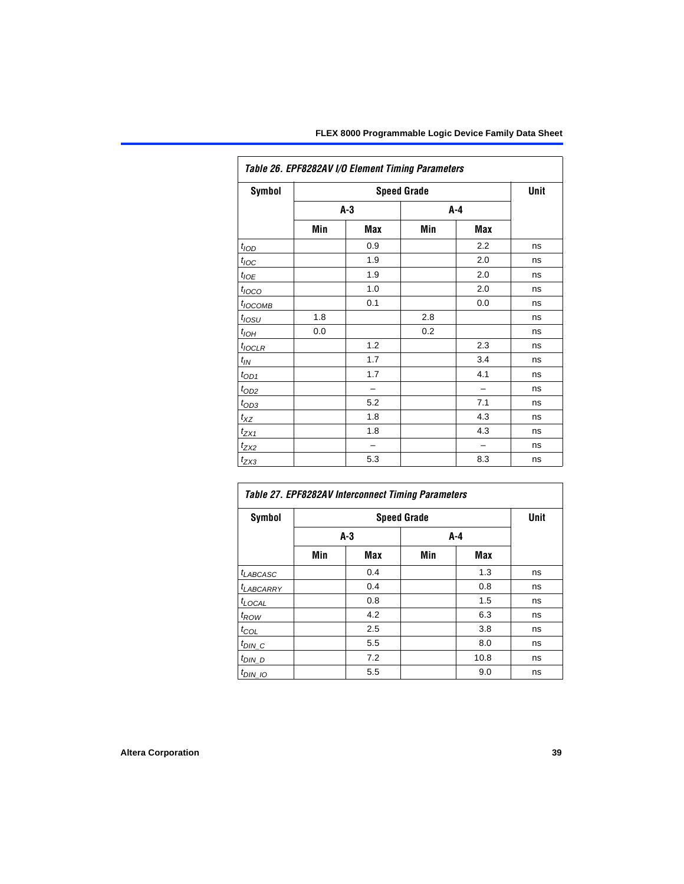*Table 26. EPF8282AV I/O Element Timing Parameters*

| Symbol | Speed Grade | | | | Unit |
|---|---|---|---|---|---|
| | A-3 | | A-4 | | |
| | Min | Max | Min | Max | |
| $t_{IOD}$ | | 0.9 | | 2.2 | ns |
| $t_{IOC}$ | | 1.9 | | 2.0 | ns |
| $t_{IOE}$ | | 1.9 | | 2.0 | ns |
| $t_{IOCO}$ | | 1.0 | | 2.0 | ns |
| $t_{IOCOMB}$ | | 0.1 | | 0.0 | ns |
| $t_{IOSU}$ | 1.8 | | 2.8 | | ns |
| $t_{IOH}$ | 0.0 | | 0.2 | | ns |
| $t_{IOCLR}$ | | 1.2 | | 2.3 | ns |
| $t_{IN}$ | | 1.7 | | 3.4 | ns |
| $t_{OD1}$ | | 1.7 | | 4.1 | ns |
| $t_{OD2}$ | | – | | – | ns |
| $t_{OD3}$ | | 5.2 | | 7.1 | ns |
| $t_{XZ}$ | | 1.8 | | 4.3 | ns |
| $t_{ZX1}$ | | 1.8 | | 4.3 | ns |
| $t_{ZX2}$ | | – | | – | ns |
| $t_{ZX3}$ | | 5.3 | | 8.3 | ns |

*Table 27. EPF8282AV Interconnect Timing Parameters*

| Symbol | Speed Grade | | | | Unit |
|---|---|---|---|---|---|
| | A-3 | | A-4 | | |
| | Min | Max | Min | Max | |
| $t_{LABCASC}$ | | 0.4 | | 1.3 | ns |
| $t_{LABCARRY}$ | | 0.4 | | 0.8 | ns |
| $t_{LOCAL}$ | | 0.8 | | 1.5 | ns |
| $t_{ROW}$ | | 4.2 | | 6.3 | ns |
| $t_{COL}$ | | 2.5 | | 3.8 | ns |
| $t_{DIN\_C}$ | | 5.5 | | 8.0 | ns |
| $t_{DIN\_D}$ | | 7.2 | | 10.8 | ns |
| $t_{DIN\_IO}$ | | 5.5 | | 9.0 | ns |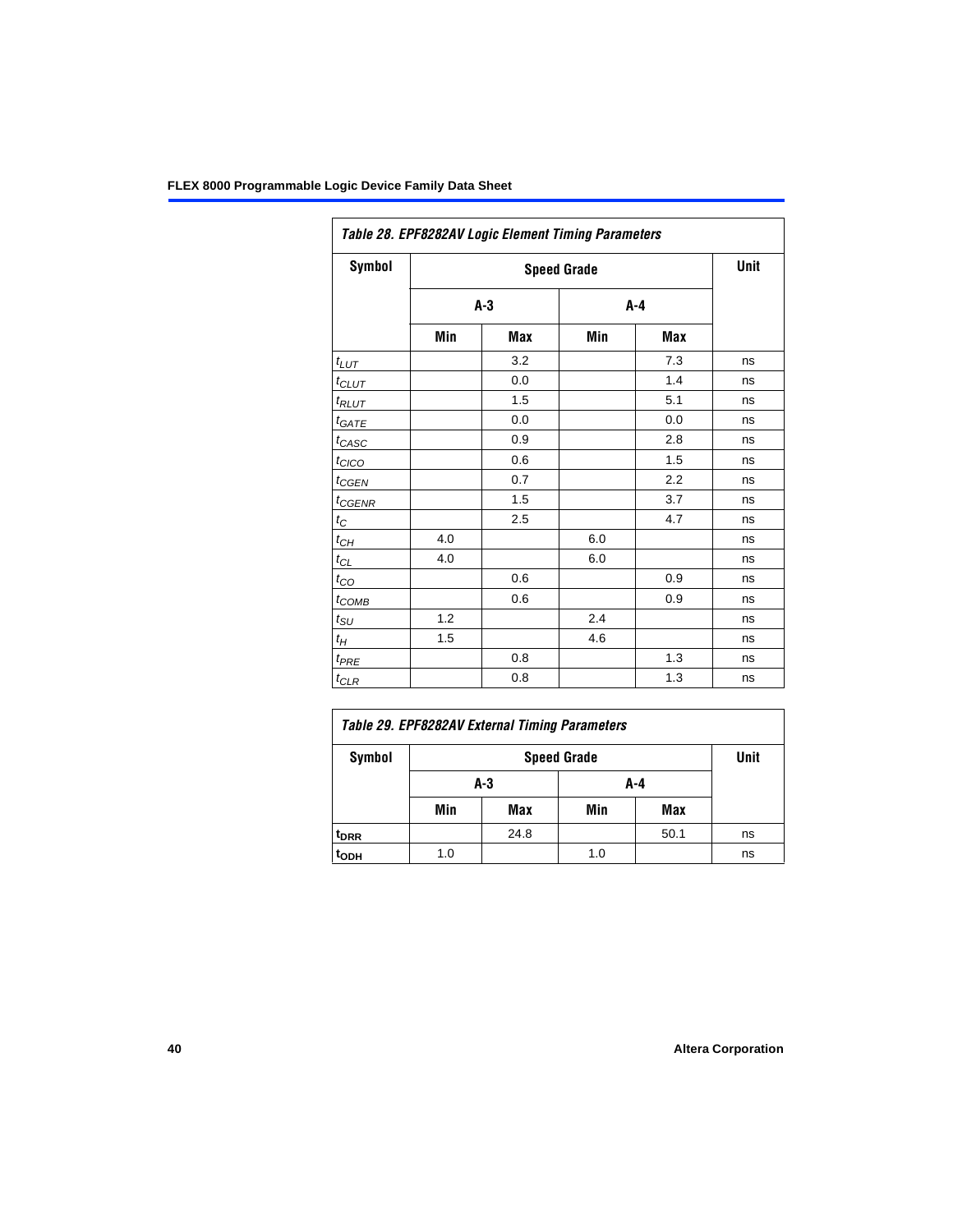*Table 28. EPF8282AV Logic Element Timing Parameters*

| Symbol | Speed Grade | | | | Unit |
|---|---|---|---|---|---|
| | A-3 | | A-4 | | |
| | Min | Max | Min | Max | |
| $t_{LUT}$ | | 3.2 | | 7.3 | ns |
| $t_{CLUT}$ | | 0.0 | | 1.4 | ns |
| $t_{RLUT}$ | | 1.5 | | 5.1 | ns |
| $t_{GATE}$ | | 0.0 | | 0.0 | ns |
| $t_{CASC}$ | | 0.9 | | 2.8 | ns |
| $t_{CICO}$ | | 0.6 | | 1.5 | ns |
| $t_{CGEN}$ | | 0.7 | | 2.2 | ns |
| $t_{CGENR}$ | | 1.5 | | 3.7 | ns |
| $t_{C}$ | | 2.5 | | 4.7 | ns |
| $t_{CH}$ | 4.0 | | 6.0 | | ns |
| $t_{CL}$ | 4.0 | | 6.0 | | ns |
| $t_{CO}$ | | 0.6 | | 0.9 | ns |
| $t_{COMB}$ | | 0.6 | | 0.9 | ns |
| $t_{SU}$ | 1.2 | | 2.4 | | ns |
| $t_{H}$ | 1.5 | | 4.6 | | ns |
| $t_{PRE}$ | | 0.8 | | 1.3 | ns |
| $t_{CLR}$ | | 0.8 | | 1.3 | ns |

*Table 29. EPF8282AV External Timing Parameters*

| Symbol | Speed Grade | | | | Unit |
|---|---|---|---|---|---|
| | A-3 | | A-4 | | |
| | Min | Max | Min | Max | |
| $t_{DRR}$ | | 24.8 | | 50.1 | ns |
| $t_{ODH}$ | 1.0 | | 1.0 | | ns |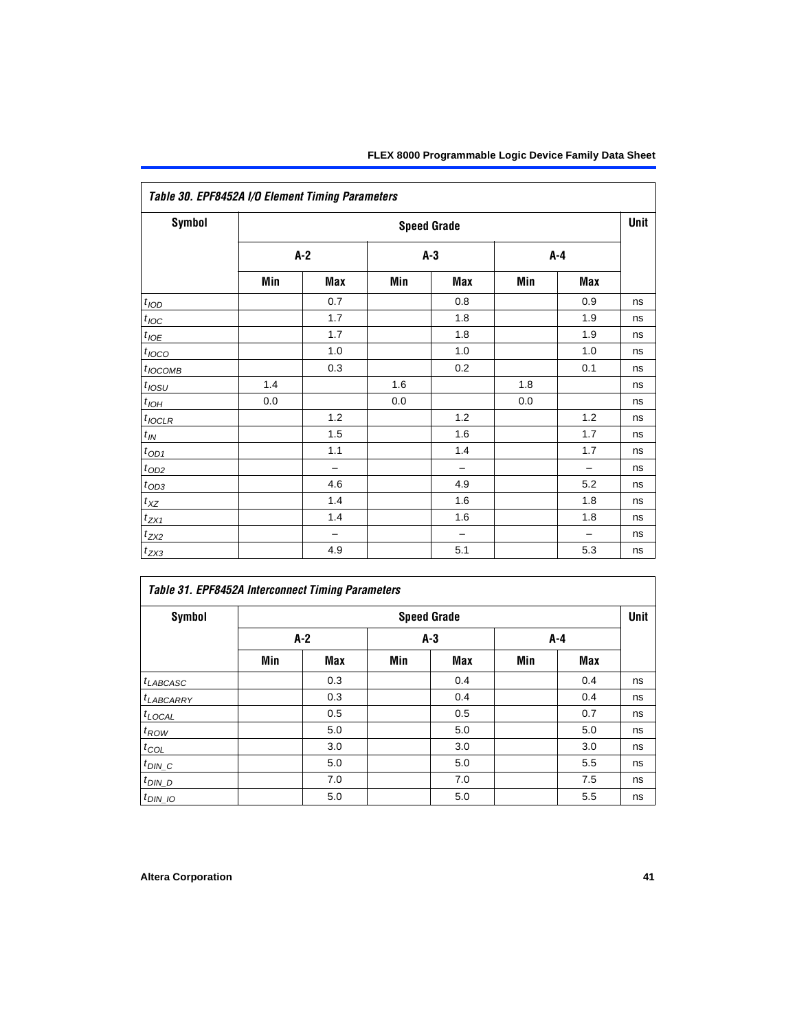*Table 30. EPF8452A I/O Element Timing Parameters*

| Symbol | Speed Grade | | | | | | Unit |
|---|---|---|---|---|---|---|---|
| | A-2 | | A-3 | | A-4 | | |
| | Min | Max | Min | Max | Min | Max | |
| $t_{IOD}$ | | 0.7 | | 0.8 | | 0.9 | ns |
| $t_{IOC}$ | | 1.7 | | 1.8 | | 1.9 | ns |
| $t_{IOE}$ | | 1.7 | | 1.8 | | 1.9 | ns |
| $t_{IOCO}$ | | 1.0 | | 1.0 | | 1.0 | ns |
| $t_{IOCOMB}$ | | 0.3 | | 0.2 | | 0.1 | ns |
| $t_{IOSU}$ | 1.4 | | 1.6 | | 1.8 | | ns |
| $t_{IOH}$ | 0.0 | | 0.0 | | 0.0 | | ns |
| $t_{IOCLR}$ | | 1.2 | | 1.2 | | 1.2 | ns |
| $t_{IN}$ | | 1.5 | | 1.6 | | 1.7 | ns |
| $t_{OD1}$ | | 1.1 | | 1.4 | | 1.7 | ns |
| $t_{OD2}$ | | – | | – | | – | ns |
| $t_{OD3}$ | | 4.6 | | 4.9 | | 5.2 | ns |
| $t_{XZ}$ | | 1.4 | | 1.6 | | 1.8 | ns |
| $t_{ZX1}$ | | 1.4 | | 1.6 | | 1.8 | ns |
| $t_{ZX2}$ | | – | | – | | – | ns |
| $t_{ZX3}$ | | 4.9 | | 5.1 | | 5.3 | ns |

*Table 31. EPF8452A Interconnect Timing Parameters*

| Symbol | Speed Grade | | | | | | Unit |
|---|---|---|---|---|---|---|---|
| | A-2 | | A-3 | | A-4 | | |
| | Min | Max | Min | Max | Min | Max | |
| $t_{LABCASC}$ | | 0.3 | | 0.4 | | 0.4 | ns |
| $t_{LABCARRY}$ | | 0.3 | | 0.4 | | 0.4 | ns |
| $t_{LOCAL}$ | | 0.5 | | 0.5 | | 0.7 | ns |
| $t_{ROW}$ | | 5.0 | | 5.0 | | 5.0 | ns |
| $t_{COL}$ | | 3.0 | | 3.0 | | 3.0 | ns |
| $t_{DIN\_C}$ | | 5.0 | | 5.0 | | 5.5 | ns |
| $t_{DIN\_D}$ | | 7.0 | | 7.0 | | 7.5 | ns |
| $t_{DIN\_IO}$ | | 5.0 | | 5.0 | | 5.5 | ns |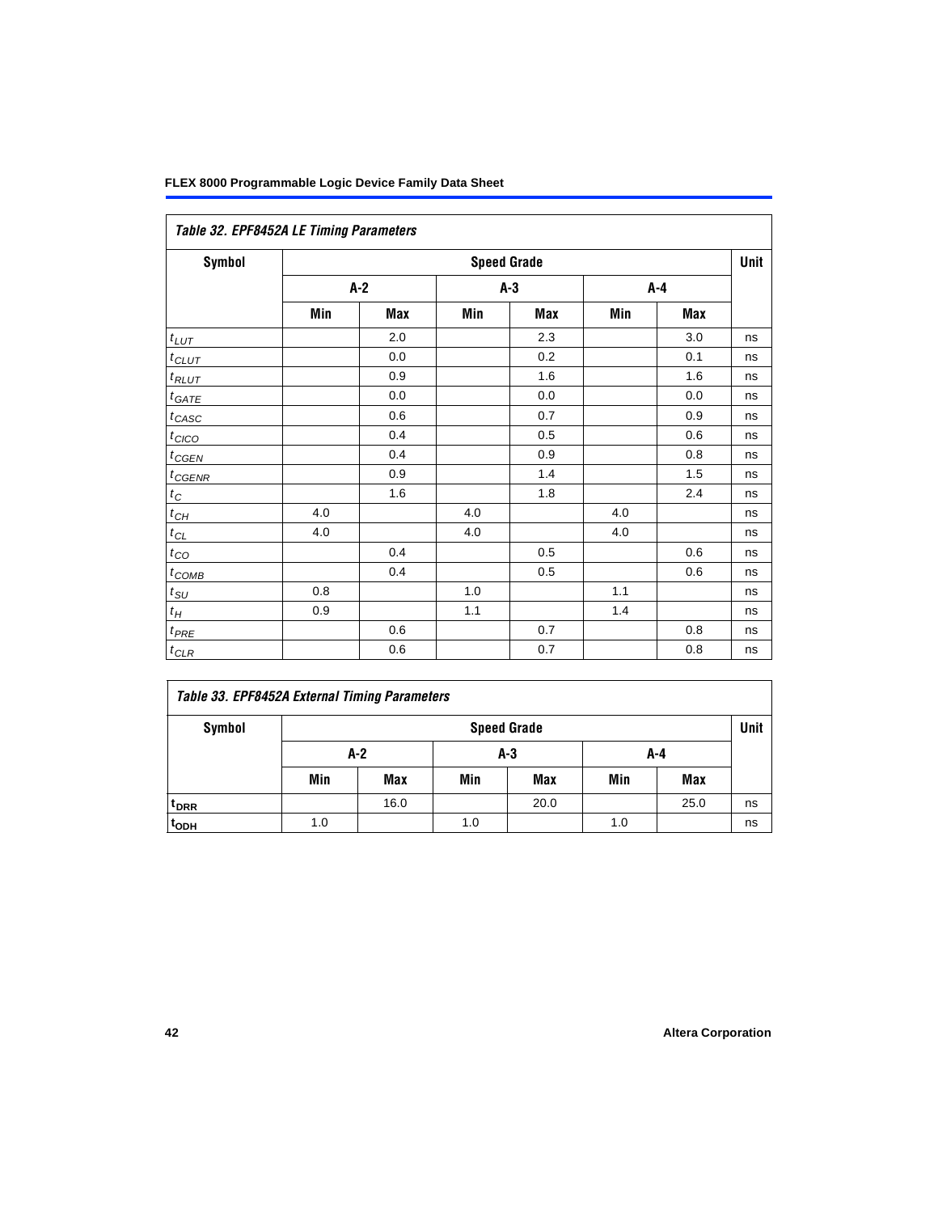*Table 32. EPF8452A LE Timing Parameters*

| Symbol | Speed Grade | | | | | | Unit |
|---|---|---|---|---|---|---|---|
| | A-2 | | A-3 | | A-4 | | |
| | Min | Max | Min | Max | Min | Max | |
| $t_{LUT}$ | | 2.0 | | 2.3 | | 3.0 | ns |
| $t_{CLUT}$ | | 0.0 | | 0.2 | | 0.1 | ns |
| $t_{RLUT}$ | | 0.9 | | 1.6 | | 1.6 | ns |
| $t_{GATE}$ | | 0.0 | | 0.0 | | 0.0 | ns |
| $t_{CASC}$ | | 0.6 | | 0.7 | | 0.9 | ns |
| $t_{CICO}$ | | 0.4 | | 0.5 | | 0.6 | ns |
| $t_{CGEN}$ | | 0.4 | | 0.9 | | 0.8 | ns |
| $t_{CGENR}$ | | 0.9 | | 1.4 | | 1.5 | ns |
| $t_{C}$ | | 1.6 | | 1.8 | | 2.4 | ns |
| $t_{CH}$ | 4.0 | | 4.0 | | 4.0 | | ns |
| $t_{CL}$ | 4.0 | | 4.0 | | 4.0 | | ns |
| $t_{CO}$ | | 0.4 | | 0.5 | | 0.6 | ns |
| $t_{COMB}$ | | 0.4 | | 0.5 | | 0.6 | ns |
| $t_{SU}$ | 0.8 | | 1.0 | | 1.1 | | ns |
| $t_{H}$ | 0.9 | | 1.1 | | 1.4 | | ns |
| $t_{PRE}$ | | 0.6 | | 0.7 | | 0.8 | ns |
| $t_{CLR}$ | | 0.6 | | 0.7 | | 0.8 | ns |

*Table 33. EPF8452A External Timing Parameters*

| Symbol | Speed Grade | | | | | | Unit |
|---|---|---|---|---|---|---|---|
| | A-2 | | A-3 | | A-4 | | |
| | Min | Max | Min | Max | Min | Max | |
| $t_{DRR}$ | | 16.0 | | 20.0 | | 25.0 | ns |
| $t_{ODH}$ | 1.0 | | 1.0 | | 1.0 | | ns |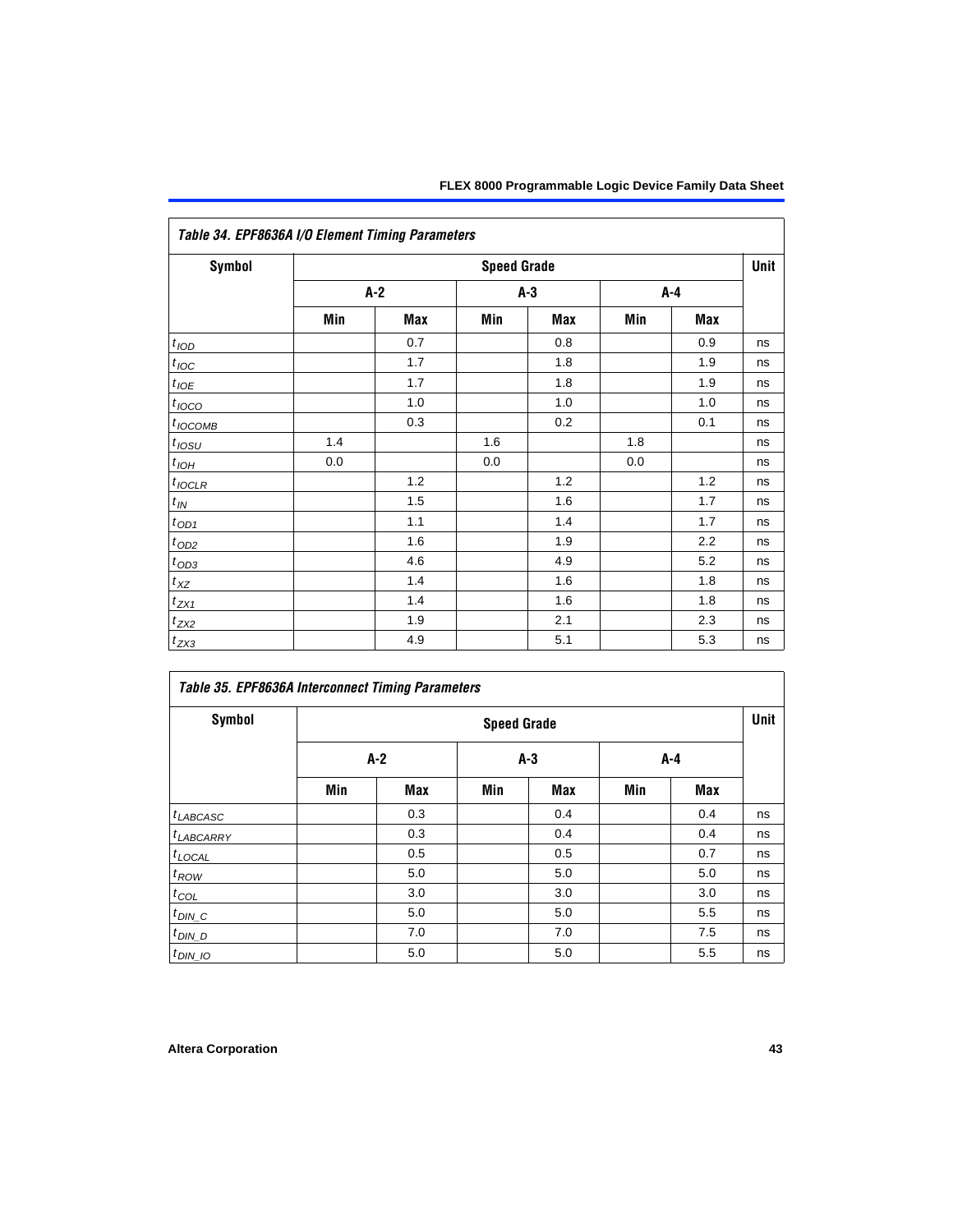| Table 34. EPF8636A I/O Element Timing Parameters | | | | | | | |
|---|---|---|---|---|---|---|---|
| Symbol | Speed Grade | | | | | | Unit |
| | A-2 | | A-3 | | A-4 | | |
| | Min | Max | Min | Max | Min | Max | |
| $t_{IOD}$ | | 0.7 | | 0.8 | | 0.9 | ns |
| $t_{IOC}$ | | 1.7 | | 1.8 | | 1.9 | ns |
| $t_{IOE}$ | | 1.7 | | 1.8 | | 1.9 | ns |
| $t_{IOCO}$ | | 1.0 | | 1.0 | | 1.0 | ns |
| $t_{IOCOMB}$ | | 0.3 | | 0.2 | | 0.1 | ns |
| $t_{IOSU}$ | 1.4 | | 1.6 | | 1.8 | | ns |
| $t_{IOH}$ | 0.0 | | 0.0 | | 0.0 | | ns |
| $t_{IOCLR}$ | | 1.2 | | 1.2 | | 1.2 | ns |
| $t_{IN}$ | | 1.5 | | 1.6 | | 1.7 | ns |
| $t_{OD1}$ | | 1.1 | | 1.4 | | 1.7 | ns |
| $t_{OD2}$ | | 1.6 | | 1.9 | | 2.2 | ns |
| $t_{OD3}$ | | 4.6 | | 4.9 | | 5.2 | ns |
| $t_{XZ}$ | | 1.4 | | 1.6 | | 1.8 | ns |
| $t_{ZX1}$ | | 1.4 | | 1.6 | | 1.8 | ns |
| $t_{ZX2}$ | | 1.9 | | 2.1 | | 2.3 | ns |
| $t_{ZX3}$ | | 4.9 | | 5.1 | | 5.3 | ns |

| Table 35. EPF8636A Interconnect Timing Parameters | | | | | | | |
|---|---|---|---|---|---|---|---|
| Symbol | Speed Grade | | | | | | Unit |
| | A-2 | | A-3 | | A-4 | | |
| | Min | Max | Min | Max | Min | Max | |
| $t_{LABCASC}$ | | 0.3 | | 0.4 | | 0.4 | ns |
| $t_{LABCARRY}$ | | 0.3 | | 0.4 | | 0.4 | ns |
| $t_{LOCAL}$ | | 0.5 | | 0.5 | | 0.7 | ns |
| $t_{ROW}$ | | 5.0 | | 5.0 | | 5.0 | ns |
| $t_{COL}$ | | 3.0 | | 3.0 | | 3.0 | ns |
| $t_{DIN\_C}$ | | 5.0 | | 5.0 | | 5.5 | ns |
| $t_{DIN\_D}$ | | 7.0 | | 7.0 | | 7.5 | ns |
| $t_{DIN\_IO}$ | | 5.0 | | 5.0 | | 5.5 | ns |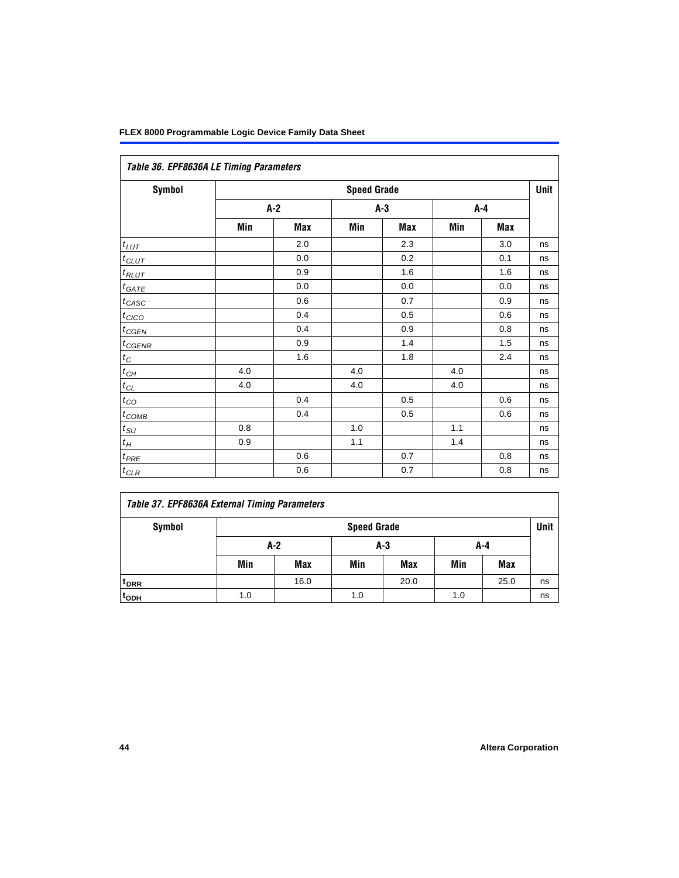*Table 36. EPF8636A LE Timing Parameters*

| Symbol | Speed Grade | | | | | | Unit |
|---|---|---|---|---|---|---|---|
| | A-2 | | A-3 | | A-4 | | |
| | Min | Max | Min | Max | Min | Max | |
| $t_{LUT}$ | | 2.0 | | 2.3 | | 3.0 | ns |
| $t_{CLUT}$ | | 0.0 | | 0.2 | | 0.1 | ns |
| $t_{RLUT}$ | | 0.9 | | 1.6 | | 1.6 | ns |
| $t_{GATE}$ | | 0.0 | | 0.0 | | 0.0 | ns |
| $t_{CASC}$ | | 0.6 | | 0.7 | | 0.9 | ns |
| $t_{CICO}$ | | 0.4 | | 0.5 | | 0.6 | ns |
| $t_{CGEN}$ | | 0.4 | | 0.9 | | 0.8 | ns |
| $t_{CGENR}$ | | 0.9 | | 1.4 | | 1.5 | ns |
| $t_{C}$ | | 1.6 | | 1.8 | | 2.4 | ns |
| $t_{CH}$ | 4.0 | | 4.0 | | 4.0 | | ns |
| $t_{CL}$ | 4.0 | | 4.0 | | 4.0 | | ns |
| $t_{CO}$ | | 0.4 | | 0.5 | | 0.6 | ns |
| $t_{COMB}$ | | 0.4 | | 0.5 | | 0.6 | ns |
| $t_{SU}$ | 0.8 | | 1.0 | | 1.1 | | ns |
| $t_{H}$ | 0.9 | | 1.1 | | 1.4 | | ns |
| $t_{PRE}$ | | 0.6 | | 0.7 | | 0.8 | ns |
| $t_{CLR}$ | | 0.6 | | 0.7 | | 0.8 | ns |

*Table 37. EPF8636A External Timing Parameters*

| Symbol | Speed Grade | | | | | | Unit |
|---|---|---|---|---|---|---|---|
| | A-2 | | A-3 | | A-4 | | |
| | Min | Max | Min | Max | Min | Max | |
| $t_{DRR}$ | | 16.0 | | 20.0 | | 25.0 | ns |
| $t_{ODH}$ | 1.0 | | 1.0 | | 1.0 | | ns |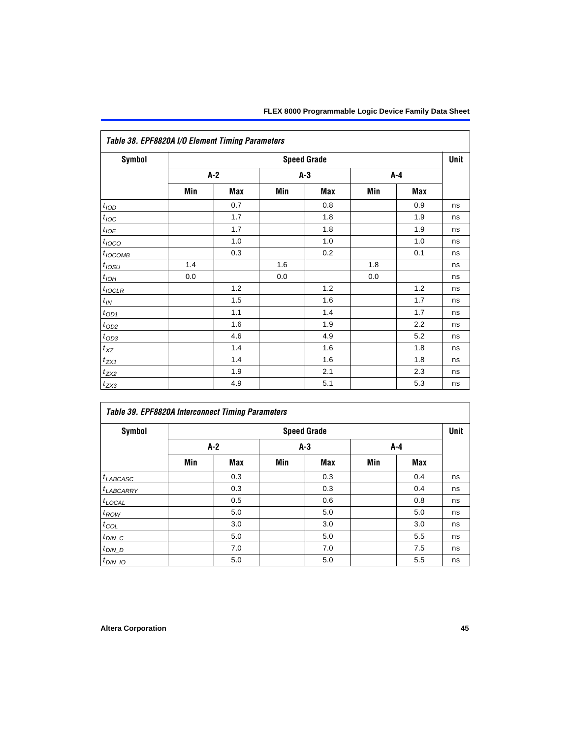| *Table 38. EPF8820A I/O Element Timing Parameters* | | | | | | | |
|---|---|---|---|---|---|---|---|
| **Symbol** | **Speed Grade** | | | | | | **Unit** |
| | **A-2** | | **A-3** | | **A-4** | | |
| | **Min** | **Max** | **Min** | **Max** | **Min** | **Max** | |
| $t_{IOD}$ | | 0.7 | | 0.8 | | 0.9 | ns |
| $t_{IOC}$ | | 1.7 | | 1.8 | | 1.9 | ns |
| $t_{IOE}$ | | 1.7 | | 1.8 | | 1.9 | ns |
| $t_{IOCO}$ | | 1.0 | | 1.0 | | 1.0 | ns |
| $t_{IOCOMB}$ | | 0.3 | | 0.2 | | 0.1 | ns |
| $t_{IOSU}$ | 1.4 | | 1.6 | | 1.8 | | ns |
| $t_{IOH}$ | 0.0 | | 0.0 | | 0.0 | | ns |
| $t_{IOCLR}$ | | 1.2 | | 1.2 | | 1.2 | ns |
| $t_{IN}$ | | 1.5 | | 1.6 | | 1.7 | ns |
| $t_{OD1}$ | | 1.1 | | 1.4 | | 1.7 | ns |
| $t_{OD2}$ | | 1.6 | | 1.9 | | 2.2 | ns |
| $t_{OD3}$ | | 4.6 | | 4.9 | | 5.2 | ns |
| $t_{XZ}$ | | 1.4 | | 1.6 | | 1.8 | ns |
| $t_{ZX1}$ | | 1.4 | | 1.6 | | 1.8 | ns |
| $t_{ZX2}$ | | 1.9 | | 2.1 | | 2.3 | ns |
| $t_{ZX3}$ | | 4.9 | | 5.1 | | 5.3 | ns |

| *Table 39. EPF8820A Interconnect Timing Parameters* | | | | | | | |
|---|---|---|---|---|---|---|---|
| **Symbol** | **Speed Grade** | | | | | | **Unit** |
| | **A-2** | | **A-3** | | **A-4** | | |
| | **Min** | **Max** | **Min** | **Max** | **Min** | **Max** | |
| $t_{LABCASC}$ | | 0.3 | | 0.3 | | 0.4 | ns |
| $t_{LABCARRY}$ | | 0.3 | | 0.3 | | 0.4 | ns |
| $t_{LOCAL}$ | | 0.5 | | 0.6 | | 0.8 | ns |
| $t_{ROW}$ | | 5.0 | | 5.0 | | 5.0 | ns |
| $t_{COL}$ | | 3.0 | | 3.0 | | 3.0 | ns |
| $t_{DIN\_C}$ | | 5.0 | | 5.0 | | 5.5 | ns |
| $t_{DIN\_D}$ | | 7.0 | | 7.0 | | 7.5 | ns |
| $t_{DIN\_IO}$ | | 5.0 | | 5.0 | | 5.5 | ns |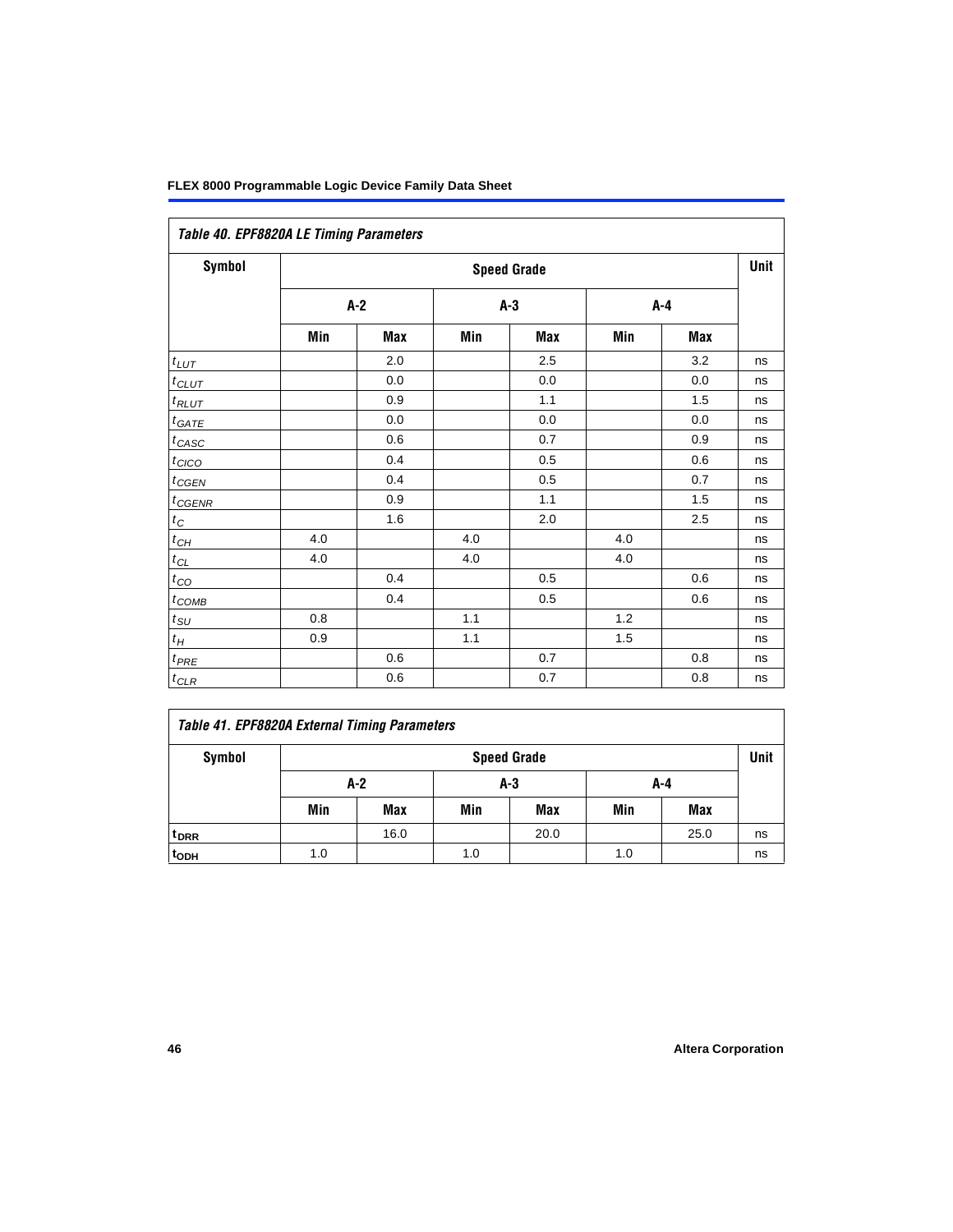*Table 40. EPF8820A LE Timing Parameters*

| Symbol | Speed Grade | | | | | | Unit |
|---|---|---|---|---|---|---|---|
| | A-2 | | A-3 | | A-4 | | |
| | Min | Max | Min | Max | Min | Max | |
| $t_{LUT}$ | | 2.0 | | 2.5 | | 3.2 | ns |
| $t_{CLUT}$ | | 0.0 | | 0.0 | | 0.0 | ns |
| $t_{RLUT}$ | | 0.9 | | 1.1 | | 1.5 | ns |
| $t_{GATE}$ | | 0.0 | | 0.0 | | 0.0 | ns |
| $t_{CASC}$ | | 0.6 | | 0.7 | | 0.9 | ns |
| $t_{CICO}$ | | 0.4 | | 0.5 | | 0.6 | ns |
| $t_{CGEN}$ | | 0.4 | | 0.5 | | 0.7 | ns |
| $t_{CGENR}$ | | 0.9 | | 1.1 | | 1.5 | ns |
| $t_{C}$ | | 1.6 | | 2.0 | | 2.5 | ns |
| $t_{CH}$ | 4.0 | | 4.0 | | 4.0 | | ns |
| $t_{CL}$ | 4.0 | | 4.0 | | 4.0 | | ns |
| $t_{CO}$ | | 0.4 | | 0.5 | | 0.6 | ns |
| $t_{COMB}$ | | 0.4 | | 0.5 | | 0.6 | ns |
| $t_{SU}$ | 0.8 | | 1.1 | | 1.2 | | ns |
| $t_{H}$ | 0.9 | | 1.1 | | 1.5 | | ns |
| $t_{PRE}$ | | 0.6 | | 0.7 | | 0.8 | ns |
| $t_{CLR}$ | | 0.6 | | 0.7 | | 0.8 | ns |

*Table 41. EPF8820A External Timing Parameters*

| Symbol | Speed Grade | | | | | | Unit |
|---|---|---|---|---|---|---|---|
| | A-2 | | A-3 | | A-4 | | |
| | Min | Max | Min | Max | Min | Max | |
| $t_{DRR}$ | | 16.0 | | 20.0 | | 25.0 | ns |
| $t_{ODH}$ | 1.0 | | 1.0 | | 1.0 | | ns |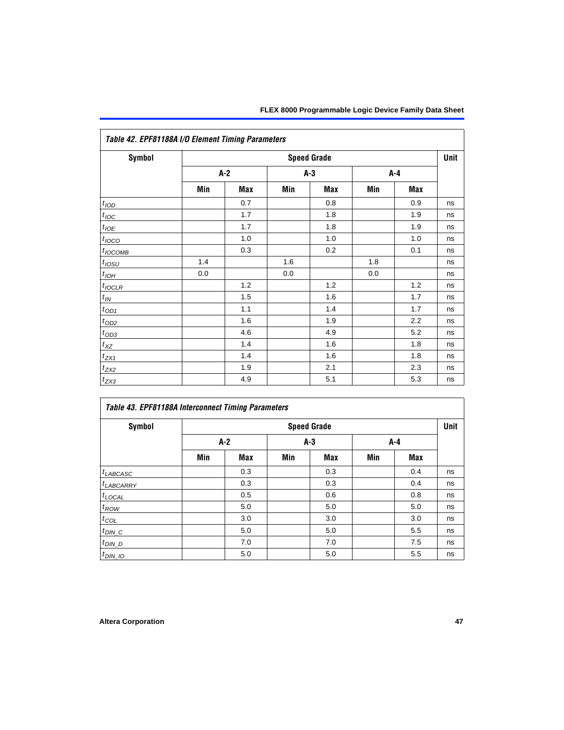*Table 42. EPF81188A I/O Element Timing Parameters*

| Symbol | Speed Grade | | | | | | Unit |
|---|---|---|---|---|---|---|---|
| | A-2 | | A-3 | | A-4 | | |
| | Min | Max | Min | Max | Min | Max | |
| $t_{IOD}$ | | 0.7 | | 0.8 | | 0.9 | ns |
| $t_{IOC}$ | | 1.7 | | 1.8 | | 1.9 | ns |
| $t_{IOE}$ | | 1.7 | | 1.8 | | 1.9 | ns |
| $t_{IOCO}$ | | 1.0 | | 1.0 | | 1.0 | ns |
| $t_{IOCOMB}$ | | 0.3 | | 0.2 | | 0.1 | ns |
| $t_{IOSU}$ | 1.4 | | 1.6 | | 1.8 | | ns |
| $t_{IOH}$ | 0.0 | | 0.0 | | 0.0 | | ns |
| $t_{IOCLR}$ | | 1.2 | | 1.2 | | 1.2 | ns |
| $t_{IN}$ | | 1.5 | | 1.6 | | 1.7 | ns |
| $t_{OD1}$ | | 1.1 | | 1.4 | | 1.7 | ns |
| $t_{OD2}$ | | 1.6 | | 1.9 | | 2.2 | ns |
| $t_{OD3}$ | | 4.6 | | 4.9 | | 5.2 | ns |
| $t_{XZ}$ | | 1.4 | | 1.6 | | 1.8 | ns |
| $t_{ZX1}$ | | 1.4 | | 1.6 | | 1.8 | ns |
| $t_{ZX2}$ | | 1.9 | | 2.1 | | 2.3 | ns |
| $t_{ZX3}$ | | 4.9 | | 5.1 | | 5.3 | ns |

*Table 43. EPF81188A Interconnect Timing Parameters*

| Symbol | Speed Grade | | | | | | Unit |
|---|---|---|---|---|---|---|---|
| | A-2 | | A-3 | | A-4 | | |
| | Min | Max | Min | Max | Min | Max | |
| $t_{LABCASC}$ | | 0.3 | | 0.3 | | 0.4 | ns |
| $t_{LABCARRY}$ | | 0.3 | | 0.3 | | 0.4 | ns |
| $t_{LOCAL}$ | | 0.5 | | 0.6 | | 0.8 | ns |
| $t_{ROW}$ | | 5.0 | | 5.0 | | 5.0 | ns |
| $t_{COL}$ | | 3.0 | | 3.0 | | 3.0 | ns |
| $t_{DIN\_C}$ | | 5.0 | | 5.0 | | 5.5 | ns |
| $t_{DIN\_D}$ | | 7.0 | | 7.0 | | 7.5 | ns |
| $t_{DIN\_IO}$ | | 5.0 | | 5.0 | | 5.5 | ns |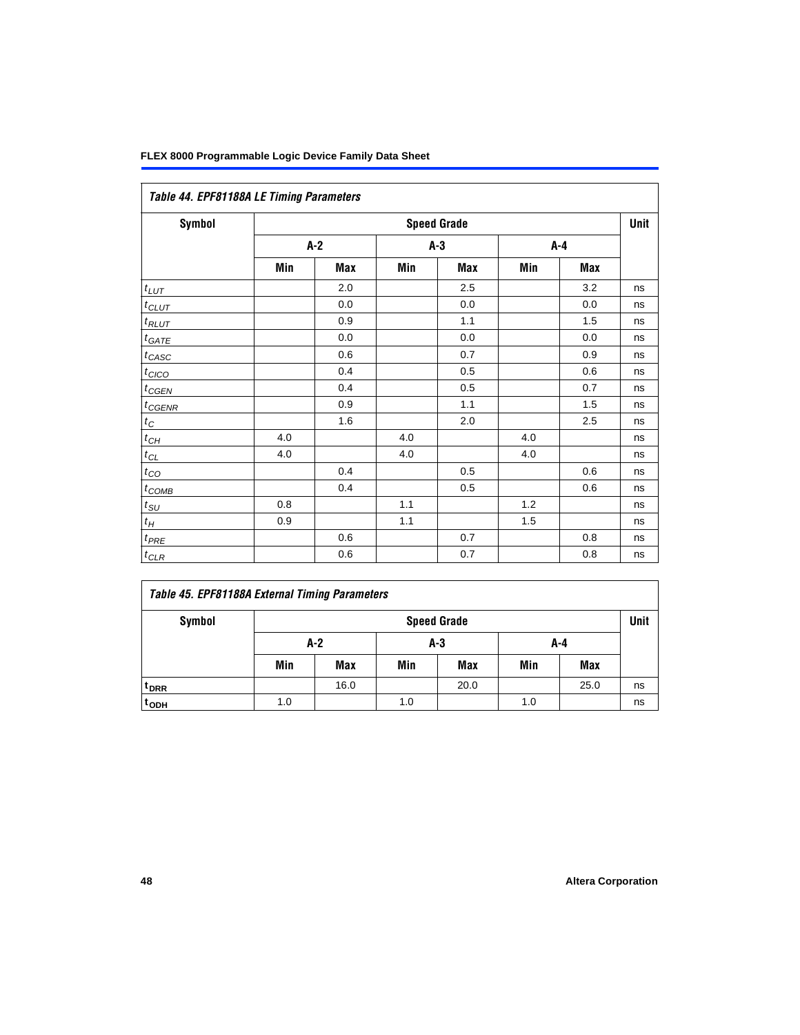*Table 44. EPF81188A LE Timing Parameters*

| Symbol | Speed Grade | | | | | | Unit |
|---|---|---|---|---|---|---|---|
| | A-2 | | A-3 | | A-4 | | |
| | Min | Max | Min | Max | Min | Max | |
| $t_{LUT}$ | | 2.0 | | 2.5 | | 3.2 | ns |
| $t_{CLUT}$ | | 0.0 | | 0.0 | | 0.0 | ns |
| $t_{RLUT}$ | | 0.9 | | 1.1 | | 1.5 | ns |
| $t_{GATE}$ | | 0.0 | | 0.0 | | 0.0 | ns |
| $t_{CASC}$ | | 0.6 | | 0.7 | | 0.9 | ns |
| $t_{CICO}$ | | 0.4 | | 0.5 | | 0.6 | ns |
| $t_{CGEN}$ | | 0.4 | | 0.5 | | 0.7 | ns |
| $t_{CGENR}$ | | 0.9 | | 1.1 | | 1.5 | ns |
| $t_{C}$ | | 1.6 | | 2.0 | | 2.5 | ns |
| $t_{CH}$ | 4.0 | | 4.0 | | 4.0 | | ns |
| $t_{CL}$ | 4.0 | | 4.0 | | 4.0 | | ns |
| $t_{CO}$ | | 0.4 | | 0.5 | | 0.6 | ns |
| $t_{COMB}$ | | 0.4 | | 0.5 | | 0.6 | ns |
| $t_{SU}$ | 0.8 | | 1.1 | | 1.2 | | ns |
| $t_{H}$ | 0.9 | | 1.1 | | 1.5 | | ns |
| $t_{PRE}$ | | 0.6 | | 0.7 | | 0.8 | ns |
| $t_{CLR}$ | | 0.6 | | 0.7 | | 0.8 | ns |

*Table 45. EPF81188A External Timing Parameters*

| Symbol | Speed Grade | | | | | | Unit |
|---|---|---|---|---|---|---|---|
| | A-2 | | A-3 | | A-4 | | |
| | Min | Max | Min | Max | Min | Max | |
| $t_{DRR}$ | | 16.0 | | 20.0 | | 25.0 | ns |
| $t_{ODH}$ | 1.0 | | 1.0 | | 1.0 | | ns |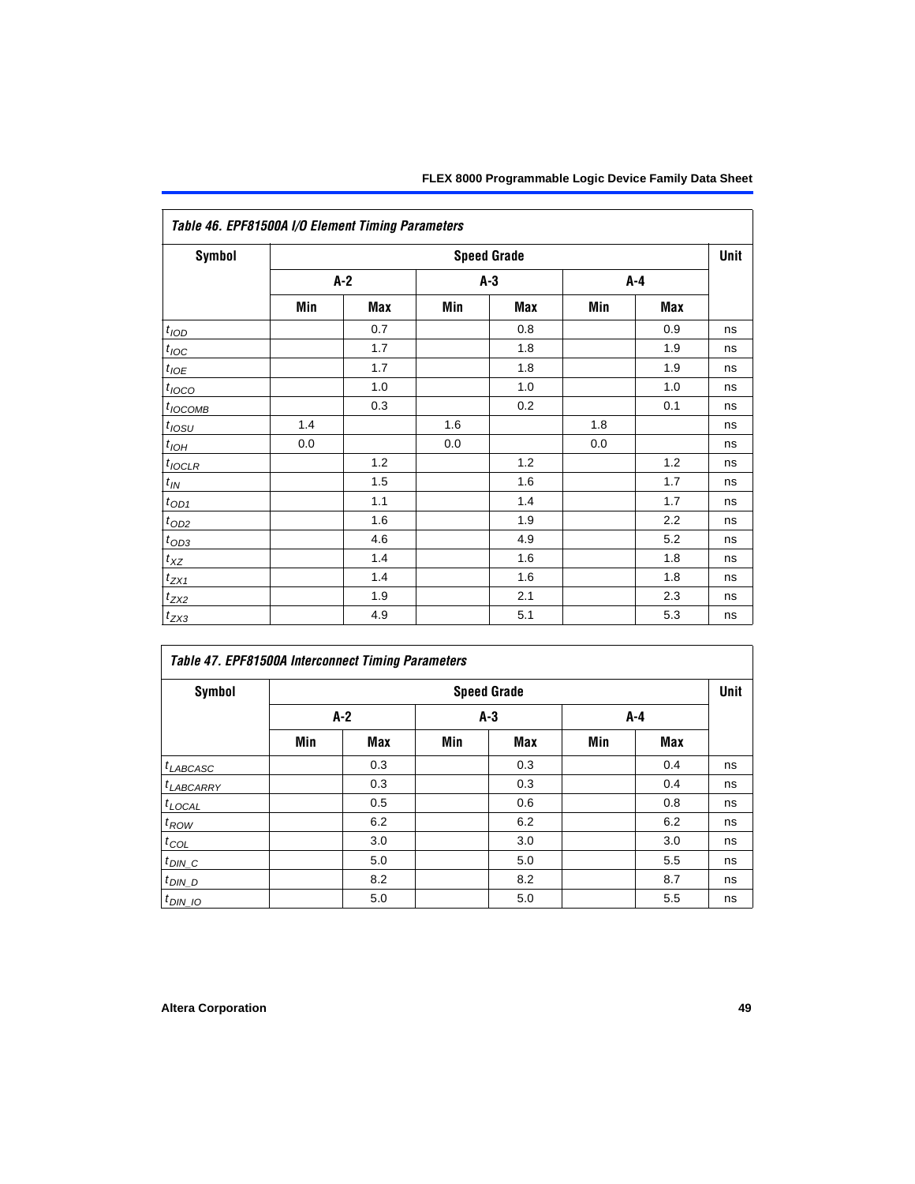**Table 46. EPF81500A I/O Element Timing Parameters**

| Symbol | Speed Grade | | | | | | Unit |
|---|---|---|---|---|---|---|---|
| | A-2 | | A-3 | | A-4 | | |
| | Min | Max | Min | Max | Min | Max | |
| $t_{IOD}$ | | 0.7 | | 0.8 | | 0.9 | ns |
| $t_{IOC}$ | | 1.7 | | 1.8 | | 1.9 | ns |
| $t_{IOE}$ | | 1.7 | | 1.8 | | 1.9 | ns |
| $t_{IOCO}$ | | 1.0 | | 1.0 | | 1.0 | ns |
| $t_{IOCOMB}$ | | 0.3 | | 0.2 | | 0.1 | ns |
| $t_{IOSU}$ | 1.4 | | 1.6 | | 1.8 | | ns |
| $t_{IOH}$ | 0.0 | | 0.0 | | 0.0 | | ns |
| $t_{IOCLR}$ | | 1.2 | | 1.2 | | 1.2 | ns |
| $t_{IN}$ | | 1.5 | | 1.6 | | 1.7 | ns |
| $t_{OD1}$ | | 1.1 | | 1.4 | | 1.7 | ns |
| $t_{OD2}$ | | 1.6 | | 1.9 | | 2.2 | ns |
| $t_{OD3}$ | | 4.6 | | 4.9 | | 5.2 | ns |
| $t_{XZ}$ | | 1.4 | | 1.6 | | 1.8 | ns |
| $t_{ZX1}$ | | 1.4 | | 1.6 | | 1.8 | ns |
| $t_{ZX2}$ | | 1.9 | | 2.1 | | 2.3 | ns |
| $t_{ZX3}$ | | 4.9 | | 5.1 | | 5.3 | ns |

**Table 47. EPF81500A Interconnect Timing Parameters**

| Symbol | Speed Grade | | | | | | Unit |
|---|---|---|---|---|---|---|---|
| | A-2 | | A-3 | | A-4 | | |
| | Min | Max | Min | Max | Min | Max | |
| $t_{LABCASC}$ | | 0.3 | | 0.3 | | 0.4 | ns |
| $t_{LABCARRY}$ | | 0.3 | | 0.3 | | 0.4 | ns |
| $t_{LOCAL}$ | | 0.5 | | 0.6 | | 0.8 | ns |
| $t_{ROW}$ | | 6.2 | | 6.2 | | 6.2 | ns |
| $t_{COL}$ | | 3.0 | | 3.0 | | 3.0 | ns |
| $t_{DIN\_C}$ | | 5.0 | | 5.0 | | 5.5 | ns |
| $t_{DIN\_D}$ | | 8.2 | | 8.2 | | 8.7 | ns |
| $t_{DIN\_IO}$ | | 5.0 | | 5.0 | | 5.5 | ns |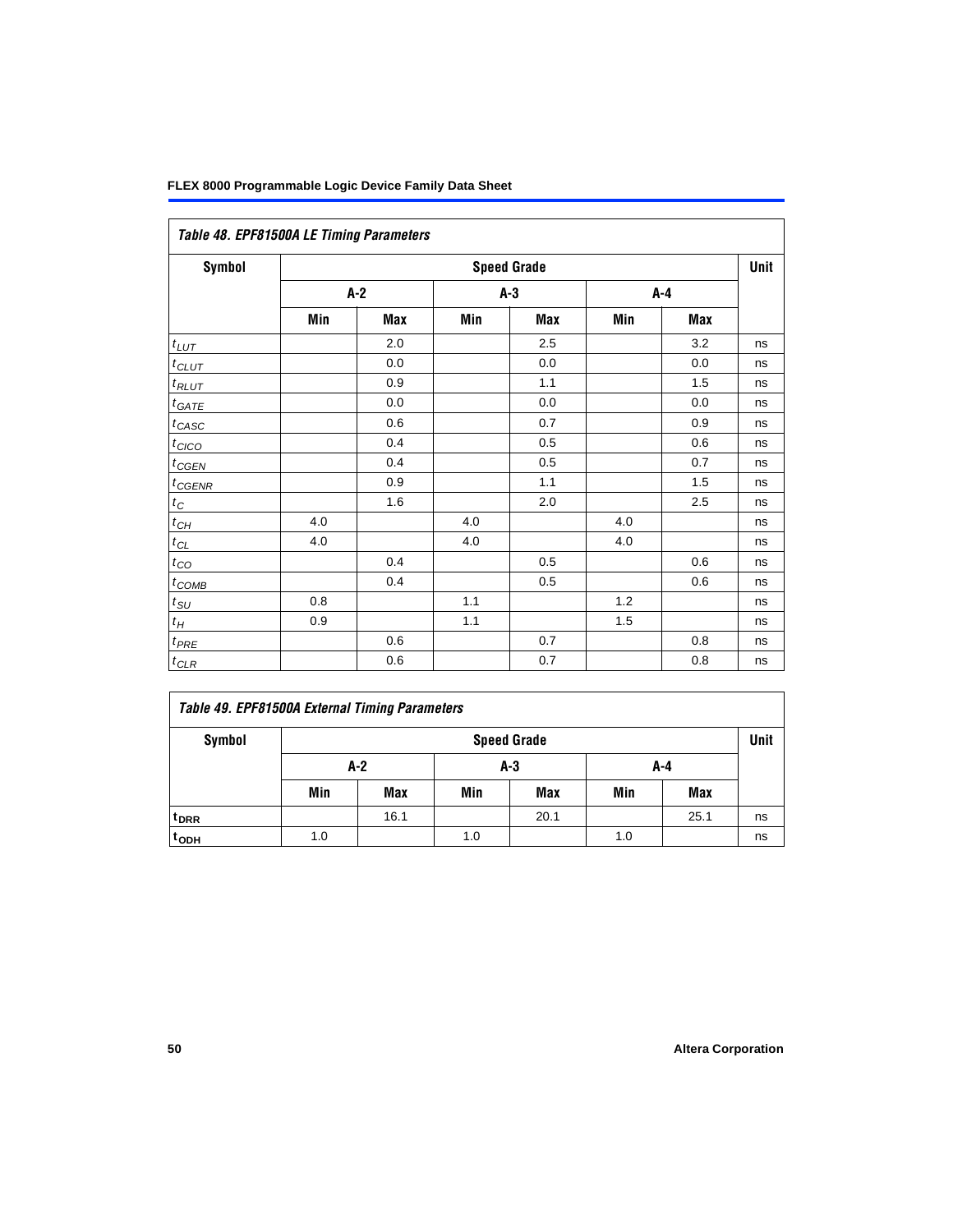*Table 48. EPF81500A LE Timing Parameters*

| Symbol | Speed Grade | | | | | | Unit |
|---|---|---|---|---|---|---|---|
| | A-2 | | A-3 | | A-4 | | |
| | Min | Max | Min | Max | Min | Max | |
| $t_{LUT}$ | | 2.0 | | 2.5 | | 3.2 | ns |
| $t_{CLUT}$ | | 0.0 | | 0.0 | | 0.0 | ns |
| $t_{RLUT}$ | | 0.9 | | 1.1 | | 1.5 | ns |
| $t_{GATE}$ | | 0.0 | | 0.0 | | 0.0 | ns |
| $t_{CASC}$ | | 0.6 | | 0.7 | | 0.9 | ns |
| $t_{CICO}$ | | 0.4 | | 0.5 | | 0.6 | ns |
| $t_{CGEN}$ | | 0.4 | | 0.5 | | 0.7 | ns |
| $t_{CGENR}$ | | 0.9 | | 1.1 | | 1.5 | ns |
| $t_{C}$ | | 1.6 | | 2.0 | | 2.5 | ns |
| $t_{CH}$ | 4.0 | | 4.0 | | 4.0 | | ns |
| $t_{CL}$ | 4.0 | | 4.0 | | 4.0 | | ns |
| $t_{CO}$ | | 0.4 | | 0.5 | | 0.6 | ns |
| $t_{COMB}$ | | 0.4 | | 0.5 | | 0.6 | ns |
| $t_{SU}$ | 0.8 | | 1.1 | | 1.2 | | ns |
| $t_{H}$ | 0.9 | | 1.1 | | 1.5 | | ns |
| $t_{PRE}$ | | 0.6 | | 0.7 | | 0.8 | ns |
| $t_{CLR}$ | | 0.6 | | 0.7 | | 0.8 | ns |

*Table 49. EPF81500A External Timing Parameters*

| Symbol | Speed Grade | | | | | | Unit |
|---|---|---|---|---|---|---|---|
| | A-2 | | A-3 | | A-4 | | |
| | Min | Max | Min | Max | Min | Max | |
| $t_{DRR}$ | | 16.1 | | 20.1 | | 25.1 | ns |
| $t_{ODH}$ | 1.0 | | 1.0 | | 1.0 | | ns |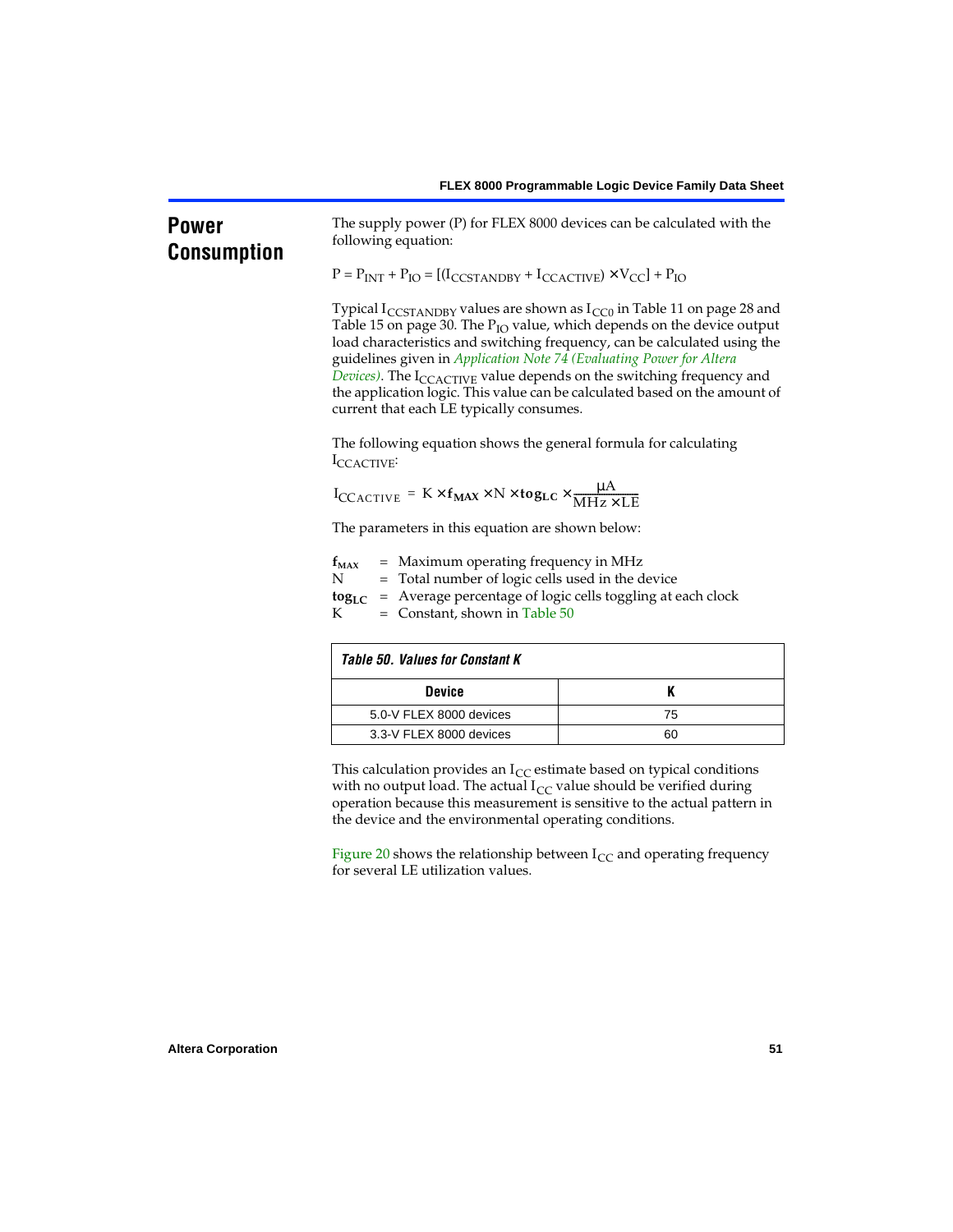## Power Consumption

The supply power (P) for FLEX 8000 devices can be calculated with the following equation:

$$P = P_{INT} + P_{IO} = [(I_{CCSTANDBY} + I_{CCACTIVE}) \times V_{CC}] + P_{IO}$$

Typical $I_{CCSTANDBY}$ values are shown as $I_{CC0}$ in Table 11 on page 28 and Table 15 on page 30. The $P_{IO}$ value, which depends on the device output load characteristics and switching frequency, can be calculated using the guidelines given in *Application Note 74 (Evaluating Power for Altera Devices)*. The $I_{CCACTIVE}$ value depends on the switching frequency and the application logic. This value can be calculated based on the amount of current that each LE typically consumes.

The following equation shows the general formula for calculating $I_{CCACTIVE}$:

$$I_{CCACTIVE} = K \times \mathbf{f_{MAX}} \times N \times \mathbf{tog_{LC}} \times \frac{\mu A}{MHz \times LE}$$

The parameters in this equation are shown below:

$\mathbf{f_{MAX}}$ = Maximum operating frequency in MHz
N = Total number of logic cells used in the device
$\mathbf{tog_{LC}}$ = Average percentage of logic cells toggling at each clock
K = Constant, shown in Table 50

**Table 50. Values for Constant K**

| Device | K |
|---|---|
| 5.0-V FLEX 8000 devices | 75 |
| 3.3-V FLEX 8000 devices | 60 |

This calculation provides an $I_{CC}$ estimate based on typical conditions with no output load. The actual $I_{CC}$ value should be verified during operation because this measurement is sensitive to the actual pattern in the device and the environmental operating conditions.

Figure 20 shows the relationship between $I_{CC}$ and operating frequency for several LE utilization values.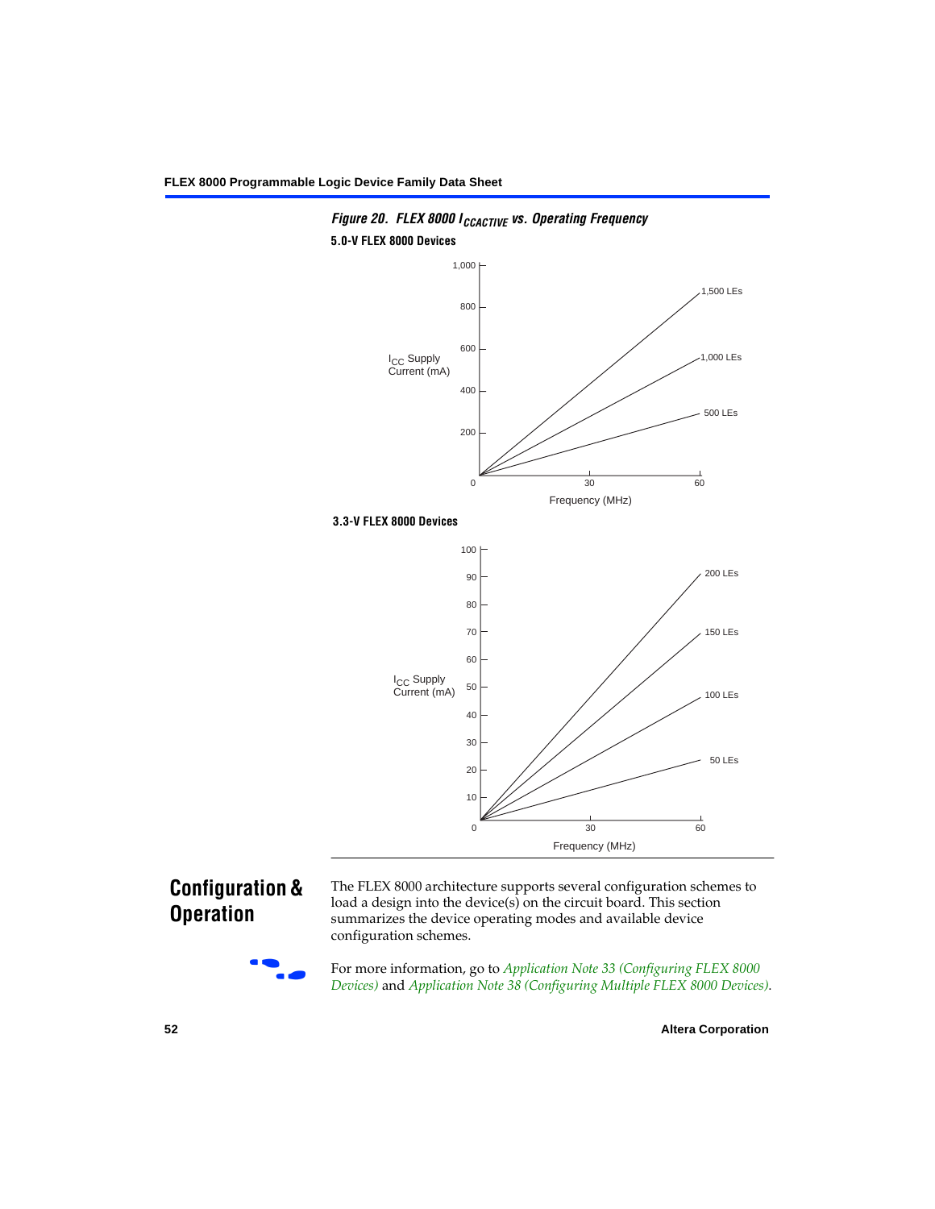*Figure 20. FLEX 8000 $I_{CCACTIVE}$ vs. Operating Frequency*

**5.0-V FLEX 8000 Devices**

$I_{CC}$ Supply Current (mA)

1,000
800
600
400
200
0

1,500 LEs
1,000 LEs
500 LEs

0 30 60

Frequency (MHz)

**3.3-V FLEX 8000 Devices**

$I_{CC}$ Supply Current (mA)

100
90
80
70
60
50
40
30
20
10
0

200 LEs
150 LEs
100 LEs
50 LEs

0 30 60

Frequency (MHz)

## Configuration & Operation

The FLEX 8000 architecture supports several configuration schemes to load a design into the device(s) on the circuit board. This section summarizes the device operating modes and available device configuration schemes.

For more information, go to *Application Note 33 (Configuring FLEX 8000 Devices)* and *Application Note 38 (Configuring Multiple FLEX 8000 Devices)*.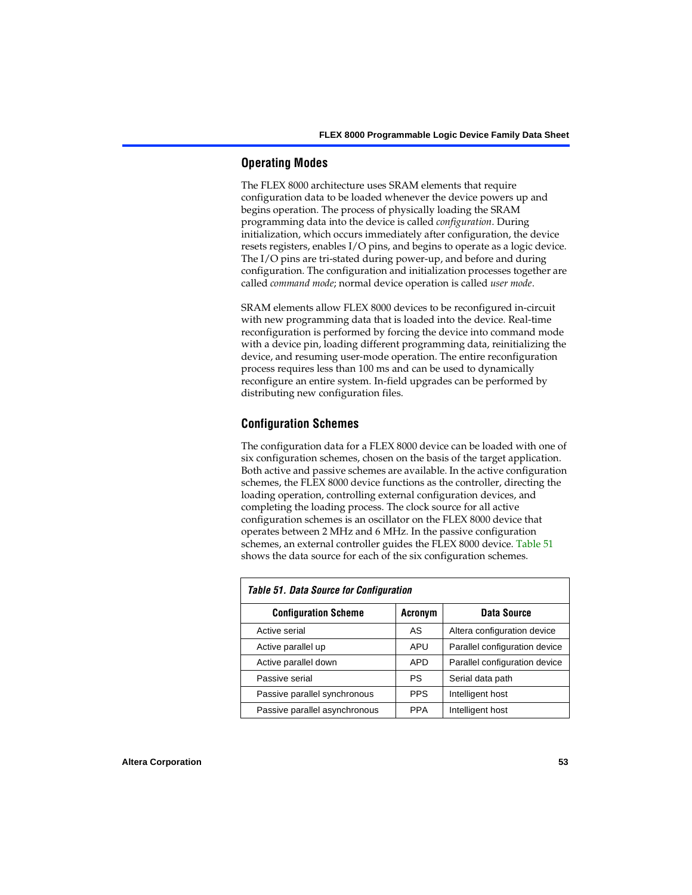## Operating Modes

The FLEX 8000 architecture uses SRAM elements that require configuration data to be loaded whenever the device powers up and begins operation. The process of physically loading the SRAM programming data into the device is called *configuration*. During initialization, which occurs immediately after configuration, the device resets registers, enables I/O pins, and begins to operate as a logic device. The I/O pins are tri-stated during power-up, and before and during configuration. The configuration and initialization processes together are called *command mode*; normal device operation is called *user mode*.

SRAM elements allow FLEX 8000 devices to be reconfigured in-circuit with new programming data that is loaded into the device. Real-time reconfiguration is performed by forcing the device into command mode with a device pin, loading different programming data, reinitializing the device, and resuming user-mode operation. The entire reconfiguration process requires less than 100 ms and can be used to dynamically reconfigure an entire system. In-field upgrades can be performed by distributing new configuration files.

## Configuration Schemes

The configuration data for a FLEX 8000 device can be loaded with one of six configuration schemes, chosen on the basis of the target application. Both active and passive schemes are available. In the active configuration schemes, the FLEX 8000 device functions as the controller, directing the loading operation, controlling external configuration devices, and completing the loading process. The clock source for all active configuration schemes is an oscillator on the FLEX 8000 device that operates between 2 MHz and 6 MHz. In the passive configuration schemes, an external controller guides the FLEX 8000 device. Table 51 shows the data source for each of the six configuration schemes.

**Table 51. Data Source for Configuration**

| Configuration Scheme | Acronym | Data Source |
|---|---|---|
| Active serial | AS | Altera configuration device |
| Active parallel up | APU | Parallel configuration device |
| Active parallel down | APD | Parallel configuration device |
| Passive serial | PS | Serial data path |
| Passive parallel synchronous | PPS | Intelligent host |
| Passive parallel asynchronous | PPA | Intelligent host |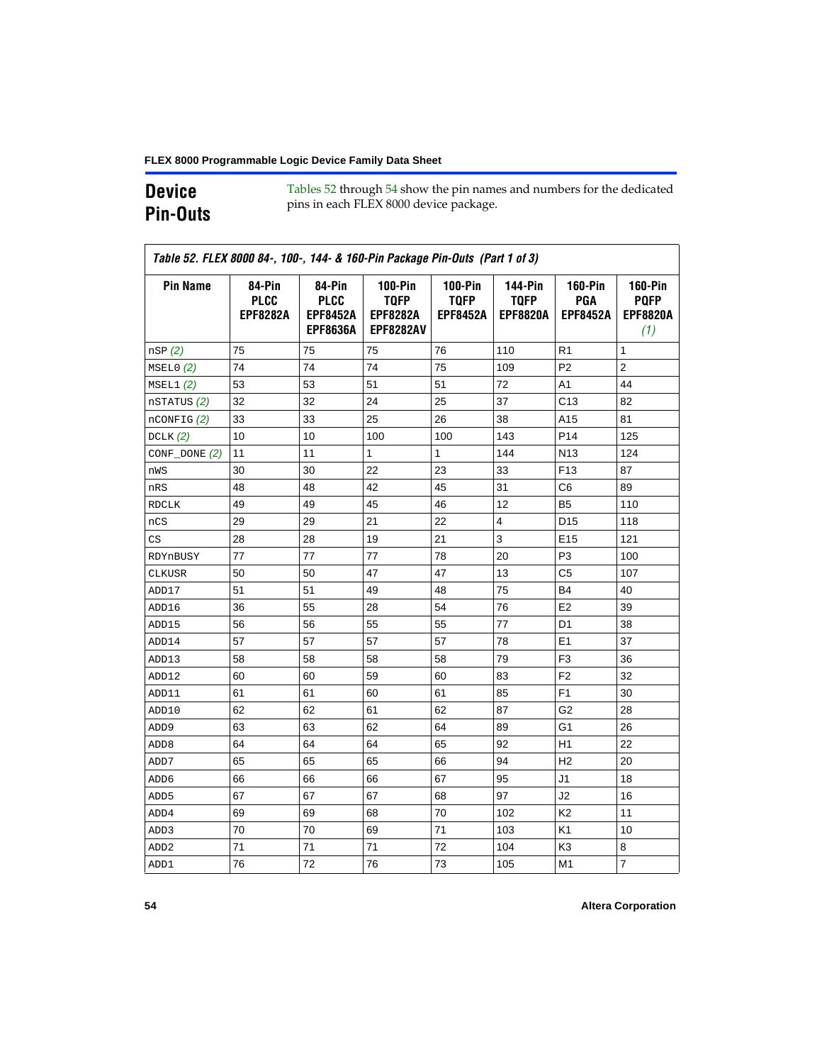## Device Pin-Outs

Tables 52 through 54 show the pin names and numbers for the dedicated pins in each FLEX 8000 device package.

**Table 52. FLEX 8000 84-, 100-, 144- & 160-Pin Package Pin-Outs (Part 1 of 3)**

| Pin Name | 84-Pin PLCC EPF8282A | 84-Pin PLCC EPF8452A EPF8636A | 100-Pin TQFP EPF8282A EPF8282AV | 100-Pin TQFP EPF8452A | 144-Pin TQFP EPF8820A | 160-Pin PGA EPF8452A | 160-Pin PQFP EPF8820A *(1)* |
|---|---|---|---|---|---|---|---|
| nSP *(2)* | 75 | 75 | 75 | 76 | 110 | R1 | 1 |
| MSEL0 *(2)* | 74 | 74 | 74 | 75 | 109 | P2 | 2 |
| MSEL1 *(2)* | 53 | 53 | 51 | 51 | 72 | A1 | 44 |
| nSTATUS *(2)* | 32 | 32 | 24 | 25 | 37 | C13 | 82 |
| nCONFIG *(2)* | 33 | 33 | 25 | 26 | 38 | A15 | 81 |
| DCLK *(2)* | 10 | 10 | 100 | 100 | 143 | P14 | 125 |
| CONF_DONE *(2)* | 11 | 11 | 1 | 1 | 144 | N13 | 124 |
| nWS | 30 | 30 | 22 | 23 | 33 | F13 | 87 |
| nRS | 48 | 48 | 42 | 45 | 31 | C6 | 89 |
| RDCLK | 49 | 49 | 45 | 46 | 12 | B5 | 110 |
| nCS | 29 | 29 | 21 | 22 | 4 | D15 | 118 |
| CS | 28 | 28 | 19 | 21 | 3 | E15 | 121 |
| RDYnBUSY | 77 | 77 | 77 | 78 | 20 | P3 | 100 |
| CLKUSR | 50 | 50 | 47 | 47 | 13 | C5 | 107 |
| ADD17 | 51 | 51 | 49 | 48 | 75 | B4 | 40 |
| ADD16 | 36 | 55 | 28 | 54 | 76 | E2 | 39 |
| ADD15 | 56 | 56 | 55 | 55 | 77 | D1 | 38 |
| ADD14 | 57 | 57 | 57 | 57 | 78 | E1 | 37 |
| ADD13 | 58 | 58 | 58 | 58 | 79 | F3 | 36 |
| ADD12 | 60 | 60 | 59 | 60 | 83 | F2 | 32 |
| ADD11 | 61 | 61 | 60 | 61 | 85 | F1 | 30 |
| ADD10 | 62 | 62 | 61 | 62 | 87 | G2 | 28 |
| ADD9 | 63 | 63 | 62 | 64 | 89 | G1 | 26 |
| ADD8 | 64 | 64 | 64 | 65 | 92 | H1 | 22 |
| ADD7 | 65 | 65 | 65 | 66 | 94 | H2 | 20 |
| ADD6 | 66 | 66 | 66 | 67 | 95 | J1 | 18 |
| ADD5 | 67 | 67 | 67 | 68 | 97 | J2 | 16 |
| ADD4 | 69 | 69 | 68 | 70 | 102 | K2 | 11 |
| ADD3 | 70 | 70 | 69 | 71 | 103 | K1 | 10 |
| ADD2 | 71 | 71 | 71 | 72 | 104 | K3 | 8 |
| ADD1 | 76 | 72 | 76 | 73 | 105 | M1 | 7 |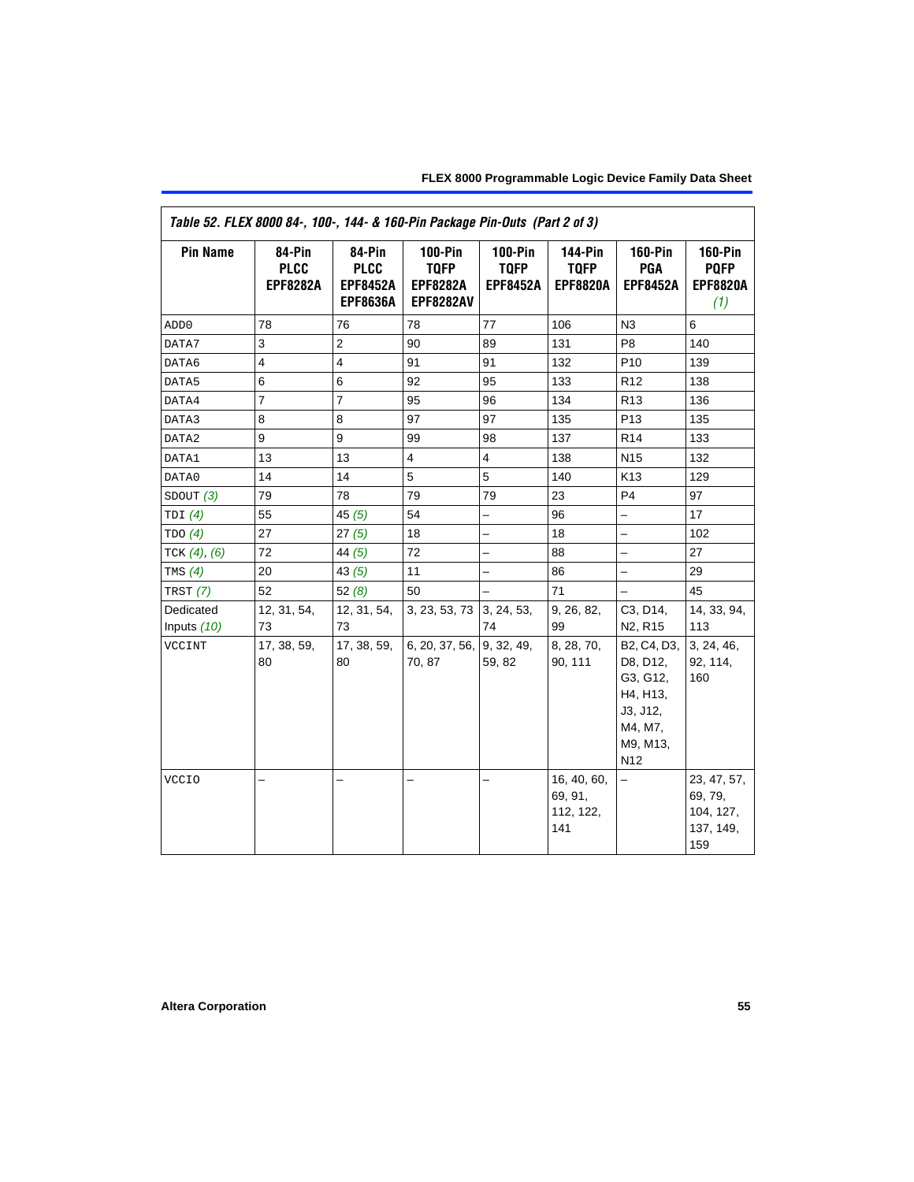**Table 52. FLEX 8000 84-, 100-, 144- & 160-Pin Package Pin-Outs (Part 2 of 3)**

| Pin Name | 84-Pin PLCC EPF8282A | 84-Pin PLCC EPF8452A EPF8636A | 100-Pin TQFP EPF8282A EPF8282AV | 100-Pin TQFP EPF8452A | 144-Pin TQFP EPF8820A | 160-Pin PGA EPF8452A | 160-Pin PQFP EPF8820A *(1)* |
|---|---|---|---|---|---|---|---|
| ADD0 | 78 | 76 | 78 | 77 | 106 | N3 | 6 |
| DATA7 | 3 | 2 | 90 | 89 | 131 | P8 | 140 |
| DATA6 | 4 | 4 | 91 | 91 | 132 | P10 | 139 |
| DATA5 | 6 | 6 | 92 | 95 | 133 | R12 | 138 |
| DATA4 | 7 | 7 | 95 | 96 | 134 | R13 | 136 |
| DATA3 | 8 | 8 | 97 | 97 | 135 | P13 | 135 |
| DATA2 | 9 | 9 | 99 | 98 | 137 | R14 | 133 |
| DATA1 | 13 | 13 | 4 | 4 | 138 | N15 | 132 |
| DATA0 | 14 | 14 | 5 | 5 | 140 | K13 | 129 |
| SDOUT *(3)* | 79 | 78 | 79 | 79 | 23 | P4 | 97 |
| TDI *(4)* | 55 | 45 *(5)* | 54 | – | 96 | – | 17 |
| TDO *(4)* | 27 | 27 *(5)* | 18 | – | 18 | – | 102 |
| TCK *(4)*, *(6)* | 72 | 44 *(5)* | 72 | – | 88 | – | 27 |
| TMS *(4)* | 20 | 43 *(5)* | 11 | – | 86 | – | 29 |
| TRST *(7)* | 52 | 52 *(8)* | 50 | – | 71 | – | 45 |
| Dedicated Inputs *(10)* | 12, 31, 54, 73 | 12, 31, 54, 73 | 3, 23, 53, 73 | 3, 24, 53, 74 | 9, 26, 82, 99 | C3, D14, N2, R15 | 14, 33, 94, 113 |
| VCCINT | 17, 38, 59, 80 | 17, 38, 59, 80 | 6, 20, 37, 56, 70, 87 | 9, 32, 49, 59, 82 | 8, 28, 70, 90, 111 | B2, C4, D3, D8, D12, G3, G12, H4, H13, J3, J12, M4, M7, M9, M13, N12 | 3, 24, 46, 92, 114, 160 |
| VCCIO | – | – | – | – | 16, 40, 60, 69, 91, 112, 122, 141 | – | 23, 47, 57, 69, 79, 104, 127, 137, 149, 159 |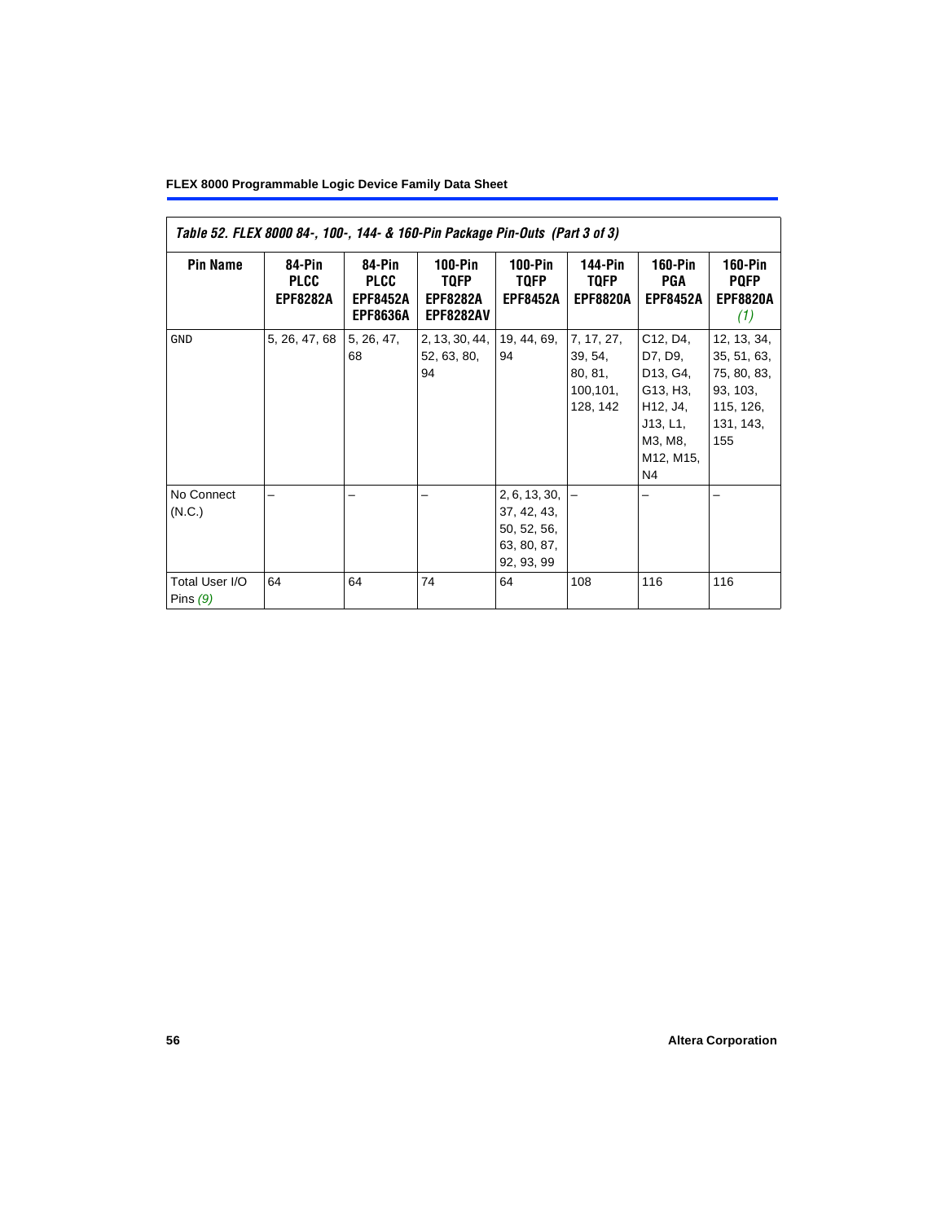*Table 52. FLEX 8000 84-, 100-, 144- & 160-Pin Package Pin-Outs (Part 3 of 3)*

| Pin Name | 84-Pin PLCC EPF8282A | 84-Pin PLCC EPF8452A EPF8636A | 100-Pin TQFP EPF8282A EPF8282AV | 100-Pin TQFP EPF8452A | 144-Pin TQFP EPF8820A | 160-Pin PGA EPF8452A | 160-Pin PQFP EPF8820A *(1)* |
|---|---|---|---|---|---|---|---|
| GND | 5, 26, 47, 68 | 5, 26, 47, 68 | 2, 13, 30, 44, 52, 63, 80, 94 | 19, 44, 69, 94 | 7, 17, 27, 39, 54, 80, 81, 100,101, 128, 142 | C12, D4, D7, D9, D13, G4, G13, H3, H12, J4, J13, L1, M3, M8, M12, M15, N4 | 12, 13, 34, 35, 51, 63, 75, 80, 83, 93, 103, 115, 126, 131, 143, 155 |
| No Connect (N.C.) | – | – | – | 2, 6, 13, 30, 37, 42, 43, 50, 52, 56, 63, 80, 87, 92, 93, 99 | – | – | – |
| Total User I/O Pins *(9)* | 64 | 64 | 74 | 64 | 108 | 116 | 116 |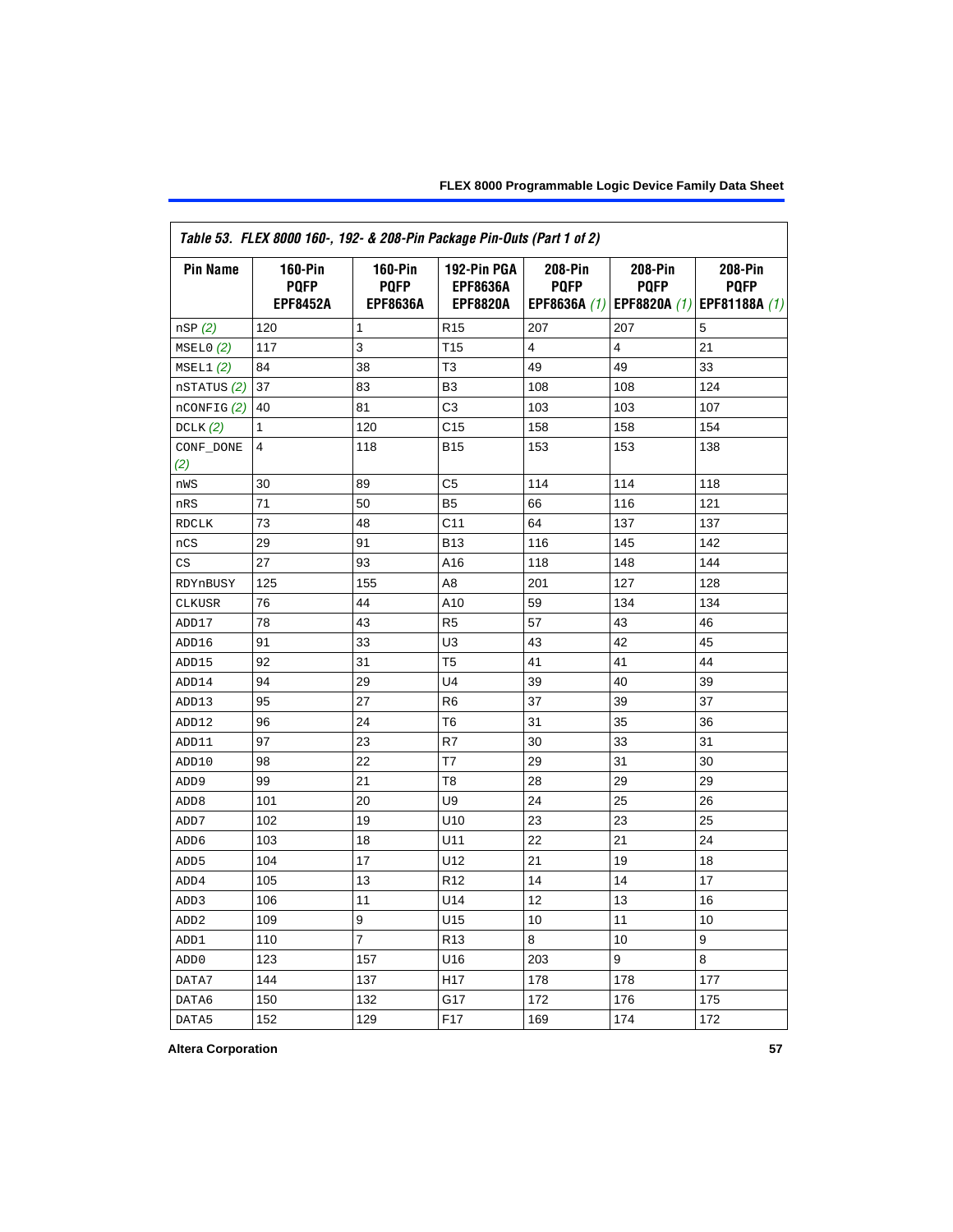*Table 53. FLEX 8000 160-, 192- & 208-Pin Package Pin-Outs (Part 1 of 2)*

| Pin Name | 160-Pin PQFP EPF8452A | 160-Pin PQFP EPF8636A | 192-Pin PGA EPF8636A EPF8820A | 208-Pin PQFP EPF8636A *(1)* | 208-Pin PQFP EPF8820A *(1)* | 208-Pin PQFP EPF81188A *(1)* |
|---|---|---|---|---|---|---|
| nSP *(2)* | 120 | 1 | R15 | 207 | 207 | 5 |
| MSEL0 *(2)* | 117 | 3 | T15 | 4 | 4 | 21 |
| MSEL1 *(2)* | 84 | 38 | T3 | 49 | 49 | 33 |
| nSTATUS *(2)* | 37 | 83 | B3 | 108 | 108 | 124 |
| nCONFIG *(2)* | 40 | 81 | C3 | 103 | 103 | 107 |
| DCLK *(2)* | 1 | 120 | C15 | 158 | 158 | 154 |
| CONF_DONE *(2)* | 4 | 118 | B15 | 153 | 153 | 138 |
| nWS | 30 | 89 | C5 | 114 | 114 | 118 |
| nRS | 71 | 50 | B5 | 66 | 116 | 121 |
| RDCLK | 73 | 48 | C11 | 64 | 137 | 137 |
| nCS | 29 | 91 | B13 | 116 | 145 | 142 |
| CS | 27 | 93 | A16 | 118 | 148 | 144 |
| RDYnBUSY | 125 | 155 | A8 | 201 | 127 | 128 |
| CLKUSR | 76 | 44 | A10 | 59 | 134 | 134 |
| ADD17 | 78 | 43 | R5 | 57 | 43 | 46 |
| ADD16 | 91 | 33 | U3 | 43 | 42 | 45 |
| ADD15 | 92 | 31 | T5 | 41 | 41 | 44 |
| ADD14 | 94 | 29 | U4 | 39 | 40 | 39 |
| ADD13 | 95 | 27 | R6 | 37 | 39 | 37 |
| ADD12 | 96 | 24 | T6 | 31 | 35 | 36 |
| ADD11 | 97 | 23 | R7 | 30 | 33 | 31 |
| ADD10 | 98 | 22 | T7 | 29 | 31 | 30 |
| ADD9 | 99 | 21 | T8 | 28 | 29 | 29 |
| ADD8 | 101 | 20 | U9 | 24 | 25 | 26 |
| ADD7 | 102 | 19 | U10 | 23 | 23 | 25 |
| ADD6 | 103 | 18 | U11 | 22 | 21 | 24 |
| ADD5 | 104 | 17 | U12 | 21 | 19 | 18 |
| ADD4 | 105 | 13 | R12 | 14 | 14 | 17 |
| ADD3 | 106 | 11 | U14 | 12 | 13 | 16 |
| ADD2 | 109 | 9 | U15 | 10 | 11 | 10 |
| ADD1 | 110 | 7 | R13 | 8 | 10 | 9 |
| ADD0 | 123 | 157 | U16 | 203 | 9 | 8 |
| DATA7 | 144 | 137 | H17 | 178 | 178 | 177 |
| DATA6 | 150 | 132 | G17 | 172 | 176 | 175 |
| DATA5 | 152 | 129 | F17 | 169 | 174 | 172 |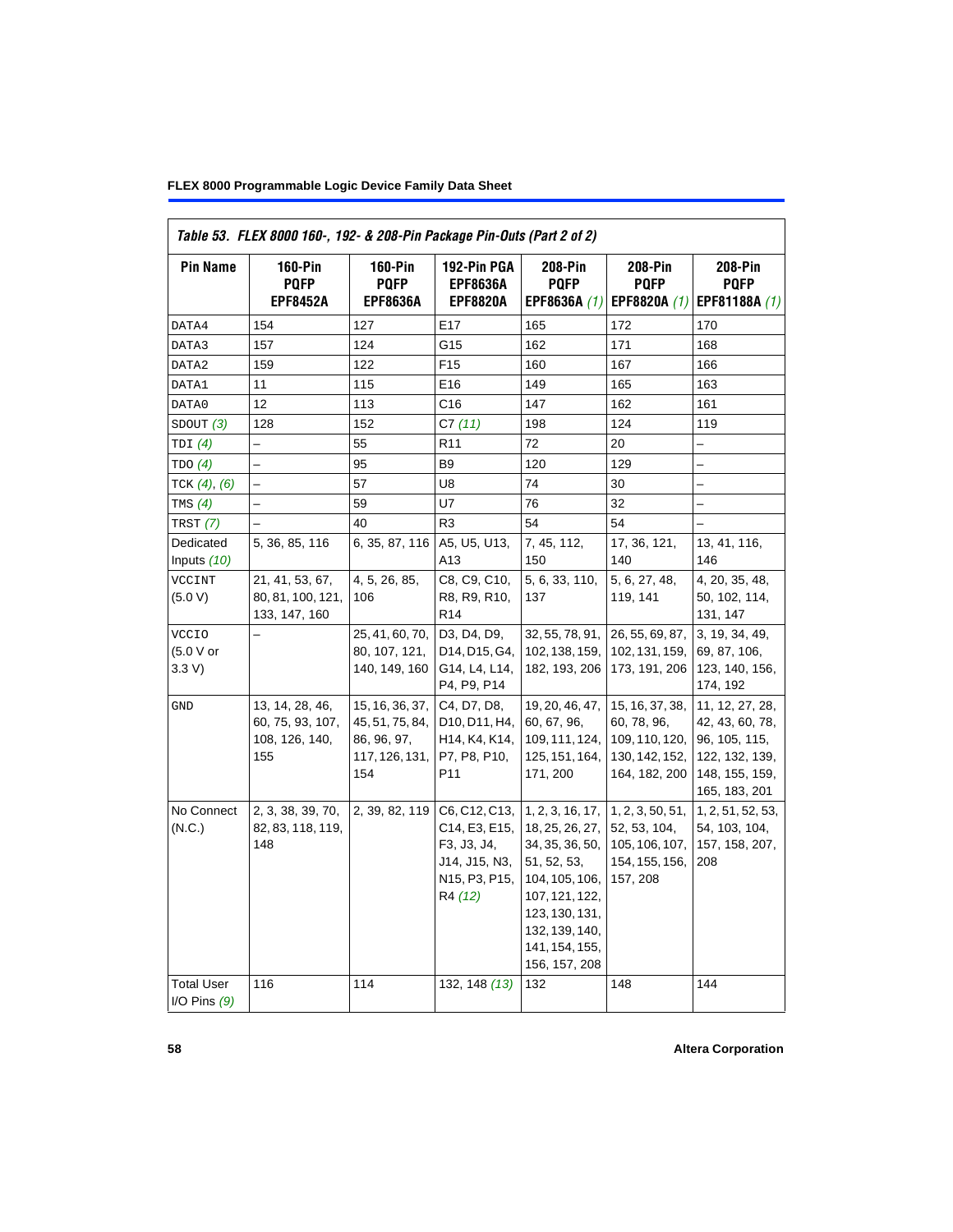Table 53. FLEX 8000 160-, 192- & 208-Pin Package Pin-Outs (Part 2 of 2)

| Pin Name | 160-Pin PQFP EPF8452A | 160-Pin PQFP EPF8636A | 192-Pin PGA EPF8636A EPF8820A | 208-Pin PQFP EPF8636A (1) | 208-Pin PQFP EPF8820A (1) | 208-Pin PQFP EPF81188A (1) |
|---|---|---|---|---|---|---|
| DATA4 | 154 | 127 | E17 | 165 | 172 | 170 |
| DATA3 | 157 | 124 | G15 | 162 | 171 | 168 |
| DATA2 | 159 | 122 | F15 | 160 | 167 | 166 |
| DATA1 | 11 | 115 | E16 | 149 | 165 | 163 |
| DATA0 | 12 | 113 | C16 | 147 | 162 | 161 |
| SDOUT (3) | 128 | 152 | C7 (11) | 198 | 124 | 119 |
| TDI (4) | – | 55 | R11 | 72 | 20 | – |
| TDO (4) | – | 95 | B9 | 120 | 129 | – |
| TCK (4), (6) | – | 57 | U8 | 74 | 30 | – |
| TMS (4) | – | 59 | U7 | 76 | 32 | – |
| TRST (7) | – | 40 | R3 | 54 | 54 | – |
| Dedicated Inputs (10) | 5, 36, 85, 116 | 6, 35, 87, 116 | A5, U5, U13, A13 | 7, 45, 112, 150 | 17, 36, 121, 140 | 13, 41, 116, 146 |
| VCCINT (5.0 V) | 21, 41, 53, 67, 80, 81, 100, 121, 133, 147, 160 | 4, 5, 26, 85, 106 | C8, C9, C10, R8, R9, R10, R14 | 5, 6, 33, 110, 137 | 5, 6, 27, 48, 119, 141 | 4, 20, 35, 48, 50, 102, 114, 131, 147 |
| VCCIO (5.0 V or 3.3 V) | – | 25, 41, 60, 70, 80, 107, 121, 140, 149, 160 | D3, D4, D9, D14, D15, G4, G14, L4, L14, P4, P9, P14 | 32, 55, 78, 91, 102, 138, 159, 182, 193, 206 | 26, 55, 69, 87, 102, 131, 159, 173, 191, 206 | 3, 19, 34, 49, 69, 87, 106, 123, 140, 156, 174, 192 |
| GND | 13, 14, 28, 46, 60, 75, 93, 107, 108, 126, 140, 155 | 15, 16, 36, 37, 45, 51, 75, 84, 86, 96, 97, 117, 126, 131, 154 | C4, D7, D8, D10, D11, H4, H14, K4, K14, P7, P8, P10, P11 | 19, 20, 46, 47, 60, 67, 96, 109, 111, 124, 125, 151, 164, 171, 200 | 15, 16, 37, 38, 60, 78, 96, 109, 110, 120, 130, 142, 152, 164, 182, 200 | 11, 12, 27, 28, 42, 43, 60, 78, 96, 105, 115, 122, 132, 139, 148, 155, 159, 165, 183, 201 |
| No Connect (N.C.) | 2, 3, 38, 39, 70, 82, 83, 118, 119, 148 | 2, 39, 82, 119 | C6, C12, C13, C14, E3, E15, F3, J3, J4, J14, J15, N3, N15, P3, P15, R4 (12) | 1, 2, 3, 16, 17, 18, 25, 26, 27, 34, 35, 36, 50, 51, 52, 53, 104, 105, 106, 107, 121, 122, 123, 130, 131, 132, 139, 140, 141, 154, 155, 156, 157, 208 | 1, 2, 3, 50, 51, 52, 53, 104, 105, 106, 107, 154, 155, 156, 157, 208 | 1, 2, 51, 52, 53, 54, 103, 104, 157, 158, 207, 208 |
| Total User I/O Pins (9) | 116 | 114 | 132, 148 (13) | 132 | 148 | 144 |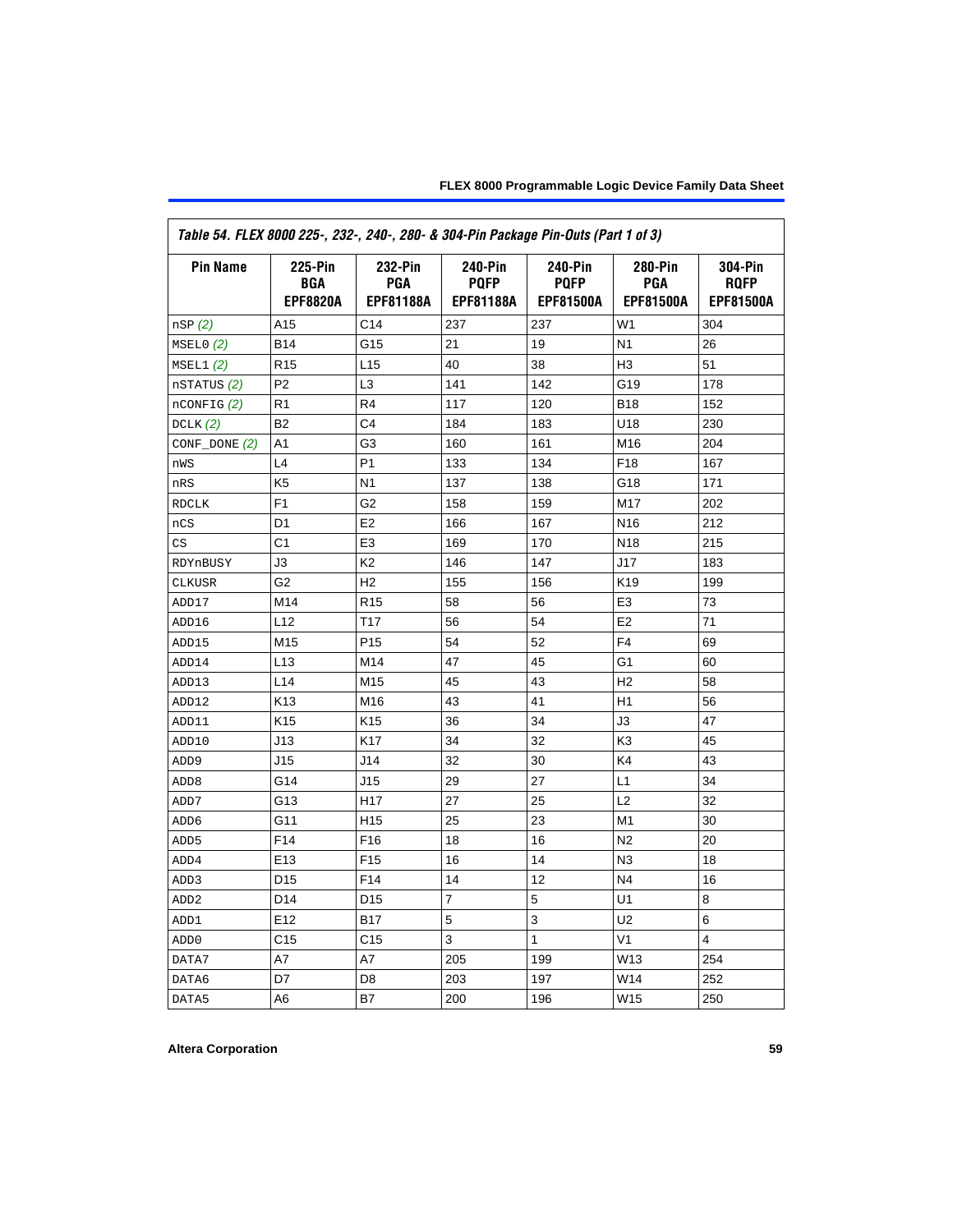*Table 54. FLEX 8000 225-, 232-, 240-, 280- & 304-Pin Package Pin-Outs (Part 1 of 3)*

| Pin Name | 225-Pin BGA EPF8820A | 232-Pin PGA EPF81188A | 240-Pin PQFP EPF81188A | 240-Pin PQFP EPF81500A | 280-Pin PGA EPF81500A | 304-Pin RQFP EPF81500A |
|---|---|---|---|---|---|---|
| nSP *(2)* | A15 | C14 | 237 | 237 | W1 | 304 |
| MSEL0 *(2)* | B14 | G15 | 21 | 19 | N1 | 26 |
| MSEL1 *(2)* | R15 | L15 | 40 | 38 | H3 | 51 |
| nSTATUS *(2)* | P2 | L3 | 141 | 142 | G19 | 178 |
| nCONFIG *(2)* | R1 | R4 | 117 | 120 | B18 | 152 |
| DCLK *(2)* | B2 | C4 | 184 | 183 | U18 | 230 |
| CONF_DONE *(2)* | A1 | G3 | 160 | 161 | M16 | 204 |
| nWS | L4 | P1 | 133 | 134 | F18 | 167 |
| nRS | K5 | N1 | 137 | 138 | G18 | 171 |
| RDCLK | F1 | G2 | 158 | 159 | M17 | 202 |
| nCS | D1 | E2 | 166 | 167 | N16 | 212 |
| CS | C1 | E3 | 169 | 170 | N18 | 215 |
| RDYnBUSY | J3 | K2 | 146 | 147 | J17 | 183 |
| CLKUSR | G2 | H2 | 155 | 156 | K19 | 199 |
| ADD17 | M14 | R15 | 58 | 56 | E3 | 73 |
| ADD16 | L12 | T17 | 56 | 54 | E2 | 71 |
| ADD15 | M15 | P15 | 54 | 52 | F4 | 69 |
| ADD14 | L13 | M14 | 47 | 45 | G1 | 60 |
| ADD13 | L14 | M15 | 45 | 43 | H2 | 58 |
| ADD12 | K13 | M16 | 43 | 41 | H1 | 56 |
| ADD11 | K15 | K15 | 36 | 34 | J3 | 47 |
| ADD10 | J13 | K17 | 34 | 32 | K3 | 45 |
| ADD9 | J15 | J14 | 32 | 30 | K4 | 43 |
| ADD8 | G14 | J15 | 29 | 27 | L1 | 34 |
| ADD7 | G13 | H17 | 27 | 25 | L2 | 32 |
| ADD6 | G11 | H15 | 25 | 23 | M1 | 30 |
| ADD5 | F14 | F16 | 18 | 16 | N2 | 20 |
| ADD4 | E13 | F15 | 16 | 14 | N3 | 18 |
| ADD3 | D15 | F14 | 14 | 12 | N4 | 16 |
| ADD2 | D14 | D15 | 7 | 5 | U1 | 8 |
| ADD1 | E12 | B17 | 5 | 3 | U2 | 6 |
| ADD0 | C15 | C15 | 3 | 1 | V1 | 4 |
| DATA7 | A7 | A7 | 205 | 199 | W13 | 254 |
| DATA6 | D7 | D8 | 203 | 197 | W14 | 252 |
| DATA5 | A6 | B7 | 200 | 196 | W15 | 250 |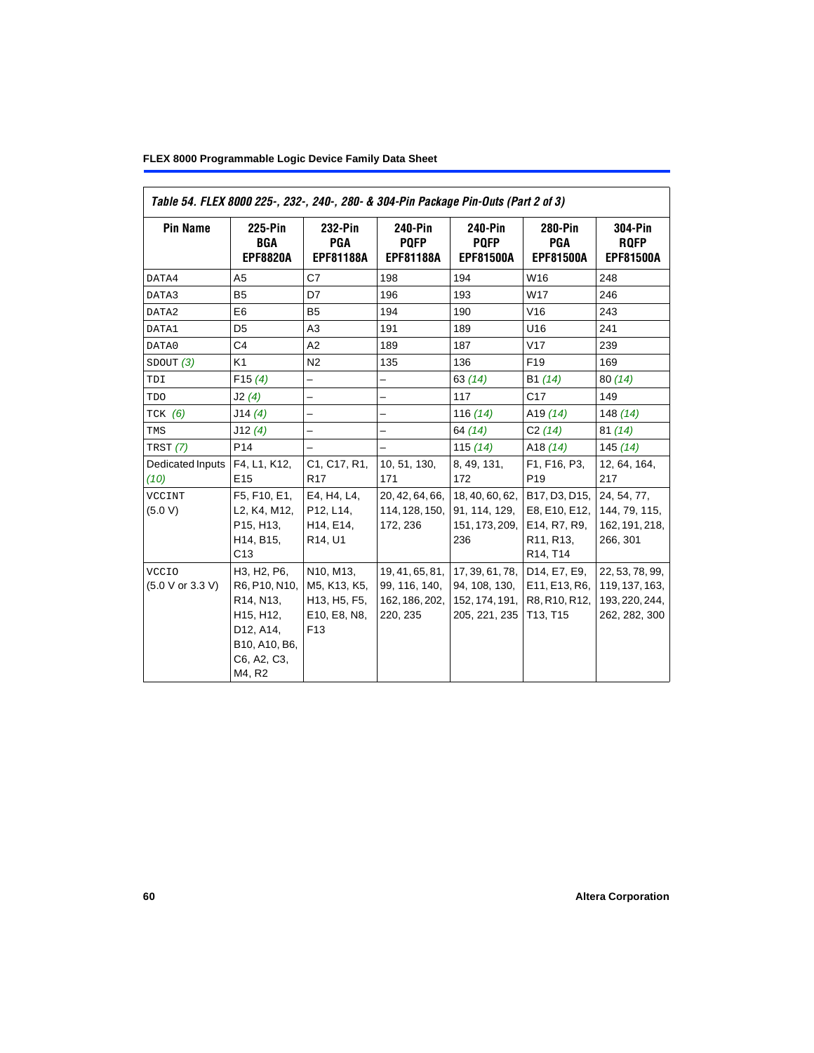*Table 54. FLEX 8000 225-, 232-, 240-, 280- & 304-Pin Package Pin-Outs (Part 2 of 3)*

| Pin Name | 225-Pin BGA EPF8820A | 232-Pin PGA EPF81188A | 240-Pin PQFP EPF81188A | 240-Pin PQFP EPF81500A | 280-Pin PGA EPF81500A | 304-Pin RQFP EPF81500A |
|---|---|---|---|---|---|---|
| DATA4 | A5 | C7 | 198 | 194 | W16 | 248 |
| DATA3 | B5 | D7 | 196 | 193 | W17 | 246 |
| DATA2 | E6 | B5 | 194 | 190 | V16 | 243 |
| DATA1 | D5 | A3 | 191 | 189 | U16 | 241 |
| DATA0 | C4 | A2 | 189 | 187 | V17 | 239 |
| SDOUT *(3)* | K1 | N2 | 135 | 136 | F19 | 169 |
| TDI | F15 *(4)* | – | – | 63 *(14)* | B1 *(14)* | 80 *(14)* |
| TDO | J2 *(4)* | – | – | 117 | C17 | 149 |
| TCK *(6)* | J14 *(4)* | – | – | 116 *(14)* | A19 *(14)* | 148 *(14)* |
| TMS | J12 *(4)* | – | – | 64 *(14)* | C2 *(14)* | 81 *(14)* |
| TRST *(7)* | P14 | – | – | 115 *(14)* | A18 *(14)* | 145 *(14)* |
| Dedicated Inputs *(10)* | F4, L1, K12, E15 | C1, C17, R1, R17 | 10, 51, 130, 171 | 8, 49, 131, 172 | F1, F16, P3, P19 | 12, 64, 164, 217 |
| VCCINT (5.0 V) | F5, F10, E1, L2, K4, M12, P15, H13, H14, B15, C13 | E4, H4, L4, P12, L14, H14, E14, R14, U1 | 20, 42, 64, 66, 114, 128, 150, 172, 236 | 18, 40, 60, 62, 91, 114, 129, 151, 173, 209, 236 | B17, D3, D15, E8, E10, E12, E14, R7, R9, R11, R13, R14, T14 | 24, 54, 77, 144, 79, 115, 162, 191, 218, 266, 301 |
| VCCIO (5.0 V or 3.3 V) | H3, H2, P6, R6, P10, N10, R14, N13, H15, H12, D12, A14, B10, A10, B6, C6, A2, C3, M4, R2 | N10, M13, M5, K13, K5, H13, H5, F5, E10, E8, N8, F13 | 19, 41, 65, 81, 99, 116, 140, 162, 186, 202, 220, 235 | 17, 39, 61, 78, 94, 108, 130, 152, 174, 191, 205, 221, 235 | D14, E7, E9, E11, E13, R6, R8, R10, R12, T13, T15 | 22, 53, 78, 99, 119, 137, 163, 193, 220, 244, 262, 282, 300 |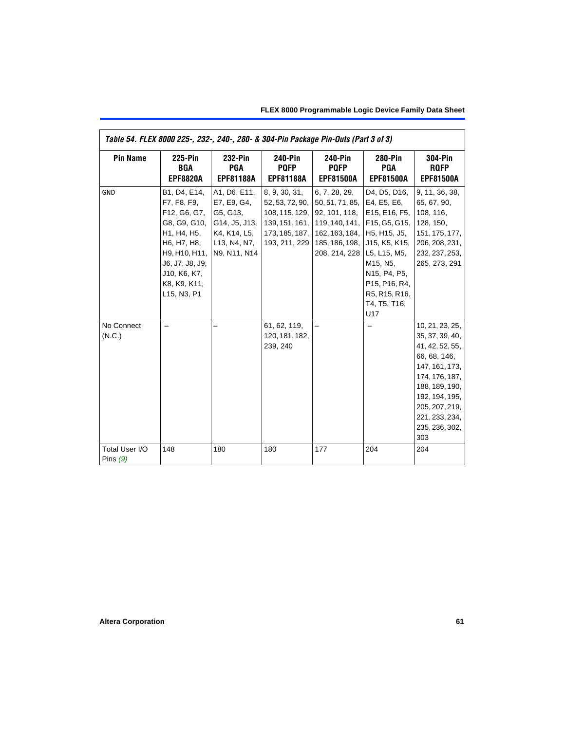*Table 54. FLEX 8000 225-, 232-, 240-, 280- & 304-Pin Package Pin-Outs (Part 3 of 3)*

| Pin Name | 225-Pin BGA EPF8820A | 232-Pin PGA EPF81188A | 240-Pin PQFP EPF81188A | 240-Pin PQFP EPF81500A | 280-Pin PGA EPF81500A | 304-Pin RQFP EPF81500A |
|---|---|---|---|---|---|---|
| GND | B1, D4, E14, F7, F8, F9, F12, G6, G7, G8, G9, G10, H1, H4, H5, H6, H7, H8, H9, H10, H11, J6, J7, J8, J9, J10, K6, K7, K8, K9, K11, L15, N3, P1 | A1, D6, E11, E7, E9, G4, G5, G13, G14, J5, J13, K4, K14, L5, L13, N4, N7, N9, N11, N14 | 8, 9, 30, 31, 52, 53, 72, 90, 108, 115, 129, 139, 151, 161, 173, 185, 187, 193, 211, 229 | 6, 7, 28, 29, 50, 51, 71, 85, 92, 101, 118, 119, 140, 141, 162, 163, 184, 185, 186, 198, 208, 214, 228 | D4, D5, D16, E4, E5, E6, E15, E16, F5, F15, G5, G15, H5, H15, J5, J15, K5, K15, L5, L15, M5, M15, N5, N15, P4, P5, P15, P16, R4, R5, R15, R16, T4, T5, T16, U17 | 9, 11, 36, 38, 65, 67, 90, 108, 116, 128, 150, 151, 175, 177, 206, 208, 231, 232, 237, 253, 265, 273, 291 |
| No Connect (N.C.) | – | – | 61, 62, 119, 120, 181, 182, 239, 240 | – | – | 10, 21, 23, 25, 35, 37, 39, 40, 41, 42, 52, 55, 66, 68, 146, 147, 161, 173, 174, 176, 187, 188, 189, 190, 192, 194, 195, 205, 207, 219, 221, 233, 234, 235, 236, 302, 303 |
| Total User I/O Pins *(9)* | 148 | 180 | 180 | 177 | 204 | 204 |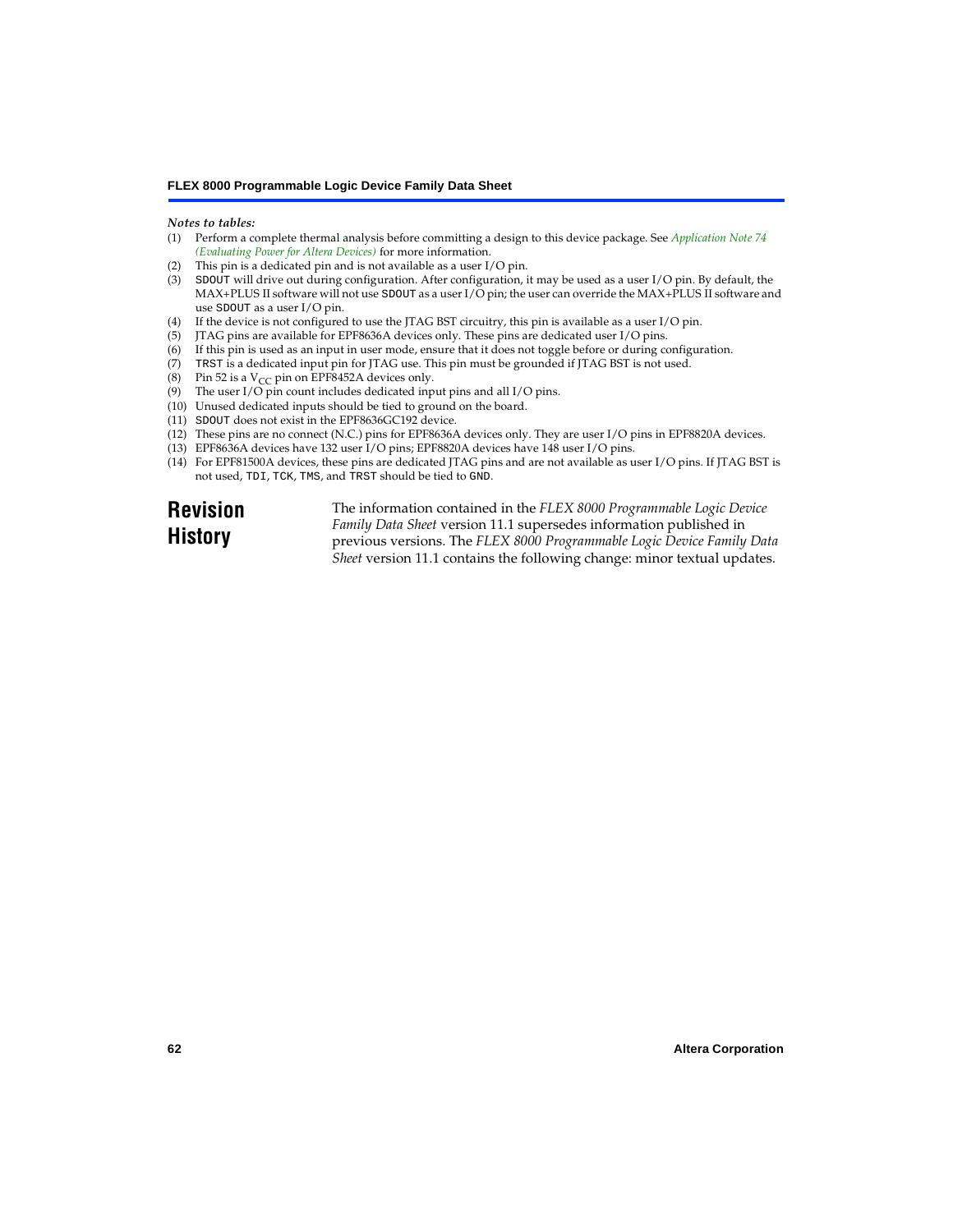*Notes to tables:*

(1) Perform a complete thermal analysis before committing a design to this device package. See *Application Note 74 (Evaluating Power for Altera Devices)* for more information.
(2) This pin is a dedicated pin and is not available as a user I/O pin.
(3) SDOUT will drive out during configuration. After configuration, it may be used as a user I/O pin. By default, the MAX+PLUS II software will not use SDOUT as a user I/O pin; the user can override the MAX+PLUS II software and use SDOUT as a user I/O pin.
(4) If the device is not configured to use the JTAG BST circuitry, this pin is available as a user I/O pin.
(5) JTAG pins are available for EPF8636A devices only. These pins are dedicated user I/O pins.
(6) If this pin is used as an input in user mode, ensure that it does not toggle before or during configuration.
(7) TRST is a dedicated input pin for JTAG use. This pin must be grounded if JTAG BST is not used.
(8) Pin 52 is a $V_{CC}$ pin on EPF8452A devices only.
(9) The user I/O pin count includes dedicated input pins and all I/O pins.
(10) Unused dedicated inputs should be tied to ground on the board.
(11) SDOUT does not exist in the EPF8636GC192 device.
(12) These pins are no connect (N.C.) pins for EPF8636A devices only. They are user I/O pins in EPF8820A devices.
(13) EPF8636A devices have 132 user I/O pins; EPF8820A devices have 148 user I/O pins.
(14) For EPF81500A devices, these pins are dedicated JTAG pins and are not available as user I/O pins. If JTAG BST is not used, TDI, TCK, TMS, and TRST should be tied to GND.

# Revision History

The information contained in the *FLEX 8000 Programmable Logic Device Family Data Sheet* version 11.1 supersedes information published in previous versions. The *FLEX 8000 Programmable Logic Device Family Data Sheet* version 11.1 contains the following change: minor textual updates.